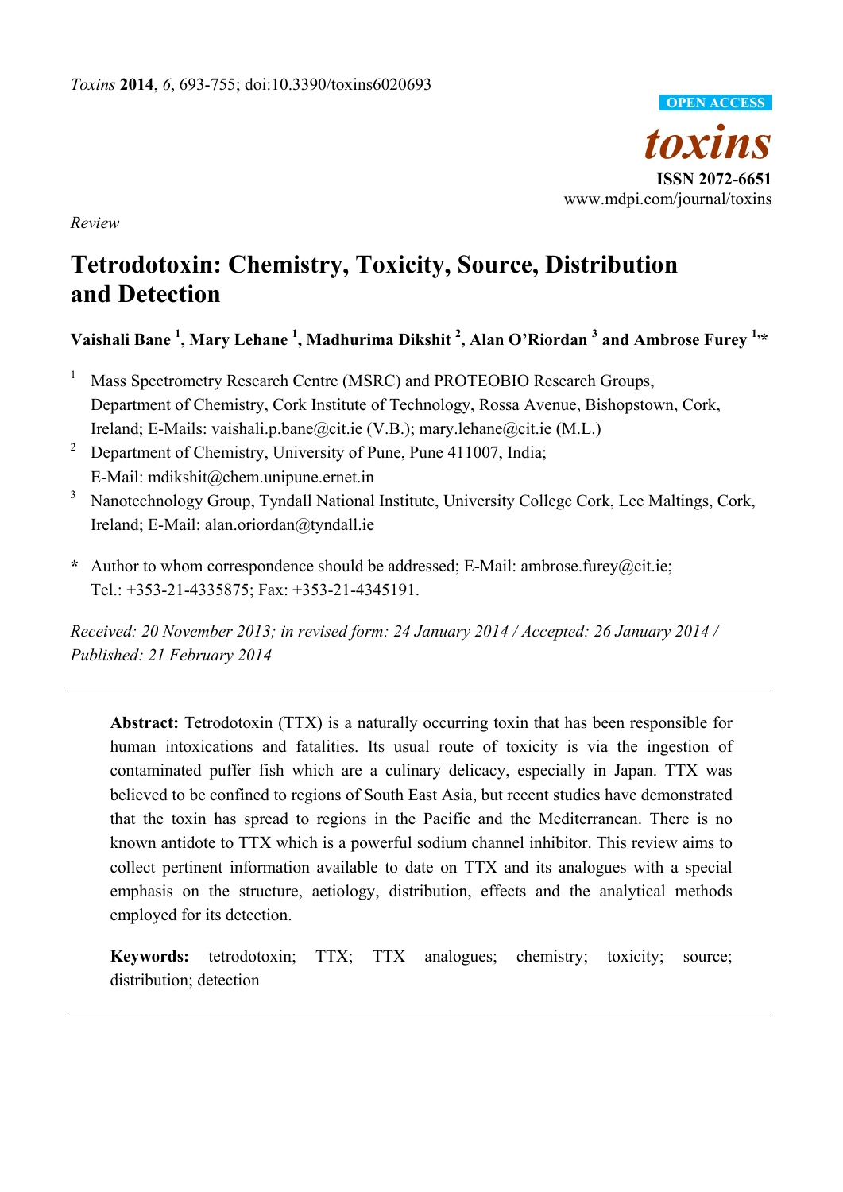*Review*

# Tetrodotoxin: Chemistry, Toxicity, Source, Distribution and Detection

**Vaishali Bane [1], Mary Lehane [1], Madhurima Dikshit [2], Alan O'Riordan [3] and Ambrose Furey [1,*]**

[1] Mass Spectrometry Research Centre (MSRC) and PROTEOBIO Research Groups, Department of Chemistry, Cork Institute of Technology, Rossa Avenue, Bishopstown, Cork, Ireland; E-Mails: vaishali.p.bane@cit.ie (V.B.); mary.lehane@cit.ie (M.L.)

[2] Department of Chemistry, University of Pune, Pune 411007, India; E-Mail: mdikshit@chem.unipune.ernet.in

[3] Nanotechnology Group, Tyndall National Institute, University College Cork, Lee Maltings, Cork, Ireland; E-Mail: alan.oriordan@tyndall.ie

**\*** Author to whom correspondence should be addressed; E-Mail: ambrose.furey@cit.ie; Tel.: +353-21-4335875; Fax: +353-21-4345191.

*Received: 20 November 2013; in revised form: 24 January 2014 / Accepted: 26 January 2014 / Published: 21 February 2014*

---

**Abstract:** Tetrodotoxin (TTX) is a naturally occurring toxin that has been responsible for human intoxications and fatalities. Its usual route of toxicity is via the ingestion of contaminated puffer fish which are a culinary delicacy, especially in Japan. TTX was believed to be confined to regions of South East Asia, but recent studies have demonstrated that the toxin has spread to regions in the Pacific and the Mediterranean. There is no known antidote to TTX which is a powerful sodium channel inhibitor. This review aims to collect pertinent information available to date on TTX and its analogues with a special emphasis on the structure, aetiology, distribution, effects and the analytical methods employed for its detection.

**Keywords:** tetrodotoxin; TTX; TTX analogues; chemistry; toxicity; source; distribution; detection

---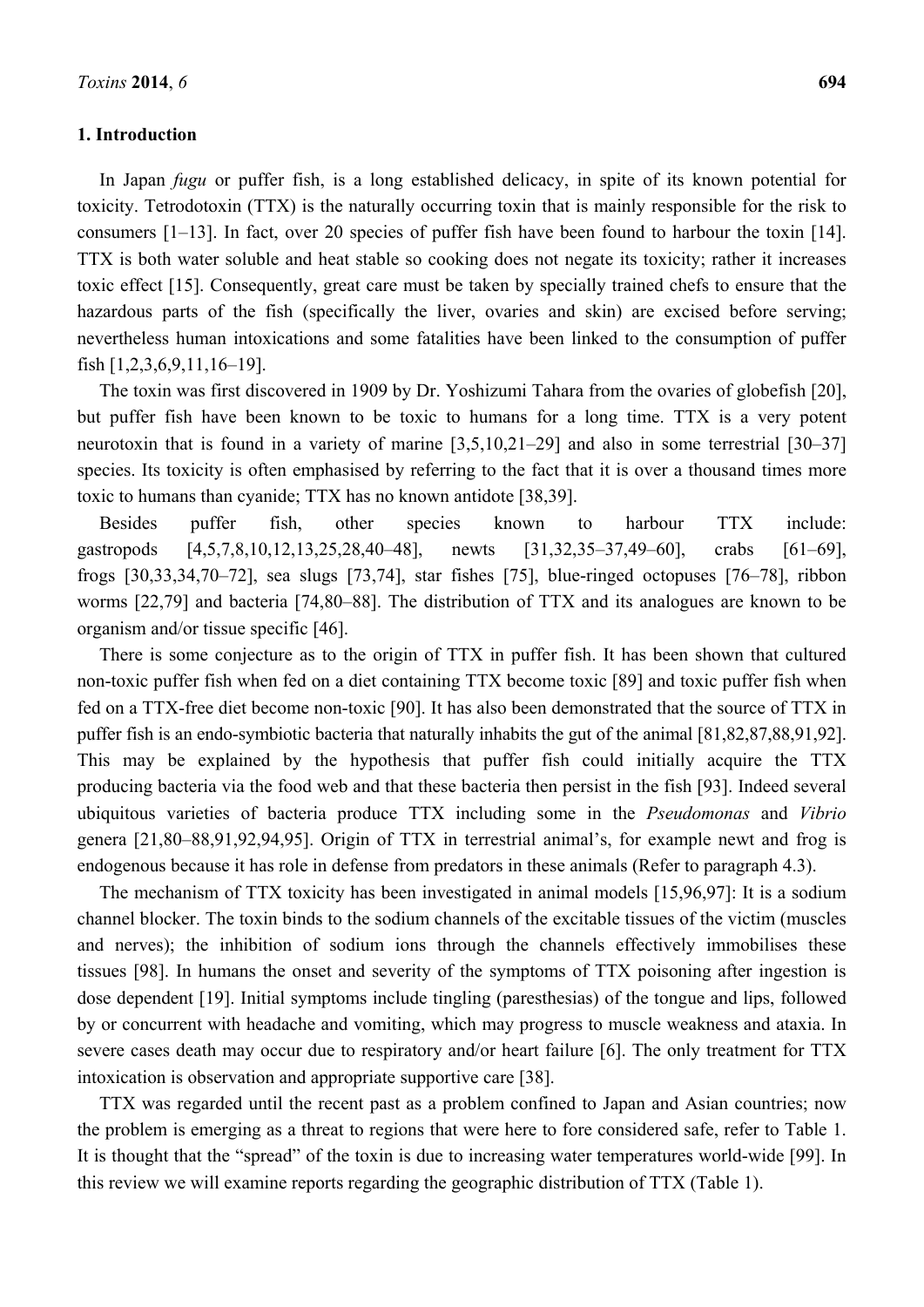## 1. Introduction

In Japan *fugu* or puffer fish, is a long established delicacy, in spite of its known potential for toxicity. Tetrodotoxin (TTX) is the naturally occurring toxin that is mainly responsible for the risk to consumers [1–13]. In fact, over 20 species of puffer fish have been found to harbour the toxin [14]. TTX is both water soluble and heat stable so cooking does not negate its toxicity; rather it increases toxic effect [15]. Consequently, great care must be taken by specially trained chefs to ensure that the hazardous parts of the fish (specifically the liver, ovaries and skin) are excised before serving; nevertheless human intoxications and some fatalities have been linked to the consumption of puffer fish [1,2,3,6,9,11,16–19].

The toxin was first discovered in 1909 by Dr. Yoshizumi Tahara from the ovaries of globefish [20], but puffer fish have been known to be toxic to humans for a long time. TTX is a very potent neurotoxin that is found in a variety of marine [3,5,10,21–29] and also in some terrestrial [30–37] species. Its toxicity is often emphasised by referring to the fact that it is over a thousand times more toxic to humans than cyanide; TTX has no known antidote [38,39].

Besides puffer fish, other species known to harbour TTX include: gastropods [4,5,7,8,10,12,13,25,28,40–48], newts [31,32,35–37,49–60], crabs [61–69], frogs [30,33,34,70–72], sea slugs [73,74], star fishes [75], blue-ringed octopuses [76–78], ribbon worms [22,79] and bacteria [74,80–88]. The distribution of TTX and its analogues are known to be organism and/or tissue specific [46].

There is some conjecture as to the origin of TTX in puffer fish. It has been shown that cultured non-toxic puffer fish when fed on a diet containing TTX become toxic [89] and toxic puffer fish when fed on a TTX-free diet become non-toxic [90]. It has also been demonstrated that the source of TTX in puffer fish is an endo-symbiotic bacteria that naturally inhabits the gut of the animal [81,82,87,88,91,92]. This may be explained by the hypothesis that puffer fish could initially acquire the TTX producing bacteria via the food web and that these bacteria then persist in the fish [93]. Indeed several ubiquitous varieties of bacteria produce TTX including some in the *Pseudomonas* and *Vibrio* genera [21,80–88,91,92,94,95]. Origin of TTX in terrestrial animal's, for example newt and frog is endogenous because it has role in defense from predators in these animals (Refer to paragraph 4.3).

The mechanism of TTX toxicity has been investigated in animal models [15,96,97]: It is a sodium channel blocker. The toxin binds to the sodium channels of the excitable tissues of the victim (muscles and nerves); the inhibition of sodium ions through the channels effectively immobilises these tissues [98]. In humans the onset and severity of the symptoms of TTX poisoning after ingestion is dose dependent [19]. Initial symptoms include tingling (paresthesias) of the tongue and lips, followed by or concurrent with headache and vomiting, which may progress to muscle weakness and ataxia. In severe cases death may occur due to respiratory and/or heart failure [6]. The only treatment for TTX intoxication is observation and appropriate supportive care [38].

TTX was regarded until the recent past as a problem confined to Japan and Asian countries; now the problem is emerging as a threat to regions that were here to fore considered safe, refer to Table 1. It is thought that the "spread" of the toxin is due to increasing water temperatures world-wide [99]. In this review we will examine reports regarding the geographic distribution of TTX (Table 1).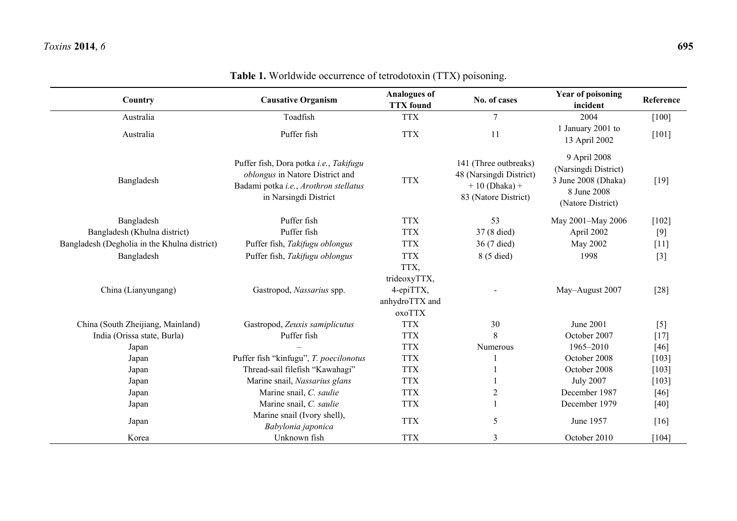**Table 1.** Worldwide occurrence of tetrodotoxin (TTX) poisoning.

| Country | Causative Organism | Analogues of TTX found | No. of cases | Year of poisoning incident | Reference |
|---|---|---|---|---|---|
| Australia | Toadfish | TTX | 7 | 2004 | [100] |
| Australia | Puffer fish | TTX | 11 | 1 January 2001 to 13 April 2002 | [101] |
| Bangladesh | Puffer fish, Dora potka *i.e.*, *Takifugu oblongus* in Natore District and Badami potka *i.e.*, *Arothron stellatus* in Narsingdi District | TTX | 141 (Three outbreaks) 48 (Narsingdi District) + 10 (Dhaka) + 83 (Natore District) | 9 April 2008 (Narsingdi District) 3 June 2008 (Dhaka) 8 June 2008 (Natore District) | [19] |
| Bangladesh | Puffer fish | TTX | 53 | May 2001–May 2006 | [102] |
| Bangladesh (Khulna district) | Puffer fish | TTX | 37 (8 died) | April 2002 | [9] |
| Bangladesh (Degholia in the Khulna district) | Puffer fish, *Takifugu oblongus* | TTX | 36 (7 died) | May 2002 | [11] |
| Bangladesh | Puffer fish, *Takifugu oblongus* | TTX | 8 (5 died) | 1998 | [3] |
| China (Lianyungang) | Gastropod, *Nassarius* spp. | TTX, trideoxyTTX, 4-epiTTX, anhydroTTX and oxoTTX | - | May–August 2007 | [28] |
| China (South Zheijiang, Mainland) | Gastropod, *Zeuxis samiplicutus* | TTX | 30 | June 2001 | [5] |
| India (Orissa state, Burla) | Puffer fish | TTX | 8 | October 2007 | [17] |
| Japan | – | TTX | Numerous | 1965–2010 | [46] |
| Japan | Puffer fish "kinfugu", *T. poecilonotus* | TTX | 1 | October 2008 | [103] |
| Japan | Thread-sail filefish "Kawahagi" | TTX | 1 | October 2008 | [103] |
| Japan | Marine snail, *Nassarius glans* | TTX | 1 | July 2007 | [103] |
| Japan | Marine snail, *C. saulie* | TTX | 2 | December 1987 | [46] |
| Japan | Marine snail, *C. saulie* | TTX | 1 | December 1979 | [40] |
| Japan | Marine snail (Ivory shell), *Babylonia japonica* | TTX | 5 | June 1957 | [16] |
| Korea | Unknown fish | TTX | 3 | October 2010 | [104] |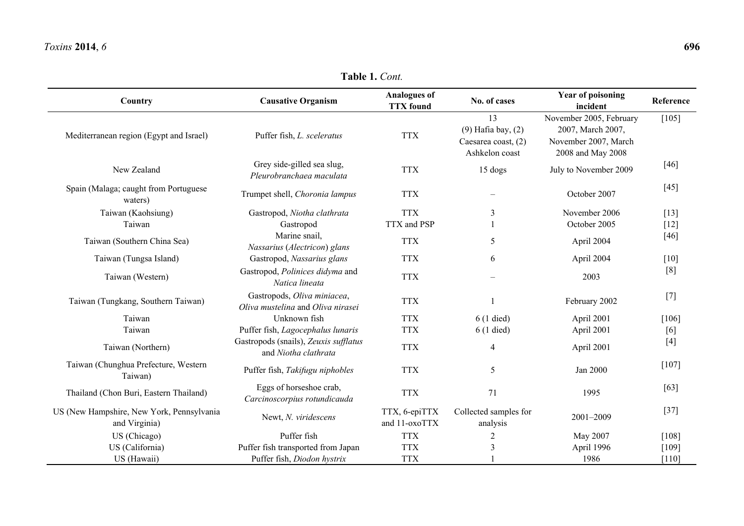**Table 1.** *Cont.*

| Country | Causative Organism | Analogues of TTX found | No. of cases | Year of poisoning incident | Reference |
|---|---|---|---|---|---|
| Mediterranean region (Egypt and Israel) | Puffer fish, *L. sceleratus* | TTX | 13 (9) Hafia bay, (2) Caesarea coast, (2) Ashkelon coast | November 2005, February 2007, March 2007, November 2007, March 2008 and May 2008 | [105] |
| New Zealand | Grey side-gilled sea slug, *Pleurobranchaea maculata* | TTX | 15 dogs | July to November 2009 | [46] |
| Spain (Malaga; caught from Portuguese waters) | Trumpet shell, *Choronia lampus* | TTX | – | October 2007 | [45] |
| Taiwan (Kaohsiung) | Gastropod, *Niotha clathrata* | TTX | 3 | November 2006 | [13] |
| Taiwan | Gastropod | TTX and PSP | 1 | October 2005 | [12] |
| Taiwan (Southern China Sea) | Marine snail, *Nassarius* (*Alectricon*) *glans* | TTX | 5 | April 2004 | [46] |
| Taiwan (Tungsa Island) | Gastropod, *Nassarius glans* | TTX | 6 | April 2004 | [10] |
| Taiwan (Western) | Gastropod, *Polinices didyma* and *Natica lineata* | TTX | – | 2003 | [8] |
| Taiwan (Tungkang, Southern Taiwan) | Gastropods, *Oliva miniacea*, *Oliva mustelina* and *Oliva nirasei* | TTX | 1 | February 2002 | [7] |
| Taiwan | Unknown fish | TTX | 6 (1 died) | April 2001 | [106] |
| Taiwan | Puffer fish, *Lagocephalus lunaris* | TTX | 6 (1 died) | April 2001 | [6] |
| Taiwan (Northern) | Gastropods (snails), *Zeuxis sufflatus* and *Niotha clathrata* | TTX | 4 | April 2001 | [4] |
| Taiwan (Chunghua Prefecture, Western Taiwan) | Puffer fish, *Takifugu niphobles* | TTX | 5 | Jan 2000 | [107] |
| Thailand (Chon Buri, Eastern Thailand) | Eggs of horseshoe crab, *Carcinoscorpius rotundicauda* | TTX | 71 | 1995 | [63] |
| US (New Hampshire, New York, Pennsylvania and Virginia) | Newt, *N. viridescens* | TTX, 6-epiTTX and 11-oxoTTX | Collected samples for analysis | 2001–2009 | [37] |
| US (Chicago) | Puffer fish | TTX | 2 | May 2007 | [108] |
| US (California) | Puffer fish transported from Japan | TTX | 3 | April 1996 | [109] |
| US (Hawaii) | Puffer fish, *Diodon hystrix* | TTX | 1 | 1986 | [110] |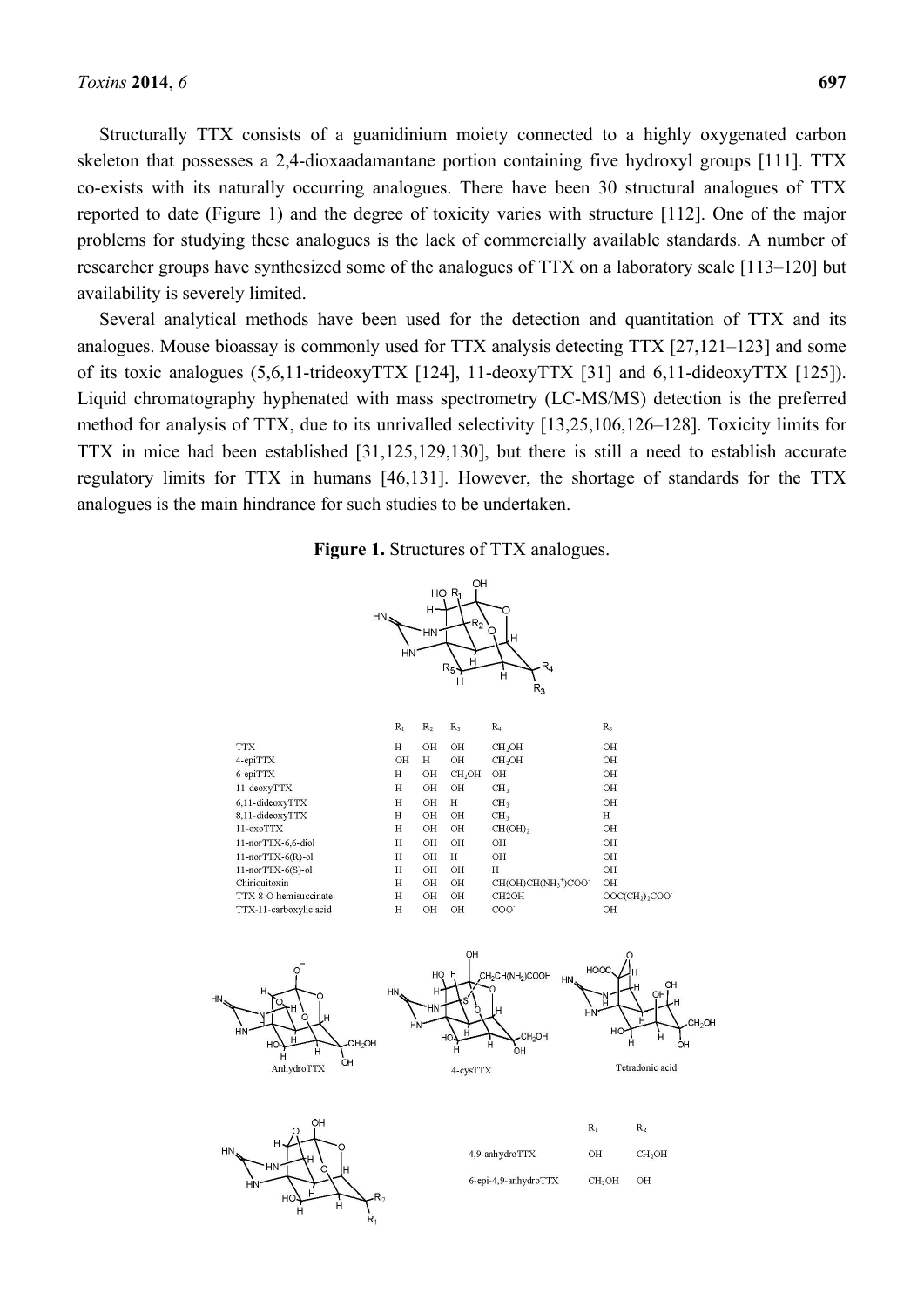Structurally TTX consists of a guanidinium moiety connected to a highly oxygenated carbon skeleton that possesses a 2,4-dioxaadamantane portion containing five hydroxyl groups [111]. TTX co-exists with its naturally occurring analogues. There have been 30 structural analogues of TTX reported to date (Figure 1) and the degree of toxicity varies with structure [112]. One of the major problems for studying these analogues is the lack of commercially available standards. A number of researcher groups have synthesized some of the analogues of TTX on a laboratory scale [113–120] but availability is severely limited.

Several analytical methods have been used for the detection and quantitation of TTX and its analogues. Mouse bioassay is commonly used for TTX analysis detecting TTX [27,121–123] and some of its toxic analogues (5,6,11-trideoxyTTX [124], 11-deoxyTTX [31] and 6,11-dideoxyTTX [125]). Liquid chromatography hyphenated with mass spectrometry (LC-MS/MS) detection is the preferred method for analysis of TTX, due to its unrivalled selectivity [13,25,106,126–128]. Toxicity limits for TTX in mice had been established [31,125,129,130], but there is still a need to establish accurate regulatory limits for TTX in humans [46,131]. However, the shortage of standards for the TTX analogues is the main hindrance for such studies to be undertaken.

**Figure 1.** Structures of TTX analogues.

| | $R_1$ | $R_2$ | $R_3$ | $R_4$ | $R_5$ |
|---|---|---|---|---|---|
| TTX | H | OH | OH | $CH_2OH$ | OH |
| 4-epiTTX | OH | H | OH | $CH_2OH$ | OH |
| 6-epiTTX | H | OH | $CH_2OH$ | OH | OH |
| 11-deoxyTTX | H | OH | OH | $CH_3$ | OH |
| 6,11-dideoxyTTX | H | OH | H | $CH_3$ | OH |
| 8,11-dideoxyTTX | H | OH | OH | $CH_3$ | H |
| 11-oxoTTX | H | OH | OH | $CH(OH)_2$ | OH |
| 11-norTTX-6,6-diol | H | OH | OH | OH | OH |
| 11-norTTX-6(R)-ol | H | OH | H | OH | OH |
| 11-norTTX-6(S)-ol | H | OH | OH | H | OH |
| Chiriquitoxin | H | OH | OH | $CH(OH)CH(NH_3^+)COO^-$ | OH |
| TTX-8-O-hemisuccinate | H | OH | OH | CH2OH | $OOC(CH_2)_2COO^-$ |
| TTX-11-carboxylic acid | H | OH | OH | $COO^-$ | OH |

AnhydroTTX

4-cysTTX

Tetradonic acid

| | $R_1$ | $R_2$ |
|---|---|---|
| 4,9-anhydroTTX | OH | $CH_2OH$ |
| 6-epi-4,9-anhydroTTX | $CH_2OH$ | OH |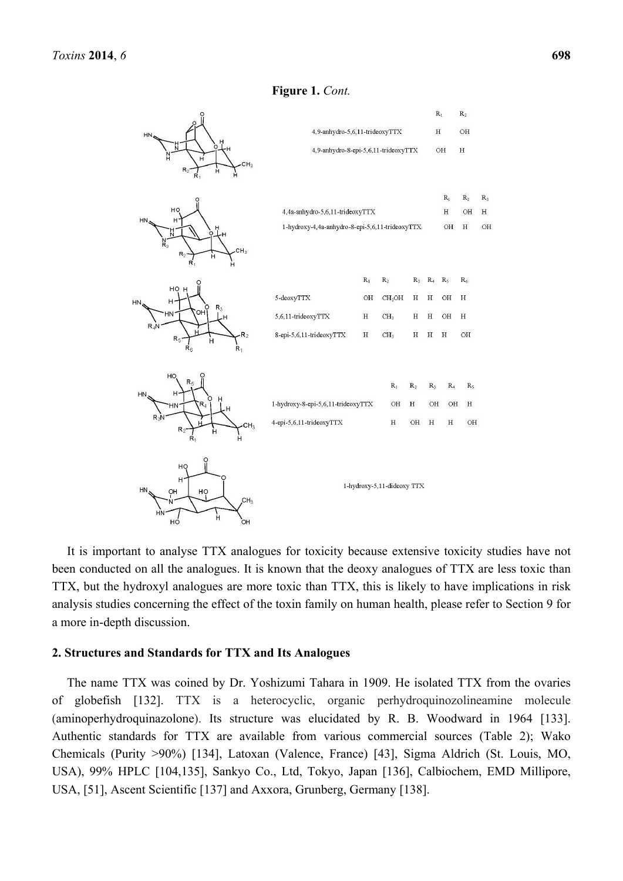**Figure 1.** *Cont.*

| | $R_1$ | $R_2$ |
|---|---|---|
| 4,9-anhydro-5,6,11-trideoxyTTX | H | OH |
| 4,9-anhydro-8-epi-5,6,11-trideoxyTTX | OH | H |

| | $R_1$ | $R_2$ | $R_3$ |
|---|---|---|---|
| 4,4a-anhydro-5,6,11-trideoxyTTX | H | OH | H |
| 1-hydroxy-4,4a-anhydro-8-epi-5,6,11-trideoxyTTX | OH | H | OH |

| | $R_1$ | $R_2$ | $R_3$ | $R_4$ | $R_5$ | $R_6$ |
|---|---|---|---|---|---|---|
| 5-deoxyTTX | OH | $CH_2OH$ | H | H | OH | H |
| 5,6,11-trideoxyTTX | H | $CH_3$ | H | H | OH | H |
| 8-epi-5,6,11-trideoxyTTX | H | $CH_3$ | H | H | H | OH |

| | $R_1$ | $R_2$ | $R_3$ | $R_4$ | $R_5$ |
|---|---|---|---|---|---|
| 1-hydroxy-8-epi-5,6,11-trideoxyTTX | OH | H | OH | OH | H |
| 4-epi-5,6,11-trideoxyTTX | H | OH | H | H | OH |

1-hydroxy-5,11-dideoxy TTX

It is important to analyse TTX analogues for toxicity because extensive toxicity studies have not been conducted on all the analogues. It is known that the deoxy analogues of TTX are less toxic than TTX, but the hydroxyl analogues are more toxic than TTX, this is likely to have implications in risk analysis studies concerning the effect of the toxin family on human health, please refer to Section 9 for a more in-depth discussion.

## 2. Structures and Standards for TTX and Its Analogues

The name TTX was coined by Dr. Yoshizumi Tahara in 1909. He isolated TTX from the ovaries of globefish [132]. TTX is a heterocyclic, organic perhydroquinozolineamine molecule (aminoperhydroquinazolone). Its structure was elucidated by R. B. Woodward in 1964 [133]. Authentic standards for TTX are available from various commercial sources (Table 2); Wako Chemicals (Purity >90%) [134], Latoxan (Valence, France) [43], Sigma Aldrich (St. Louis, MO, USA), 99% HPLC [104,135], Sankyo Co., Ltd, Tokyo, Japan [136], Calbiochem, EMD Millipore, USA, [51], Ascent Scientific [137] and Axxora, Grunberg, Germany [138].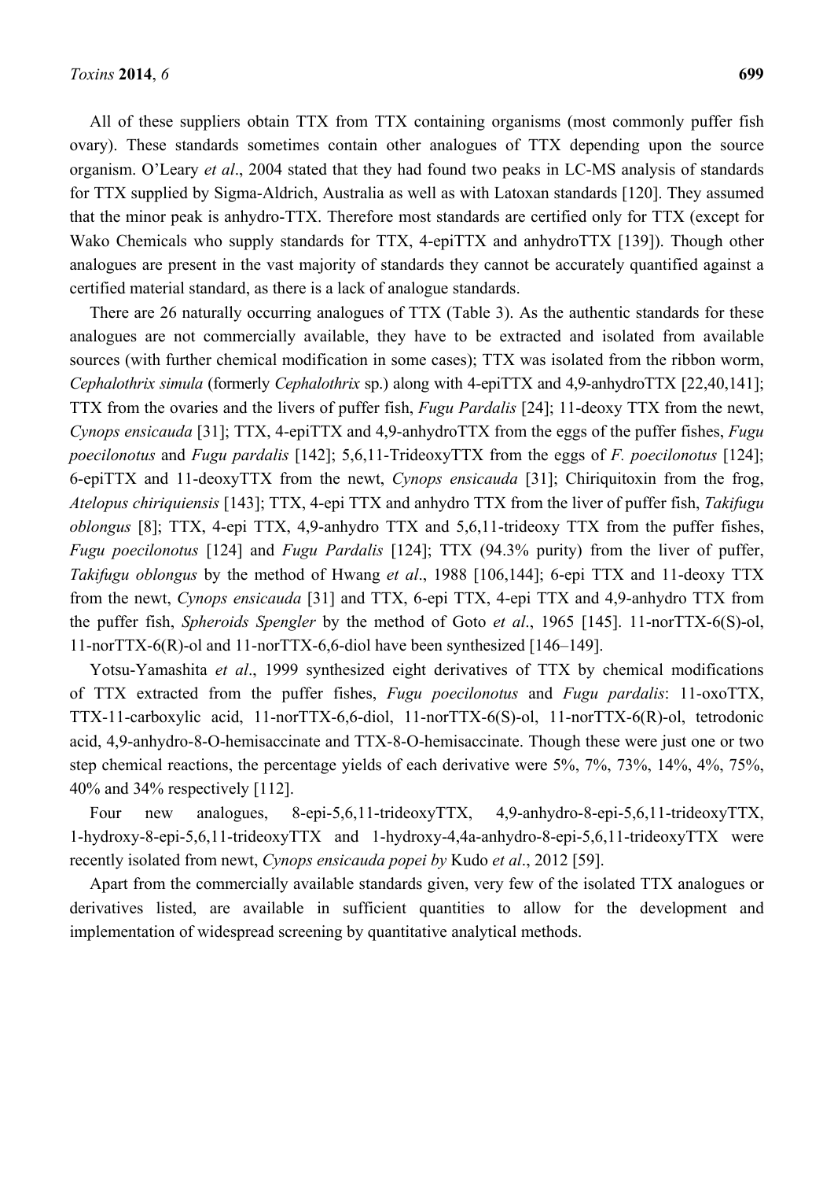All of these suppliers obtain TTX from TTX containing organisms (most commonly puffer fish ovary). These standards sometimes contain other analogues of TTX depending upon the source organism. O'Leary *et al*., 2004 stated that they had found two peaks in LC-MS analysis of standards for TTX supplied by Sigma-Aldrich, Australia as well as with Latoxan standards [120]. They assumed that the minor peak is anhydro-TTX. Therefore most standards are certified only for TTX (except for Wako Chemicals who supply standards for TTX, 4-epiTTX and anhydroTTX [139]). Though other analogues are present in the vast majority of standards they cannot be accurately quantified against a certified material standard, as there is a lack of analogue standards.

There are 26 naturally occurring analogues of TTX (Table 3). As the authentic standards for these analogues are not commercially available, they have to be extracted and isolated from available sources (with further chemical modification in some cases); TTX was isolated from the ribbon worm, *Cephalothrix simula* (formerly *Cephalothrix* sp.) along with 4-epiTTX and 4,9-anhydroTTX [22,40,141]; TTX from the ovaries and the livers of puffer fish, *Fugu Pardalis* [24]; 11-deoxy TTX from the newt, *Cynops ensicauda* [31]; TTX, 4-epiTTX and 4,9-anhydroTTX from the eggs of the puffer fishes, *Fugu poecilonotus* and *Fugu pardalis* [142]; 5,6,11-TrideoxyTTX from the eggs of *F. poecilonotus* [124]; 6-epiTTX and 11-deoxyTTX from the newt, *Cynops ensicauda* [31]; Chiriquitoxin from the frog, *Atelopus chiriquiensis* [143]; TTX, 4-epi TTX and anhydro TTX from the liver of puffer fish, *Takifugu oblongus* [8]; TTX, 4-epi TTX, 4,9-anhydro TTX and 5,6,11-trideoxy TTX from the puffer fishes, *Fugu poecilonotus* [124] and *Fugu Pardalis* [124]; TTX (94.3% purity) from the liver of puffer, *Takifugu oblongus* by the method of Hwang *et al*., 1988 [106,144]; 6-epi TTX and 11-deoxy TTX from the newt, *Cynops ensicauda* [31] and TTX, 6-epi TTX, 4-epi TTX and 4,9-anhydro TTX from the puffer fish, *Spheroids Spengler* by the method of Goto *et al*., 1965 [145]. 11-norTTX-6(S)-ol, 11-norTTX-6(R)-ol and 11-norTTX-6,6-diol have been synthesized [146–149].

Yotsu-Yamashita *et al*., 1999 synthesized eight derivatives of TTX by chemical modifications of TTX extracted from the puffer fishes, *Fugu poecilonotus* and *Fugu pardalis*: 11-oxoTTX, TTX-11-carboxylic acid, 11-norTTX-6,6-diol, 11-norTTX-6(S)-ol, 11-norTTX-6(R)-ol, tetrodonic acid, 4,9-anhydro-8-O-hemisaccinate and TTX-8-O-hemisaccinate. Though these were just one or two step chemical reactions, the percentage yields of each derivative were 5%, 7%, 73%, 14%, 4%, 75%, 40% and 34% respectively [112].

Four new analogues, 8-epi-5,6,11-trideoxyTTX, 4,9-anhydro-8-epi-5,6,11-trideoxyTTX, 1-hydroxy-8-epi-5,6,11-trideoxyTTX and 1-hydroxy-4,4a-anhydro-8-epi-5,6,11-trideoxyTTX were recently isolated from newt, *Cynops ensicauda popei by* Kudo *et al*., 2012 [59].

Apart from the commercially available standards given, very few of the isolated TTX analogues or derivatives listed, are available in sufficient quantities to allow for the development and implementation of widespread screening by quantitative analytical methods.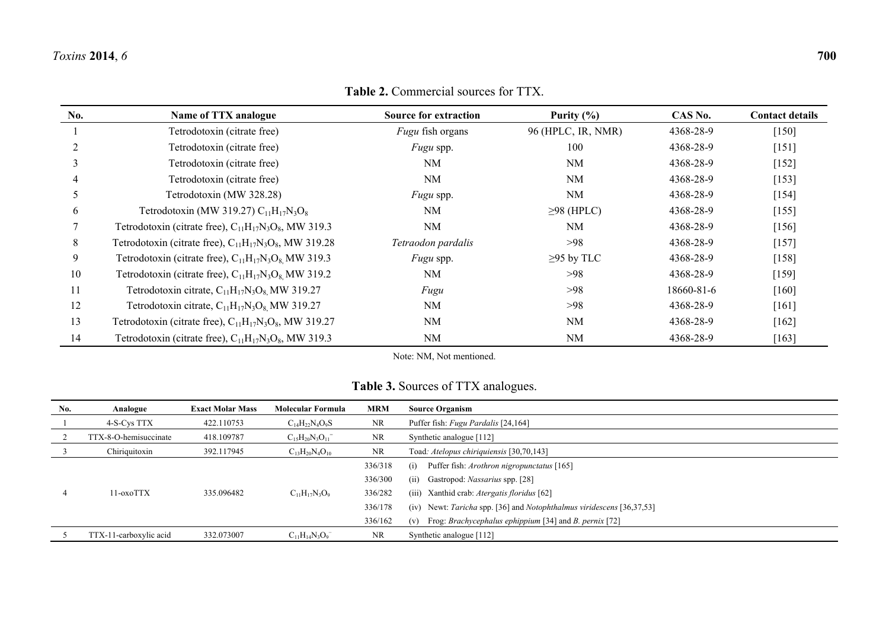**Table 2.** Commercial sources for TTX.

| No. | Name of TTX analogue | Source for extraction | Purity (%) | CAS No. | Contact details |
|---|---|---|---|---|---|
| 1 | Tetrodotoxin (citrate free) | *Fugu* fish organs | 96 (HPLC, IR, NMR) | 4368-28-9 | [150] |
| 2 | Tetrodotoxin (citrate free) | *Fugu* spp. | 100 | 4368-28-9 | [151] |
| 3 | Tetrodotoxin (citrate free) | NM | NM | 4368-28-9 | [152] |
| 4 | Tetrodotoxin (citrate free) | NM | NM | 4368-28-9 | [153] |
| 5 | Tetrodotoxin (MW 328.28) | *Fugu* spp. | NM | 4368-28-9 | [154] |
| 6 | Tetrodotoxin (MW 319.27) $C_{11}H_{17}N_3O_8$ | NM | ≥98 (HPLC) | 4368-28-9 | [155] |
| 7 | Tetrodotoxin (citrate free), $C_{11}H_{17}N_3O_8$, MW 319.3 | NM | NM | 4368-28-9 | [156] |
| 8 | Tetrodotoxin (citrate free), $C_{11}H_{17}N_3O_8$, MW 319.28 | *Tetraodon pardalis* | >98 | 4368-28-9 | [157] |
| 9 | Tetrodotoxin (citrate free), $C_{11}H_{17}N_3O_8$, MW 319.3 | *Fugu* spp. | ≥95 by TLC | 4368-28-9 | [158] |
| 10 | Tetrodotoxin (citrate free), $C_{11}H_{17}N_3O_8$, MW 319.2 | NM | >98 | 4368-28-9 | [159] |
| 11 | Tetrodotoxin citrate, $C_{11}H_{17}N_3O_8$, MW 319.27 | *Fugu* | >98 | 18660-81-6 | [160] |
| 12 | Tetrodotoxin citrate, $C_{11}H_{17}N_3O_8$, MW 319.27 | NM | >98 | 4368-28-9 | [161] |
| 13 | Tetrodotoxin (citrate free), $C_{11}H_{17}N_3O_8$, MW 319.27 | NM | NM | 4368-28-9 | [162] |
| 14 | Tetrodotoxin (citrate free), $C_{11}H_{17}N_3O_8$, MW 319.3 | NM | NM | 4368-28-9 | [163] |

Note: NM, Not mentioned.

**Table 3.** Sources of TTX analogues.

| No. | Analogue | Exact Molar Mass | Molecular Formula | MRM | Source Organism |
|---|---|---|---|---|---|
| 1 | 4-S-Cys TTX | 422.110753 | $C_{14}H_{22}N_4O_9S$ | NR | Puffer fish: *Fugu Pardalis* [24,164] |
| 2 | TTX-8-O-hemisuccinate | 418.109787 | $C_{15}H_{20}N_3O_{11}^-$ | NR | Synthetic analogue [112] |
| 3 | Chiriquitoxin | 392.117945 | $C_{13}H_{20}N_4O_{10}$ | NR | Toad*: Atelopus chiriquiensis* [30,70,143] |
| 4 | 11-oxoTTX | 335.096482 | $C_{11}H_{17}N_3O_9$ | 336/318 | (i) Puffer fish: *Arothron nigropunctatus* [165] |
| | | | | 336/300 | (ii) Gastropod: *Nassarius* spp. [28] |
| | | | | 336/282 | (iii) Xanthid crab: *Atergatis floridus* [62] |
| | | | | 336/178 | (iv) Newt: *Taricha* spp. [36] and *Notophthalmus viridescens* [36,37,53] |
| | | | | 336/162 | (v) Frog: *Brachycephalus ephippium* [34] and *B. pernix* [72] |
| 5 | TTX-11-carboxylic acid | 332.073007 | $C_{11}H_{14}N_3O_9^-$ | NR | Synthetic analogue [112] |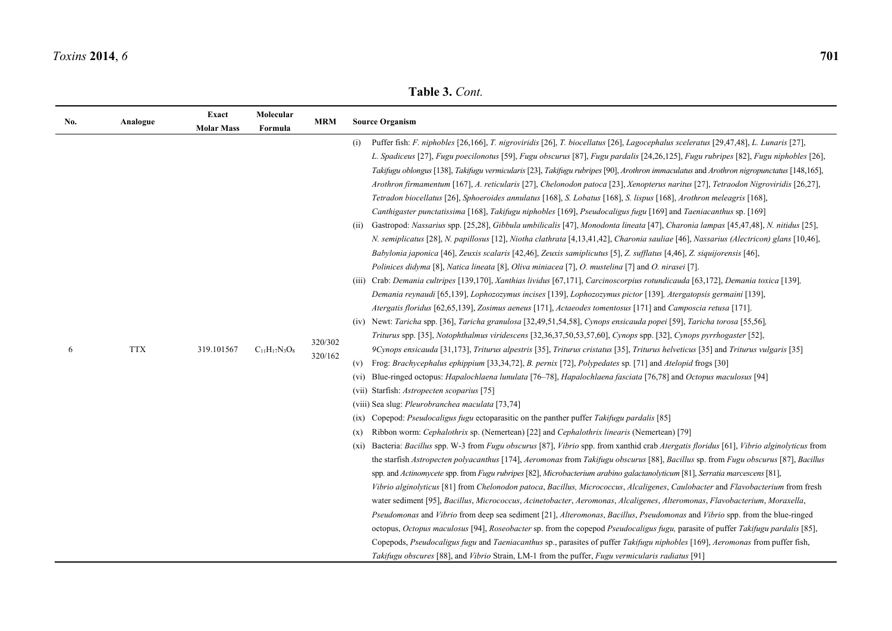**Table 3.** *Cont.*

| No. | Analogue | Exact Molar Mass | Molecular Formula | MRM | Source Organism |
|---|---|---|---|---|---|
| 6 | TTX | 319.101567 | $C_{11}H_{17}N_3O_8$ | 320/302 320/162 | (i) Puffer fish: *F. niphobles* [26,166], *T. nigroviridis* [26], *T. biocellatus* [26], *Lagocephalus sceleratus* [29,47,48], *L. Lunaris* [27], *L. Spadiceus* [27], *Fugu poecilonotus* [59], *Fugu obscurus* [87], *Fugu pardalis* [24,26,125], *Fugu rubripes* [82], *Fugu niphobles* [26], *Takifugu oblongus* [138], *Takifugu vermicularis* [23], *Takifugu rubripes* [90], *Arothron immaculatus* and *Arothron nigropunctatus* [148,165], *Arothron firmamentum* [167], *A. reticularis* [27], *Chelonodon patoca* [23], *Xenopterus naritus* [27], *Tetraodon Nigroviridis* [26,27], *Tetradon biocellatus* [26], *Sphoeroides annulatus* [168], *S. Lobatus* [168], *S. lispus* [168], *Arothron meleagris* [168], *Canthigaster punctatissima* [168], *Takifugu niphobles* [169], *Pseudocaligus fugu* [169] and *Taeniacanthus* sp. [169]<br>(ii) Gastropod: *Nassarius* spp. [25,28], *Gibbula umbilicalis* [47], *Monodonta lineata* [47], *Charonia lampas* [45,47,48], *N. nitidus* [25], *N. semiplicatus* [28], *N. papillosus* [12], *Niotha clathrata* [4,13,41,42], *Charonia sauliae* [46], *Nassarius (Alectricon) glans* [10,46], *Babylonia japonica* [46], *Zeuxis scalaris* [42,46], *Zeuxis samiplicutus* [5], *Z. sufflatus* [4,46], *Z. siquijorensis* [46], *Polinices didyma* [8], *Natica lineata* [8], *Oliva miniacea* [7], *O. mustelina* [7] and *O. nirasei* [7].<br>(iii) Crab: *Demania cultripes* [139,170], *Xanthias lividus* [67,171], *Carcinoscorpius rotundicauda* [63,172], *Demania toxica* [139], *Demania reynaudi* [65,139], *Lophozozymus incises* [139], *Lophozozymus pictor* [139], *Atergatopsis germaini* [139], *Atergatis floridus* [62,65,139], *Zosimus aeneus* [171], *Actaeodes tomentosus* [171] and *Camposcia retusa* [171].<br>(iv) Newt: *Taricha* spp. [36], *Taricha granulosa* [32,49,51,54,58], *Cynops ensicauda popei* [59], *Taricha torosa* [55,56], *Triturus* spp. [35], *Notophthalmus viridescens* [32,36,37,50,53,57,60], *Cynops* spp. [32], *Cynops pyrrhogaster* [52], *9Cynops ensicauda* [31,173], *Triturus alpestris* [35], *Triturus cristatus* [35], *Triturus helveticus* [35] and *Triturus vulgaris* [35]<br>(v) Frog: *Brachycephalus ephippium* [33,34,72], *B. pernix* [72], *Polypedates* sp. [71] and *Atelopid* frogs [30]<br>(vi) Blue-ringed octopus: *Hapalochlaena lunulata* [76–78], *Hapalochlaena fasciata* [76,78] and *Octopus maculosus* [94]<br>(vii) Starfish: *Astropecten scoparius* [75]<br>(viii) Sea slug: *Pleurobranchea maculata* [73,74]<br>(ix) Copepod: *Pseudocaligus fugu* ectoparasitic on the panther puffer *Takifugu pardalis* [85]<br>(x) Ribbon worm: *Cephalothrix* sp. (Nemertean) [22] and *Cephalothrix linearis* (Nemertean) [79]<br>(xi) Bacteria: *Bacillus* spp. W-3 from *Fugu obscurus* [87], *Vibrio* spp. from xanthid crab *Atergatis floridus* [61], *Vibrio alginolyticus* from the starfish *Astropecten polyacanthus* [174], *Aeromonas* from *Takifugu obscurus* [88], *Bacillus* sp. from *Fugu obscurus* [87], *Bacillus* spp. and *Actinomycete* spp. from *Fugu rubripes* [82], *Microbacterium arabino galactanolyticum* [81], *Serratia marcescens* [81], *Vibrio alginolyticus* [81] from *Chelonodon patoca*, *Bacillus, Micrococcus*, *Alcaligenes*, *Caulobacter* and *Flavobacterium* from fresh water sediment [95], *Bacillus*, *Micrococcus*, *Acinetobacter*, *Aeromonas*, *Alcaligenes*, *Alteromonas*, *Flavobacterium*, *Moraxella*, *Pseudomonas* and *Vibrio* from deep sea sediment [21], *Alteromonas*, *Bacillus*, *Pseudomonas* and *Vibrio* spp. from the blue-ringed octopus, *Octopus maculosus* [94], *Roseobacter* sp. from the copepod *Pseudocaligus fugu,* parasite of puffer *Takifugu pardalis* [85], Copepods, *Pseudocaligus fugu* and *Taeniacanthus* sp., parasites of puffer *Takifugu niphobles* [169], *Aeromonas* from puffer fish, *Takifugu obscures* [88], and *Vibrio* Strain, LM-1 from the puffer, *Fugu vermicularis radiatus* [91] |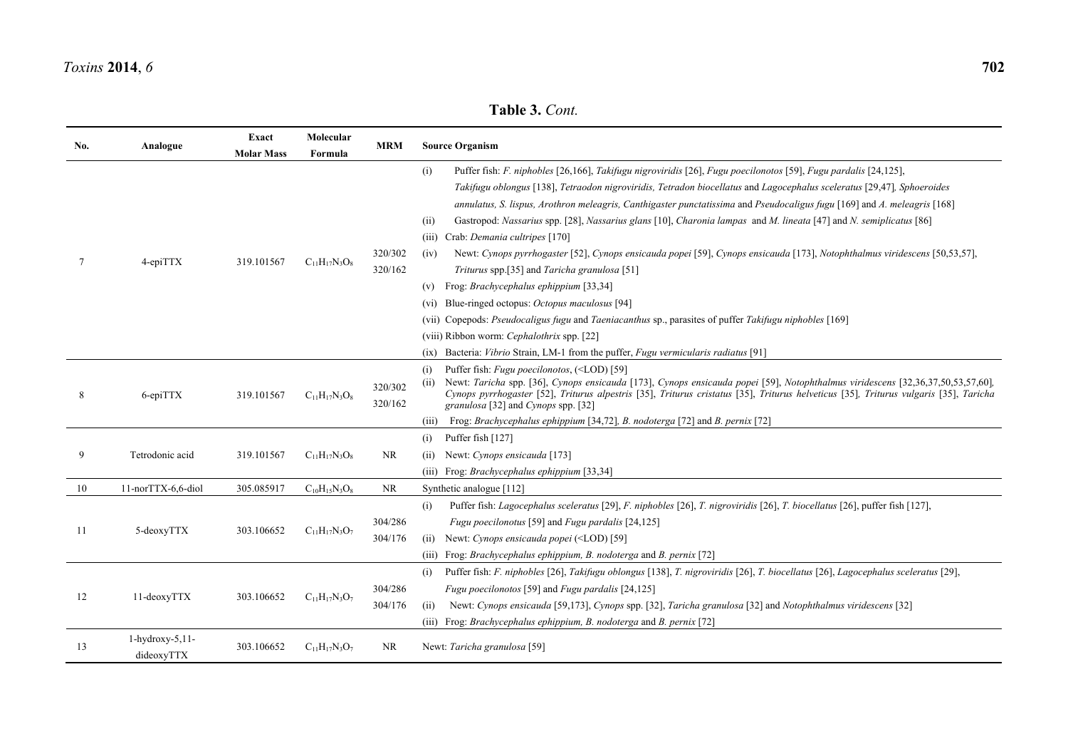**Table 3.** *Cont.*

| No. | Analogue | Exact Molar Mass | Molecular Formula | MRM | Source Organism |
|---|---|---|---|---|---|
| 7 | 4-epiTTX | 319.101567 | $C_{11}H_{17}N_3O_8$ | 320/302 320/162 | (i) Puffer fish: *F. niphobles* [26,166], *Takifugu nigroviridis* [26], *Fugu poecilonotos* [59], *Fugu pardalis* [24,125], *Takifugu oblongus* [138], *Tetraodon nigroviridis, Tetradon biocellatus* and *Lagocephalus sceleratus* [29,47]*, Sphoeroides annulatus, S. lispus, Arothron meleagris, Canthigaster punctatissima* and *Pseudocaligus fugu* [169] and *A. meleagris* [168] (ii) Gastropod: *Nassarius* spp. [28], *Nassarius glans* [10], *Charonia lampas* and *M. lineata* [47] and *N. semiplicatus* [86] (iii) Crab: *Demania cultripes* [170] (iv) Newt: *Cynops pyrrhogaster* [52], *Cynops ensicauda popei* [59], *Cynops ensicauda* [173], *Notophthalmus viridescens* [50,53,57], *Triturus* spp.[35] and *Taricha granulosa* [51] (v) Frog: *Brachycephalus ephippium* [33,34] (vi) Blue-ringed octopus: *Octopus maculosus* [94] (vii) Copepods: *Pseudocaligus fugu* and *Taeniacanthus* sp., parasites of puffer *Takifugu niphobles* [169] (viii) Ribbon worm: *Cephalothrix* spp. [22] (ix) Bacteria: *Vibrio* Strain, LM-1 from the puffer, *Fugu vermicularis radiatus* [91] |
| 8 | 6-epiTTX | 319.101567 | $C_{11}H_{17}N_3O_8$ | 320/302 320/162 | (i) Puffer fish: *Fugu poecilonotos*, (<LOD) [59] (ii) Newt: *Taricha* spp. [36], *Cynops ensicauda* [173], *Cynops ensicauda popei* [59], *Notophthalmus viridescens* [32,36,37,50,53,57,60]*, Cynops pyrrhogaster* [52], *Triturus alpestris* [35], *Triturus cristatus* [35], *Triturus helveticus* [35]*, Triturus vulgaris* [35], *Taricha granulosa* [32] and *Cynops* spp. [32] (iii) Frog: *Brachycephalus ephippium* [34,72]*, B. nodoterga* [72] and *B. pernix* [72] |
| 9 | Tetrodonic acid | 319.101567 | $C_{11}H_{17}N_3O_8$ | NR | (i) Puffer fish [127] (ii) Newt: *Cynops ensicauda* [173] (iii) Frog: *Brachycephalus ephippium* [33,34] |
| 10 | 11-norTTX-6,6-diol | 305.085917 | $C_{10}H_{15}N_3O_8$ | NR | Synthetic analogue [112] |
| 11 | 5-deoxyTTX | 303.106652 | $C_{11}H_{17}N_3O_7$ | 304/286 304/176 | (i) Puffer fish: *Lagocephalus sceleratus* [29], *F. niphobles* [26], *T. nigroviridis* [26], *T. biocellatus* [26], puffer fish [127], *Fugu poecilonotus* [59] and *Fugu pardalis* [24,125] (ii) Newt: *Cynops ensicauda popei* (<LOD) [59] (iii) Frog: *Brachycephalus ephippium, B. nodoterga* and *B. pernix* [72] |
| 12 | 11-deoxyTTX | 303.106652 | $C_{11}H_{17}N_3O_7$ | 304/286 304/176 | (i) Puffer fish: *F. niphobles* [26], *Takifugu oblongus* [138], *T. nigroviridis* [26], *T. biocellatus* [26], *Lagocephalus sceleratus* [29], *Fugu poecilonotos* [59] and *Fugu pardalis* [24,125] (ii) Newt: *Cynops ensicauda* [59,173], *Cynops* spp. [32], *Taricha granulosa* [32] and *Notophthalmus viridescens* [32] (iii) Frog: *Brachycephalus ephippium, B. nodoterga* and *B. pernix* [72] |
| 13 | 1-hydroxy-5,11-dideoxyTTX | 303.106652 | $C_{11}H_{17}N_3O_7$ | NR | Newt: *Taricha granulosa* [59] |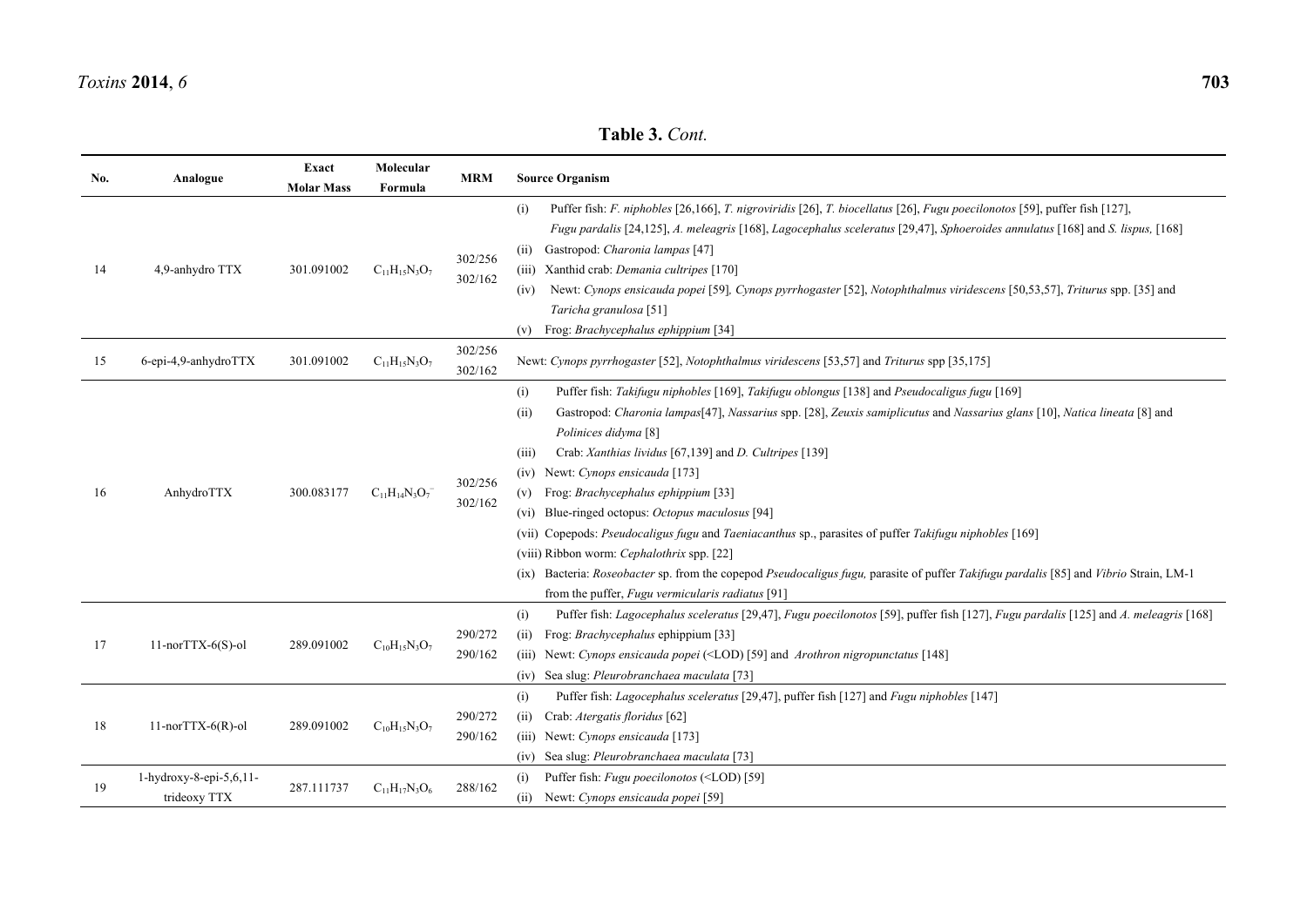**Table 3.** *Cont.*

| No. | Analogue | Exact Molar Mass | Molecular Formula | MRM | Source Organism |
|---|---|---|---|---|---|
| 14 | 4,9-anhydro TTX | 301.091002 | $C_{11}H_{15}N_3O_7$ | 302/256<br>302/162 | (i) Puffer fish: *F. niphobles* [26,166], *T. nigroviridis* [26], *T. biocellatus* [26], *Fugu poecilonotos* [59], puffer fish [127], *Fugu pardalis* [24,125], *A. meleagris* [168], *Lagocephalus sceleratus* [29,47], *Sphoeroides annulatus* [168] and *S. lispus,* [168]<br>(ii) Gastropod: *Charonia lampas* [47]<br>(iii) Xanthid crab: *Demania cultripes* [170]<br>(iv) Newt: *Cynops ensicauda popei* [59]*, Cynops pyrrhogaster* [52], *Notophthalmus viridescens* [50,53,57], *Triturus* spp. [35] and *Taricha granulosa* [51]<br>(v) Frog: *Brachycephalus ephippium* [34] |
| 15 | 6-epi-4,9-anhydroTTX | 301.091002 | $C_{11}H_{15}N_3O_7$ | 302/256<br>302/162 | Newt: *Cynops pyrrhogaster* [52], *Notophthalmus viridescens* [53,57] and *Triturus* spp [35,175] |
| 16 | AnhydroTTX | 300.083177 | $C_{11}H_{14}N_3O_7^-$ | 302/256<br>302/162 | (i) Puffer fish: *Takifugu niphobles* [169], *Takifugu oblongus* [138] and *Pseudocaligus fugu* [169]<br>(ii) Gastropod: *Charonia lampas*[47], *Nassarius* spp. [28], *Zeuxis samiplicutus* and *Nassarius glans* [10], *Natica lineata* [8] and *Polinices didyma* [8]<br>(iii) Crab: *Xanthias lividus* [67,139] and *D. Cultripes* [139]<br>(iv) Newt: *Cynops ensicauda* [173]<br>(v) Frog: *Brachycephalus ephippium* [33]<br>(vi) Blue-ringed octopus: *Octopus maculosus* [94]<br>(vii) Copepods: *Pseudocaligus fugu* and *Taeniacanthus* sp., parasites of puffer *Takifugu niphobles* [169]<br>(viii) Ribbon worm: *Cephalothrix* spp. [22]<br>(ix) Bacteria: *Roseobacter* sp. from the copepod *Pseudocaligus fugu,* parasite of puffer *Takifugu pardalis* [85] and *Vibrio* Strain, LM-1 from the puffer, *Fugu vermicularis radiatus* [91] |
| 17 | 11-norTTX-6(S)-ol | 289.091002 | $C_{10}H_{15}N_3O_7$ | 290/272<br>290/162 | (i) Puffer fish: *Lagocephalus sceleratus* [29,47], *Fugu poecilonotos* [59], puffer fish [127], *Fugu pardalis* [125] and *A. meleagris* [168]<br>(ii) Frog: *Brachycephalus* ephippium [33]<br>(iii) Newt: *Cynops ensicauda popei* (<LOD) [59] and *Arothron nigropunctatus* [148]<br>(iv) Sea slug: *Pleurobranchaea maculata* [73] |
| 18 | 11-norTTX-6(R)-ol | 289.091002 | $C_{10}H_{15}N_3O_7$ | 290/272<br>290/162 | (i) Puffer fish: *Lagocephalus sceleratus* [29,47], puffer fish [127] and *Fugu niphobles* [147]<br>(ii) Crab: *Atergatis floridus* [62]<br>(iii) Newt: *Cynops ensicauda* [173]<br>(iv) Sea slug: *Pleurobranchaea maculata* [73] |
| 19 | 1-hydroxy-8-epi-5,6,11-trideoxy TTX | 287.111737 | $C_{11}H_{17}N_3O_6$ | 288/162 | (i) Puffer fish: *Fugu poecilonotos* (<LOD) [59]<br>(ii) Newt: *Cynops ensicauda popei* [59] |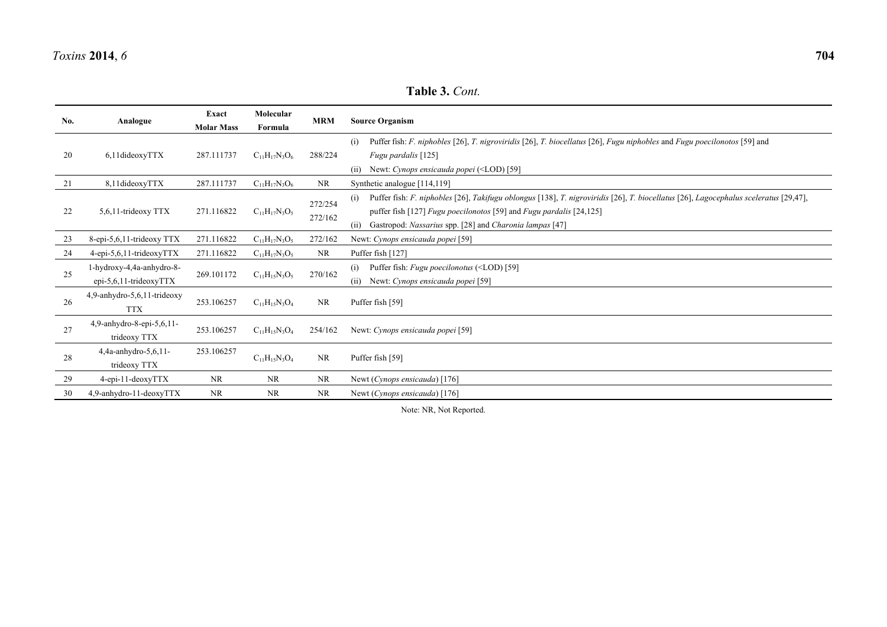**Table 3.** *Cont.*

| No. | Analogue | Exact Molar Mass | Molecular Formula | MRM | Source Organism |
|---|---|---|---|---|---|
| 20 | 6,11dideoxyTTX | 287.111737 | $C_{11}H_{17}N_3O_6$ | 288/224 | (i) Puffer fish: *F. niphobles* [26], *T. nigroviridis* [26], *T. biocellatus* [26], *Fugu niphobles* and *Fugu poecilonotos* [59] and *Fugu pardalis* [125] (ii) Newt: *Cynops ensicauda popei* (<LOD) [59] |
| 21 | 8,11dideoxyTTX | 287.111737 | $C_{11}H_{17}N_3O_6$ | NR | Synthetic analogue [114,119] |
| 22 | 5,6,11-trideoxy TTX | 271.116822 | $C_{11}H_{17}N_3O_5$ | 272/254 272/162 | (i) Puffer fish: *F. niphobles* [26], *Takifugu oblongus* [138], *T. nigroviridis* [26], *T. biocellatus* [26], *Lagocephalus sceleratus* [29,47], puffer fish [127] *Fugu poecilonotos* [59] and *Fugu pardalis* [24,125] (ii) Gastropod: *Nassarius* spp. [28] and *Charonia lampas* [47] |
| 23 | 8-epi-5,6,11-trideoxy TTX | 271.116822 | $C_{11}H_{17}N_3O_5$ | 272/162 | Newt: *Cynops ensicauda popei* [59] |
| 24 | 4-epi-5,6,11-trideoxyTTX | 271.116822 | $C_{11}H_{17}N_3O_5$ | NR | Puffer fish [127] |
| 25 | 1-hydroxy-4,4a-anhydro-8-epi-5,6,11-trideoxyTTX | 269.101172 | $C_{11}H_{15}N_3O_5$ | 270/162 | (i) Puffer fish: *Fugu poecilonotus* (<LOD) [59] (ii) Newt: *Cynops ensicauda popei* [59] |
| 26 | 4,9-anhydro-5,6,11-trideoxy TTX | 253.106257 | $C_{11}H_{15}N_3O_4$ | NR | Puffer fish [59] |
| 27 | 4,9-anhydro-8-epi-5,6,11-trideoxy TTX | 253.106257 | $C_{11}H_{15}N_3O_4$ | 254/162 | Newt: *Cynops ensicauda popei* [59] |
| 28 | 4,4a-anhydro-5,6,11-trideoxy TTX | 253.106257 | $C_{11}H_{15}N_3O_4$ | NR | Puffer fish [59] |
| 29 | 4-epi-11-deoxyTTX | NR | NR | NR | Newt (*Cynops ensicauda*) [176] |
| 30 | 4,9-anhydro-11-deoxyTTX | NR | NR | NR | Newt (*Cynops ensicauda*) [176] |

Note: NR, Not Reported.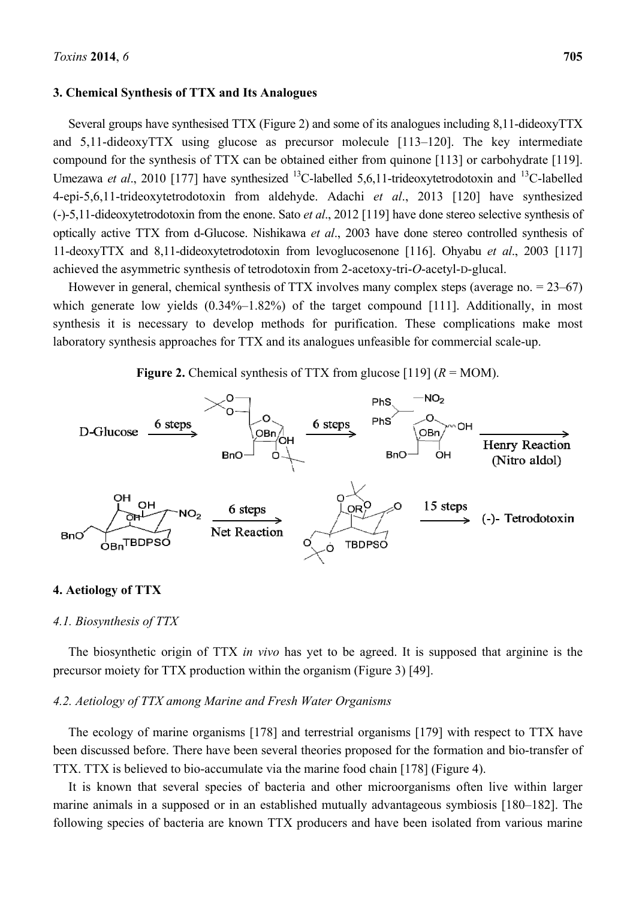## 3. Chemical Synthesis of TTX and Its Analogues

Several groups have synthesised TTX (Figure 2) and some of its analogues including 8,11-dideoxyTTX and 5,11-dideoxyTTX using glucose as precursor molecule [113–120]. The key intermediate compound for the synthesis of TTX can be obtained either from quinone [113] or carbohydrate [119]. Umezawa *et al*., 2010 [177] have synthesized $^{13}$C-labelled 5,6,11-trideoxytetrodotoxin and $^{13}$C-labelled 4-epi-5,6,11-trideoxytetrodotoxin from aldehyde. Adachi *et al*., 2013 [120] have synthesized (-)-5,11-dideoxytetrodotoxin from the enone. Sato *et al*., 2012 [119] have done stereo selective synthesis of optically active TTX from d-Glucose. Nishikawa *et al*., 2003 have done stereo controlled synthesis of 11-deoxyTTX and 8,11-dideoxytetrodotoxin from levoglucosenone [116]. Ohyabu *et al*., 2003 [117] achieved the asymmetric synthesis of tetrodotoxin from 2-acetoxy-tri-*O*-acetyl-D-glucal.

However in general, chemical synthesis of TTX involves many complex steps (average no. = 23–67) which generate low yields (0.34%–1.82%) of the target compound [111]. Additionally, in most synthesis it is necessary to develop methods for purification. These complications make most laboratory synthesis approaches for TTX and its analogues unfeasible for commercial scale-up.

**Figure 2.** Chemical synthesis of TTX from glucose [119] (*R* = MOM).

## 4. Aetiology of TTX

### 4.1. Biosynthesis of TTX

The biosynthetic origin of TTX *in vivo* has yet to be agreed. It is supposed that arginine is the precursor moiety for TTX production within the organism (Figure 3) [49].

### 4.2. Aetiology of TTX among Marine and Fresh Water Organisms

The ecology of marine organisms [178] and terrestrial organisms [179] with respect to TTX have been discussed before. There have been several theories proposed for the formation and bio-transfer of TTX. TTX is believed to bio-accumulate via the marine food chain [178] (Figure 4).

It is known that several species of bacteria and other microorganisms often live within larger marine animals in a supposed or in an established mutually advantageous symbiosis [180–182]. The following species of bacteria are known TTX producers and have been isolated from various marine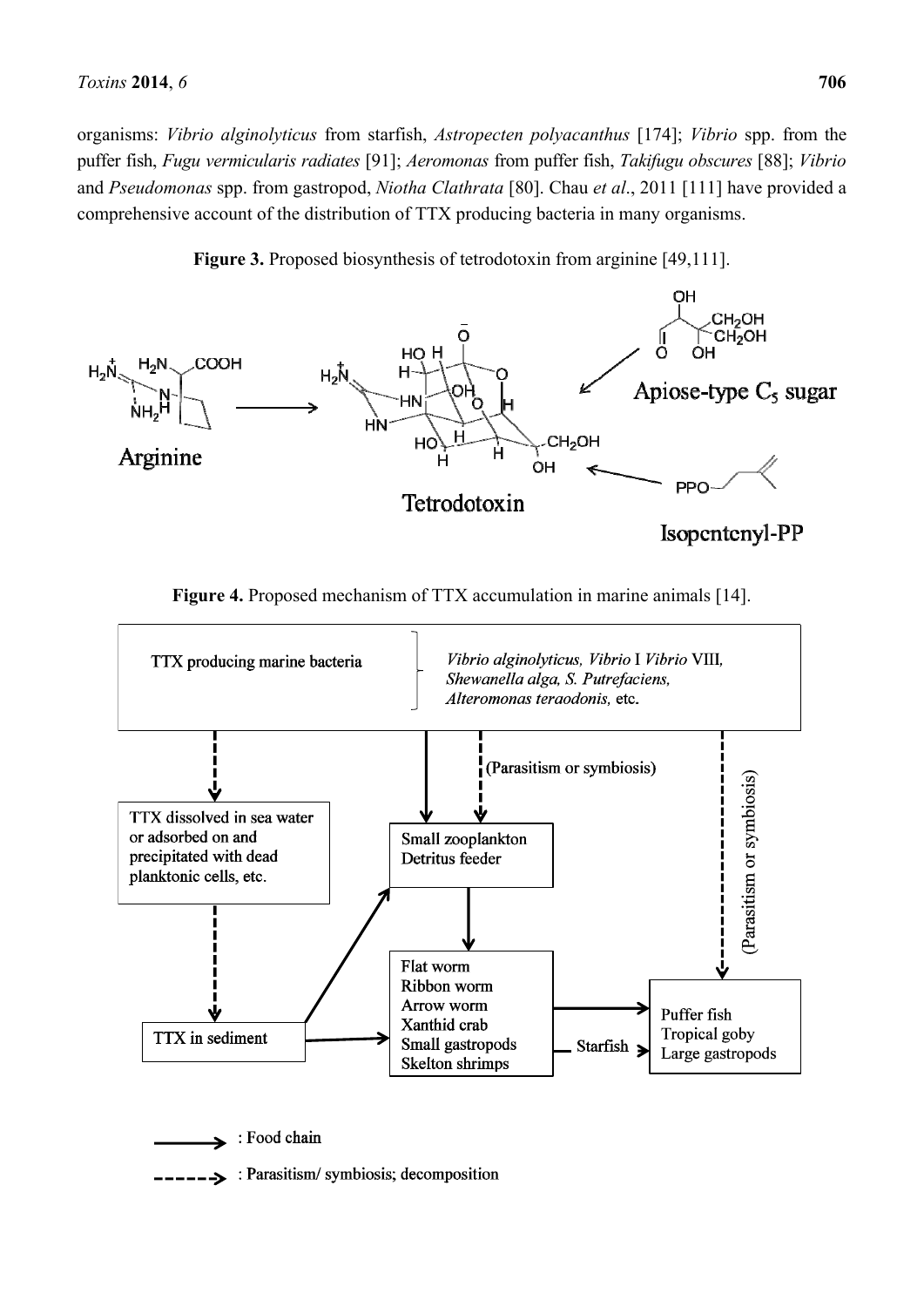organisms: *Vibrio alginolyticus* from starfish, *Astropecten polyacanthus* [174]; *Vibrio* spp. from the puffer fish, *Fugu vermicularis radiates* [91]; *Aeromonas* from puffer fish, *Takifugu obscures* [88]; *Vibrio* and *Pseudomonas* spp. from gastropod, *Niotha Clathrata* [80]. Chau *et al*., 2011 [111] have provided a comprehensive account of the distribution of TTX producing bacteria in many organisms.

**Figure 3.** Proposed biosynthesis of tetrodotoxin from arginine [49,111].

**Figure 4.** Proposed mechanism of TTX accumulation in marine animals [14].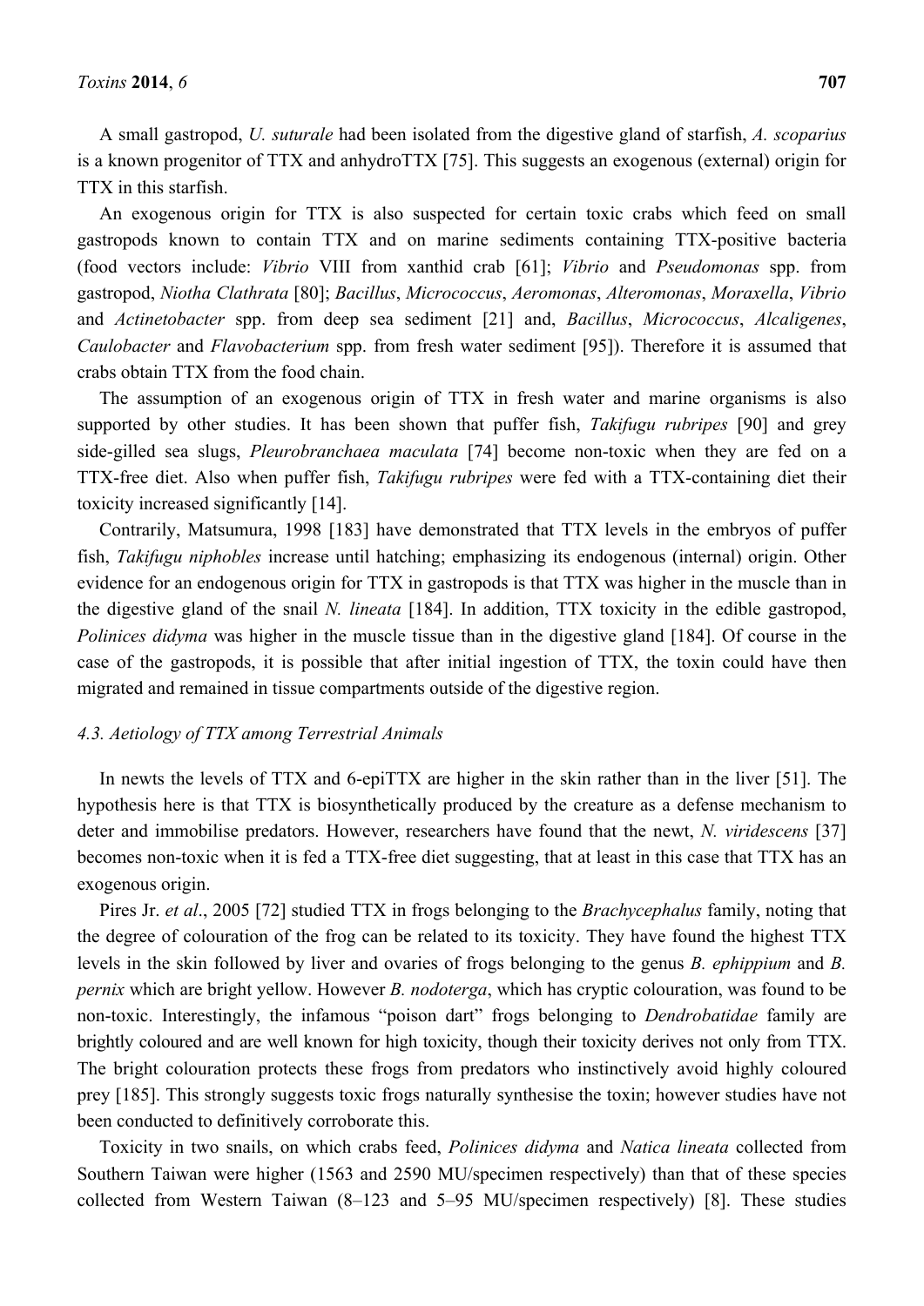A small gastropod, *U. suturale* had been isolated from the digestive gland of starfish, *A. scoparius* is a known progenitor of TTX and anhydroTTX [75]. This suggests an exogenous (external) origin for TTX in this starfish.

An exogenous origin for TTX is also suspected for certain toxic crabs which feed on small gastropods known to contain TTX and on marine sediments containing TTX-positive bacteria (food vectors include: *Vibrio* VIII from xanthid crab [61]; *Vibrio* and *Pseudomonas* spp. from gastropod, *Niotha Clathrata* [80]; *Bacillus*, *Micrococcus*, *Aeromonas*, *Alteromonas*, *Moraxella*, *Vibrio* and *Actinetobacter* spp. from deep sea sediment [21] and, *Bacillus*, *Micrococcus*, *Alcaligenes*, *Caulobacter* and *Flavobacterium* spp. from fresh water sediment [95]). Therefore it is assumed that crabs obtain TTX from the food chain.

The assumption of an exogenous origin of TTX in fresh water and marine organisms is also supported by other studies. It has been shown that puffer fish, *Takifugu rubripes* [90] and grey side-gilled sea slugs, *Pleurobranchaea maculata* [74] become non-toxic when they are fed on a TTX-free diet. Also when puffer fish, *Takifugu rubripes* were fed with a TTX-containing diet their toxicity increased significantly [14].

Contrarily, Matsumura, 1998 [183] have demonstrated that TTX levels in the embryos of puffer fish, *Takifugu niphobles* increase until hatching; emphasizing its endogenous (internal) origin. Other evidence for an endogenous origin for TTX in gastropods is that TTX was higher in the muscle than in the digestive gland of the snail *N. lineata* [184]. In addition, TTX toxicity in the edible gastropod, *Polinices didyma* was higher in the muscle tissue than in the digestive gland [184]. Of course in the case of the gastropods, it is possible that after initial ingestion of TTX, the toxin could have then migrated and remained in tissue compartments outside of the digestive region.

### 4.3. Aetiology of TTX among Terrestrial Animals

In newts the levels of TTX and 6-epiTTX are higher in the skin rather than in the liver [51]. The hypothesis here is that TTX is biosynthetically produced by the creature as a defense mechanism to deter and immobilise predators. However, researchers have found that the newt, *N. viridescens* [37] becomes non-toxic when it is fed a TTX-free diet suggesting, that at least in this case that TTX has an exogenous origin.

Pires Jr. *et al*., 2005 [72] studied TTX in frogs belonging to the *Brachycephalus* family, noting that the degree of colouration of the frog can be related to its toxicity. They have found the highest TTX levels in the skin followed by liver and ovaries of frogs belonging to the genus *B. ephippium* and *B. pernix* which are bright yellow. However *B. nodoterga*, which has cryptic colouration, was found to be non-toxic. Interestingly, the infamous "poison dart" frogs belonging to *Dendrobatidae* family are brightly coloured and are well known for high toxicity, though their toxicity derives not only from TTX. The bright colouration protects these frogs from predators who instinctively avoid highly coloured prey [185]. This strongly suggests toxic frogs naturally synthesise the toxin; however studies have not been conducted to definitively corroborate this.

Toxicity in two snails, on which crabs feed, *Polinices didyma* and *Natica lineata* collected from Southern Taiwan were higher (1563 and 2590 MU/specimen respectively) than that of these species collected from Western Taiwan (8–123 and 5–95 MU/specimen respectively) [8]. These studies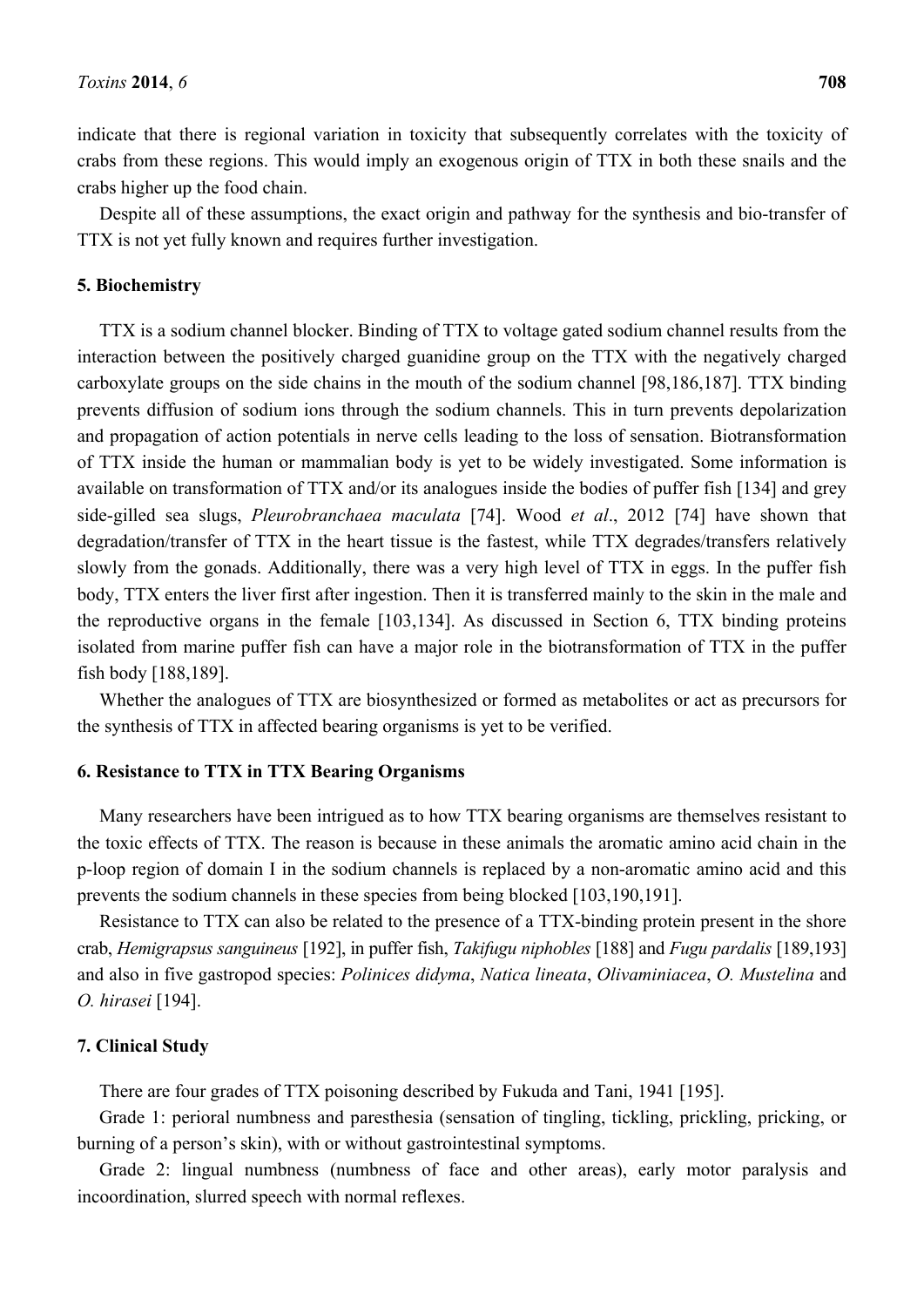indicate that there is regional variation in toxicity that subsequently correlates with the toxicity of crabs from these regions. This would imply an exogenous origin of TTX in both these snails and the crabs higher up the food chain.

Despite all of these assumptions, the exact origin and pathway for the synthesis and bio-transfer of TTX is not yet fully known and requires further investigation.

## 5. Biochemistry

TTX is a sodium channel blocker. Binding of TTX to voltage gated sodium channel results from the interaction between the positively charged guanidine group on the TTX with the negatively charged carboxylate groups on the side chains in the mouth of the sodium channel [98,186,187]. TTX binding prevents diffusion of sodium ions through the sodium channels. This in turn prevents depolarization and propagation of action potentials in nerve cells leading to the loss of sensation. Biotransformation of TTX inside the human or mammalian body is yet to be widely investigated. Some information is available on transformation of TTX and/or its analogues inside the bodies of puffer fish [134] and grey side-gilled sea slugs, *Pleurobranchaea maculata* [74]. Wood *et al*., 2012 [74] have shown that degradation/transfer of TTX in the heart tissue is the fastest, while TTX degrades/transfers relatively slowly from the gonads. Additionally, there was a very high level of TTX in eggs. In the puffer fish body, TTX enters the liver first after ingestion. Then it is transferred mainly to the skin in the male and the reproductive organs in the female [103,134]. As discussed in Section 6, TTX binding proteins isolated from marine puffer fish can have a major role in the biotransformation of TTX in the puffer fish body [188,189].

Whether the analogues of TTX are biosynthesized or formed as metabolites or act as precursors for the synthesis of TTX in affected bearing organisms is yet to be verified.

## 6. Resistance to TTX in TTX Bearing Organisms

Many researchers have been intrigued as to how TTX bearing organisms are themselves resistant to the toxic effects of TTX. The reason is because in these animals the aromatic amino acid chain in the p-loop region of domain I in the sodium channels is replaced by a non-aromatic amino acid and this prevents the sodium channels in these species from being blocked [103,190,191].

Resistance to TTX can also be related to the presence of a TTX-binding protein present in the shore crab, *Hemigrapsus sanguineus* [192], in puffer fish, *Takifugu niphobles* [188] and *Fugu pardalis* [189,193] and also in five gastropod species: *Polinices didyma*, *Natica lineata*, *Olivaminiacea*, *O. Mustelina* and *O. hirasei* [194].

## 7. Clinical Study

There are four grades of TTX poisoning described by Fukuda and Tani, 1941 [195].

Grade 1: perioral numbness and paresthesia (sensation of tingling, tickling, prickling, pricking, or burning of a person's skin), with or without gastrointestinal symptoms.

Grade 2: lingual numbness (numbness of face and other areas), early motor paralysis and incoordination, slurred speech with normal reflexes.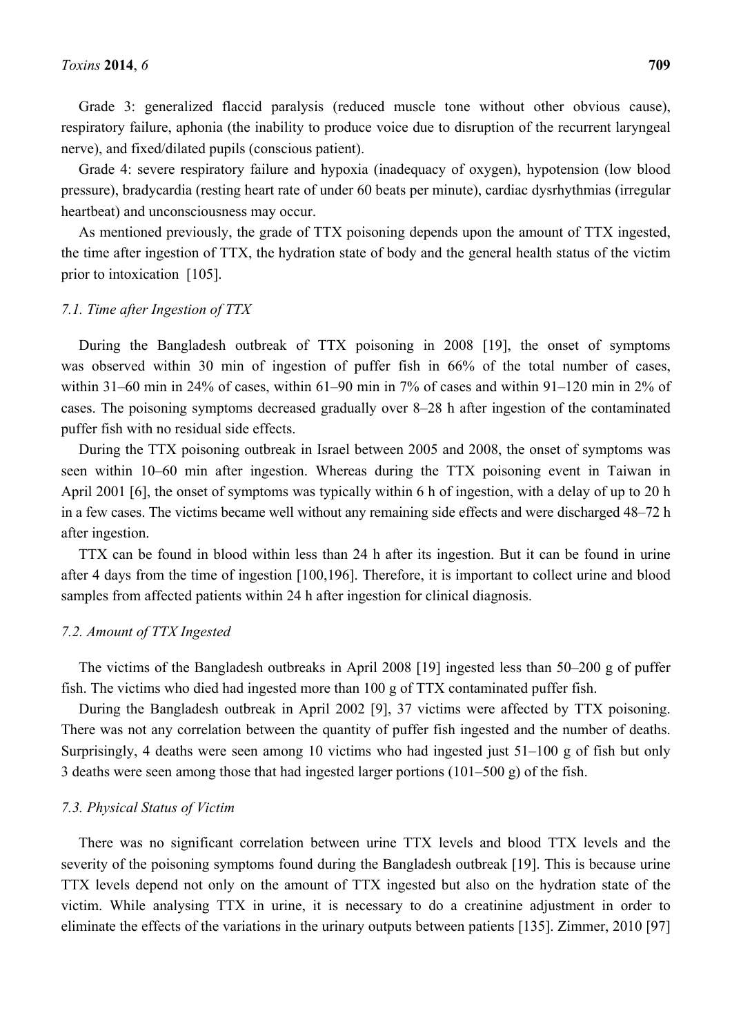Grade 3: generalized flaccid paralysis (reduced muscle tone without other obvious cause), respiratory failure, aphonia (the inability to produce voice due to disruption of the recurrent laryngeal nerve), and fixed/dilated pupils (conscious patient).

Grade 4: severe respiratory failure and hypoxia (inadequacy of oxygen), hypotension (low blood pressure), bradycardia (resting heart rate of under 60 beats per minute), cardiac dysrhythmias (irregular heartbeat) and unconsciousness may occur.

As mentioned previously, the grade of TTX poisoning depends upon the amount of TTX ingested, the time after ingestion of TTX, the hydration state of body and the general health status of the victim prior to intoxication [105].

### *7.1. Time after Ingestion of TTX*

During the Bangladesh outbreak of TTX poisoning in 2008 [19], the onset of symptoms was observed within 30 min of ingestion of puffer fish in 66% of the total number of cases, within 31–60 min in 24% of cases, within 61–90 min in 7% of cases and within 91–120 min in 2% of cases. The poisoning symptoms decreased gradually over 8–28 h after ingestion of the contaminated puffer fish with no residual side effects.

During the TTX poisoning outbreak in Israel between 2005 and 2008, the onset of symptoms was seen within 10–60 min after ingestion. Whereas during the TTX poisoning event in Taiwan in April 2001 [6], the onset of symptoms was typically within 6 h of ingestion, with a delay of up to 20 h in a few cases. The victims became well without any remaining side effects and were discharged 48–72 h after ingestion.

TTX can be found in blood within less than 24 h after its ingestion. But it can be found in urine after 4 days from the time of ingestion [100,196]. Therefore, it is important to collect urine and blood samples from affected patients within 24 h after ingestion for clinical diagnosis.

### *7.2. Amount of TTX Ingested*

The victims of the Bangladesh outbreaks in April 2008 [19] ingested less than 50–200 g of puffer fish. The victims who died had ingested more than 100 g of TTX contaminated puffer fish.

During the Bangladesh outbreak in April 2002 [9], 37 victims were affected by TTX poisoning. There was not any correlation between the quantity of puffer fish ingested and the number of deaths. Surprisingly, 4 deaths were seen among 10 victims who had ingested just 51–100 g of fish but only 3 deaths were seen among those that had ingested larger portions (101–500 g) of the fish.

### *7.3. Physical Status of Victim*

There was no significant correlation between urine TTX levels and blood TTX levels and the severity of the poisoning symptoms found during the Bangladesh outbreak [19]. This is because urine TTX levels depend not only on the amount of TTX ingested but also on the hydration state of the victim. While analysing TTX in urine, it is necessary to do a creatinine adjustment in order to eliminate the effects of the variations in the urinary outputs between patients [135]. Zimmer, 2010 [97]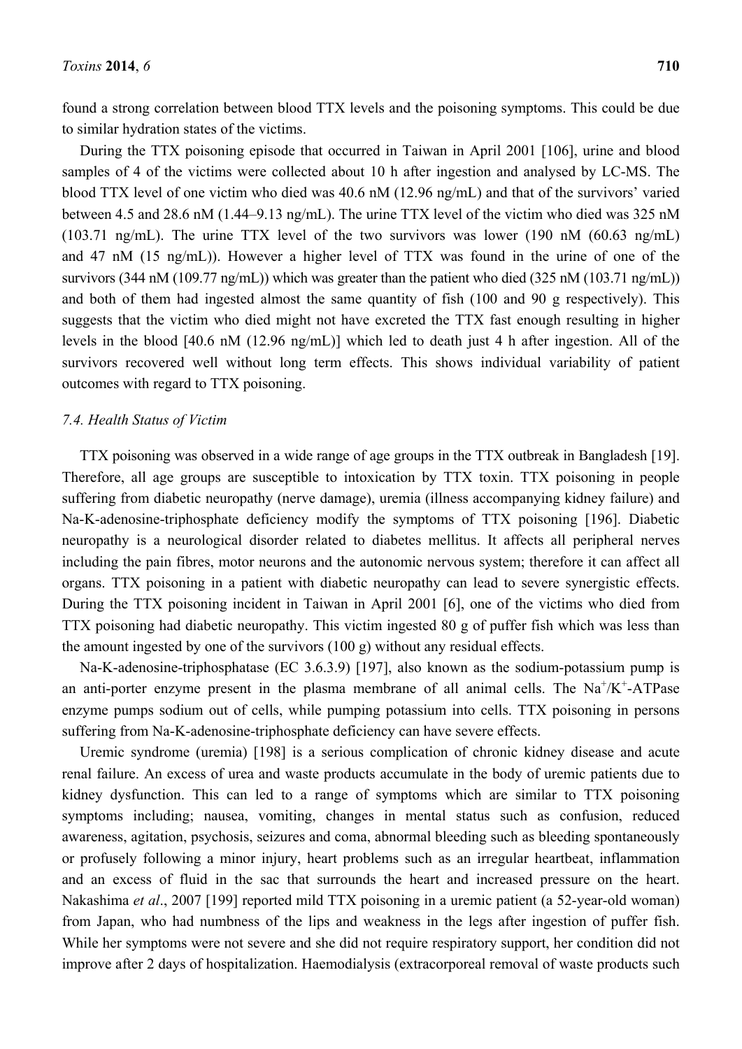found a strong correlation between blood TTX levels and the poisoning symptoms. This could be due to similar hydration states of the victims.

During the TTX poisoning episode that occurred in Taiwan in April 2001 [106], urine and blood samples of 4 of the victims were collected about 10 h after ingestion and analysed by LC-MS. The blood TTX level of one victim who died was 40.6 nM (12.96 ng/mL) and that of the survivors' varied between 4.5 and 28.6 nM (1.44–9.13 ng/mL). The urine TTX level of the victim who died was 325 nM (103.71 ng/mL). The urine TTX level of the two survivors was lower (190 nM (60.63 ng/mL) and 47 nM (15 ng/mL)). However a higher level of TTX was found in the urine of one of the survivors (344 nM (109.77 ng/mL)) which was greater than the patient who died (325 nM (103.71 ng/mL)) and both of them had ingested almost the same quantity of fish (100 and 90 g respectively). This suggests that the victim who died might not have excreted the TTX fast enough resulting in higher levels in the blood [40.6 nM (12.96 ng/mL)] which led to death just 4 h after ingestion. All of the survivors recovered well without long term effects. This shows individual variability of patient outcomes with regard to TTX poisoning.

### *7.4. Health Status of Victim*

TTX poisoning was observed in a wide range of age groups in the TTX outbreak in Bangladesh [19]. Therefore, all age groups are susceptible to intoxication by TTX toxin. TTX poisoning in people suffering from diabetic neuropathy (nerve damage), uremia (illness accompanying kidney failure) and Na-K-adenosine-triphosphate deficiency modify the symptoms of TTX poisoning [196]. Diabetic neuropathy is a neurological disorder related to diabetes mellitus. It affects all peripheral nerves including the pain fibres, motor neurons and the autonomic nervous system; therefore it can affect all organs. TTX poisoning in a patient with diabetic neuropathy can lead to severe synergistic effects. During the TTX poisoning incident in Taiwan in April 2001 [6], one of the victims who died from TTX poisoning had diabetic neuropathy. This victim ingested 80 g of puffer fish which was less than the amount ingested by one of the survivors (100 g) without any residual effects.

Na-K-adenosine-triphosphatase (EC 3.6.3.9) [197], also known as the sodium-potassium pump is an anti-porter enzyme present in the plasma membrane of all animal cells. The $Na^+/K^+$-ATPase enzyme pumps sodium out of cells, while pumping potassium into cells. TTX poisoning in persons suffering from Na-K-adenosine-triphosphate deficiency can have severe effects.

Uremic syndrome (uremia) [198] is a serious complication of chronic kidney disease and acute renal failure. An excess of urea and waste products accumulate in the body of uremic patients due to kidney dysfunction. This can led to a range of symptoms which are similar to TTX poisoning symptoms including; nausea, vomiting, changes in mental status such as confusion, reduced awareness, agitation, psychosis, seizures and coma, abnormal bleeding such as bleeding spontaneously or profusely following a minor injury, heart problems such as an irregular heartbeat, inflammation and an excess of fluid in the sac that surrounds the heart and increased pressure on the heart. Nakashima *et al*., 2007 [199] reported mild TTX poisoning in a uremic patient (a 52-year-old woman) from Japan, who had numbness of the lips and weakness in the legs after ingestion of puffer fish. While her symptoms were not severe and she did not require respiratory support, her condition did not improve after 2 days of hospitalization. Haemodialysis (extracorporeal removal of waste products such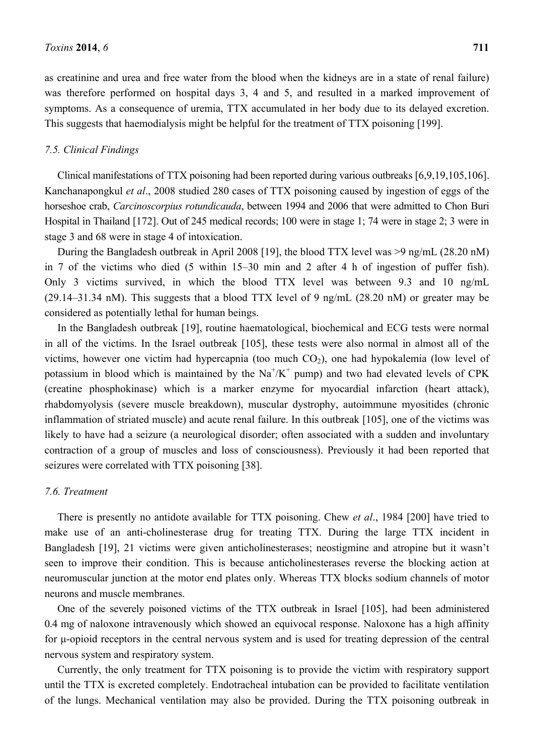as creatinine and urea and free water from the blood when the kidneys are in a state of renal failure) was therefore performed on hospital days 3, 4 and 5, and resulted in a marked improvement of symptoms. As a consequence of uremia, TTX accumulated in her body due to its delayed excretion. This suggests that haemodialysis might be helpful for the treatment of TTX poisoning [199].

### 7.5. Clinical Findings

Clinical manifestations of TTX poisoning had been reported during various outbreaks [6,9,19,105,106]. Kanchanapongkul *et al*., 2008 studied 280 cases of TTX poisoning caused by ingestion of eggs of the horseshoe crab, *Carcinoscorpius rotundicauda*, between 1994 and 2006 that were admitted to Chon Buri Hospital in Thailand [172]. Out of 245 medical records; 100 were in stage 1; 74 were in stage 2; 3 were in stage 3 and 68 were in stage 4 of intoxication.

During the Bangladesh outbreak in April 2008 [19], the blood TTX level was >9 ng/mL (28.20 nM) in 7 of the victims who died (5 within 15–30 min and 2 after 4 h of ingestion of puffer fish). Only 3 victims survived, in which the blood TTX level was between 9.3 and 10 ng/mL (29.14–31.34 nM). This suggests that a blood TTX level of 9 ng/mL (28.20 nM) or greater may be considered as potentially lethal for human beings.

In the Bangladesh outbreak [19], routine haematological, biochemical and ECG tests were normal in all of the victims. In the Israel outbreak [105], these tests were also normal in almost all of the victims, however one victim had hypercapnia (too much $CO_2$), one had hypokalemia (low level of potassium in blood which is maintained by the $Na^+/K^+$ pump) and two had elevated levels of CPK (creatine phosphokinase) which is a marker enzyme for myocardial infarction (heart attack), rhabdomyolysis (severe muscle breakdown), muscular dystrophy, autoimmune myositides (chronic inflammation of striated muscle) and acute renal failure. In this outbreak [105], one of the victims was likely to have had a seizure (a neurological disorder; often associated with a sudden and involuntary contraction of a group of muscles and loss of consciousness). Previously it had been reported that seizures were correlated with TTX poisoning [38].

### 7.6. Treatment

There is presently no antidote available for TTX poisoning. Chew *et al*., 1984 [200] have tried to make use of an anti-cholinesterase drug for treating TTX. During the large TTX incident in Bangladesh [19], 21 victims were given anticholinesterases; neostigmine and atropine but it wasn't seen to improve their condition. This is because anticholinesterases reverse the blocking action at neuromuscular junction at the motor end plates only. Whereas TTX blocks sodium channels of motor neurons and muscle membranes.

One of the severely poisoned victims of the TTX outbreak in Israel [105], had been administered 0.4 mg of naloxone intravenously which showed an equivocal response. Naloxone has a high affinity for μ-opioid receptors in the central nervous system and is used for treating depression of the central nervous system and respiratory system.

Currently, the only treatment for TTX poisoning is to provide the victim with respiratory support until the TTX is excreted completely. Endotracheal intubation can be provided to facilitate ventilation of the lungs. Mechanical ventilation may also be provided. During the TTX poisoning outbreak in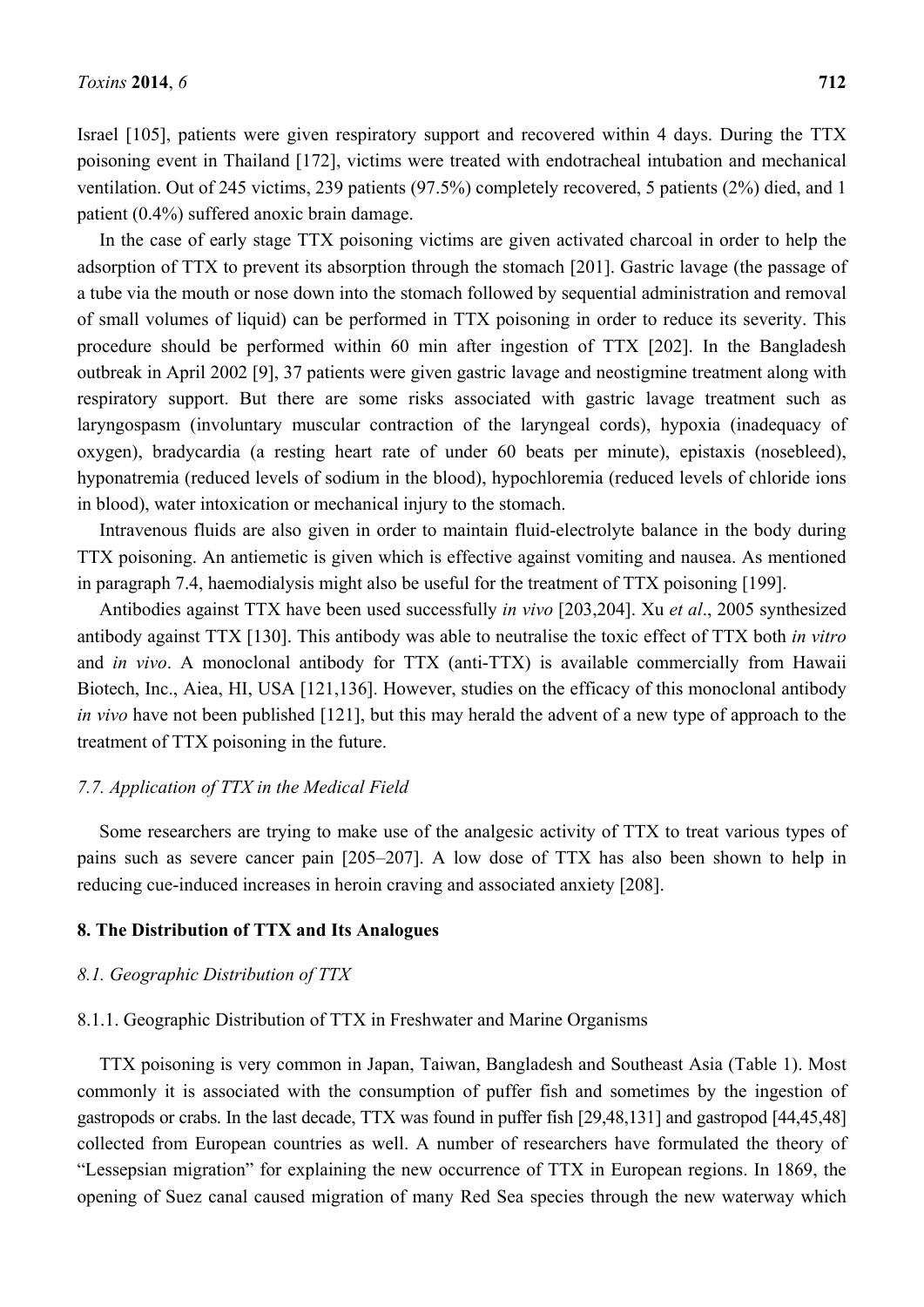Israel [105], patients were given respiratory support and recovered within 4 days. During the TTX poisoning event in Thailand [172], victims were treated with endotracheal intubation and mechanical ventilation. Out of 245 victims, 239 patients (97.5%) completely recovered, 5 patients (2%) died, and 1 patient (0.4%) suffered anoxic brain damage.

In the case of early stage TTX poisoning victims are given activated charcoal in order to help the adsorption of TTX to prevent its absorption through the stomach [201]. Gastric lavage (the passage of a tube via the mouth or nose down into the stomach followed by sequential administration and removal of small volumes of liquid) can be performed in TTX poisoning in order to reduce its severity. This procedure should be performed within 60 min after ingestion of TTX [202]. In the Bangladesh outbreak in April 2002 [9], 37 patients were given gastric lavage and neostigmine treatment along with respiratory support. But there are some risks associated with gastric lavage treatment such as laryngospasm (involuntary muscular contraction of the laryngeal cords), hypoxia (inadequacy of oxygen), bradycardia (a resting heart rate of under 60 beats per minute), epistaxis (nosebleed), hyponatremia (reduced levels of sodium in the blood), hypochloremia (reduced levels of chloride ions in blood), water intoxication or mechanical injury to the stomach.

Intravenous fluids are also given in order to maintain fluid-electrolyte balance in the body during TTX poisoning. An antiemetic is given which is effective against vomiting and nausea. As mentioned in paragraph 7.4, haemodialysis might also be useful for the treatment of TTX poisoning [199].

Antibodies against TTX have been used successfully *in vivo* [203,204]. Xu *et al*., 2005 synthesized antibody against TTX [130]. This antibody was able to neutralise the toxic effect of TTX both *in vitro* and *in vivo*. A monoclonal antibody for TTX (anti-TTX) is available commercially from Hawaii Biotech, Inc., Aiea, HI, USA [121,136]. However, studies on the efficacy of this monoclonal antibody *in vivo* have not been published [121], but this may herald the advent of a new type of approach to the treatment of TTX poisoning in the future.

### *7.7. Application of TTX in the Medical Field*

Some researchers are trying to make use of the analgesic activity of TTX to treat various types of pains such as severe cancer pain [205–207]. A low dose of TTX has also been shown to help in reducing cue-induced increases in heroin craving and associated anxiety [208].

## **8. The Distribution of TTX and Its Analogues**

### *8.1. Geographic Distribution of TTX*

#### 8.1.1. Geographic Distribution of TTX in Freshwater and Marine Organisms

TTX poisoning is very common in Japan, Taiwan, Bangladesh and Southeast Asia (Table 1). Most commonly it is associated with the consumption of puffer fish and sometimes by the ingestion of gastropods or crabs. In the last decade, TTX was found in puffer fish [29,48,131] and gastropod [44,45,48] collected from European countries as well. A number of researchers have formulated the theory of "Lessepsian migration" for explaining the new occurrence of TTX in European regions. In 1869, the opening of Suez canal caused migration of many Red Sea species through the new waterway which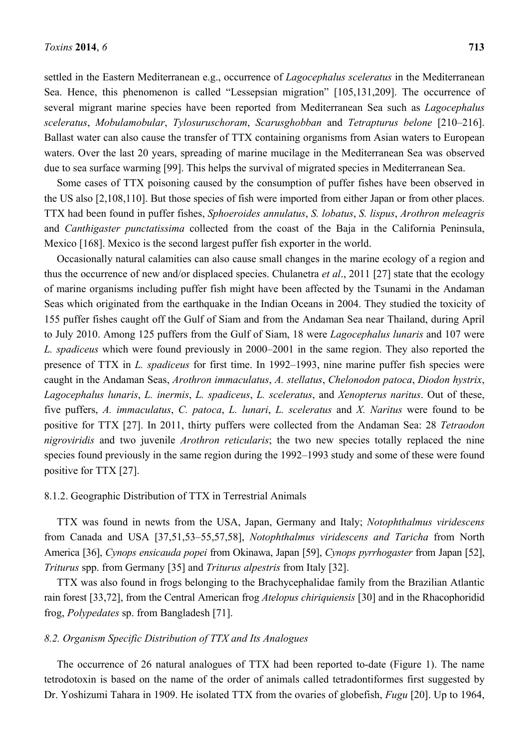settled in the Eastern Mediterranean e.g., occurrence of *Lagocephalus sceleratus* in the Mediterranean Sea. Hence, this phenomenon is called "Lessepsian migration" [105,131,209]. The occurrence of several migrant marine species have been reported from Mediterranean Sea such as *Lagocephalus sceleratus*, *Mobulamobular*, *Tylosuruschoram*, *Scarusghobban* and *Tetrapturus belone* [210–216]. Ballast water can also cause the transfer of TTX containing organisms from Asian waters to European waters. Over the last 20 years, spreading of marine mucilage in the Mediterranean Sea was observed due to sea surface warming [99]. This helps the survival of migrated species in Mediterranean Sea.

Some cases of TTX poisoning caused by the consumption of puffer fishes have been observed in the US also [2,108,110]. But those species of fish were imported from either Japan or from other places. TTX had been found in puffer fishes, *Sphoeroides annulatus*, *S. lobatus*, *S. lispus*, *Arothron meleagris* and *Canthigaster punctatissima* collected from the coast of the Baja in the California Peninsula, Mexico [168]. Mexico is the second largest puffer fish exporter in the world.

Occasionally natural calamities can also cause small changes in the marine ecology of a region and thus the occurrence of new and/or displaced species. Chulanetra *et al*., 2011 [27] state that the ecology of marine organisms including puffer fish might have been affected by the Tsunami in the Andaman Seas which originated from the earthquake in the Indian Oceans in 2004. They studied the toxicity of 155 puffer fishes caught off the Gulf of Siam and from the Andaman Sea near Thailand, during April to July 2010. Among 125 puffers from the Gulf of Siam, 18 were *Lagocephalus lunaris* and 107 were *L. spadiceus* which were found previously in 2000–2001 in the same region. They also reported the presence of TTX in *L. spadiceus* for first time. In 1992–1993, nine marine puffer fish species were caught in the Andaman Seas, *Arothron immaculatus*, *A. stellatus*, *Chelonodon patoca*, *Diodon hystrix*, *Lagocephalus lunaris*, *L. inermis*, *L. spadiceus*, *L. sceleratus*, and *Xenopterus naritus*. Out of these, five puffers, *A. immaculatus*, *C. patoca*, *L. lunari*, *L. sceleratus* and *X. Naritus* were found to be positive for TTX [27]. In 2011, thirty puffers were collected from the Andaman Sea: 28 *Tetraodon nigroviridis* and two juvenile *Arothron reticularis*; the two new species totally replaced the nine species found previously in the same region during the 1992–1993 study and some of these were found positive for TTX [27].

8.1.2. Geographic Distribution of TTX in Terrestrial Animals

TTX was found in newts from the USA, Japan, Germany and Italy; *Notophthalmus viridescens* from Canada and USA [37,51,53–55,57,58], *Notophthalmus viridescens and Taricha* from North America [36], *Cynops ensicauda popei* from Okinawa, Japan [59], *Cynops pyrrhogaster* from Japan [52], *Triturus* spp. from Germany [35] and *Triturus alpestris* from Italy [32].

TTX was also found in frogs belonging to the Brachycephalidae family from the Brazilian Atlantic rain forest [33,72], from the Central American frog *Atelopus chiriquiensis* [30] and in the Rhacophoridid frog, *Polypedates* sp. from Bangladesh [71].

*8.2. Organism Specific Distribution of TTX and Its Analogues*

The occurrence of 26 natural analogues of TTX had been reported to-date (Figure 1). The name tetrodotoxin is based on the name of the order of animals called tetradontiformes first suggested by Dr. Yoshizumi Tahara in 1909. He isolated TTX from the ovaries of globefish, *Fugu* [20]. Up to 1964,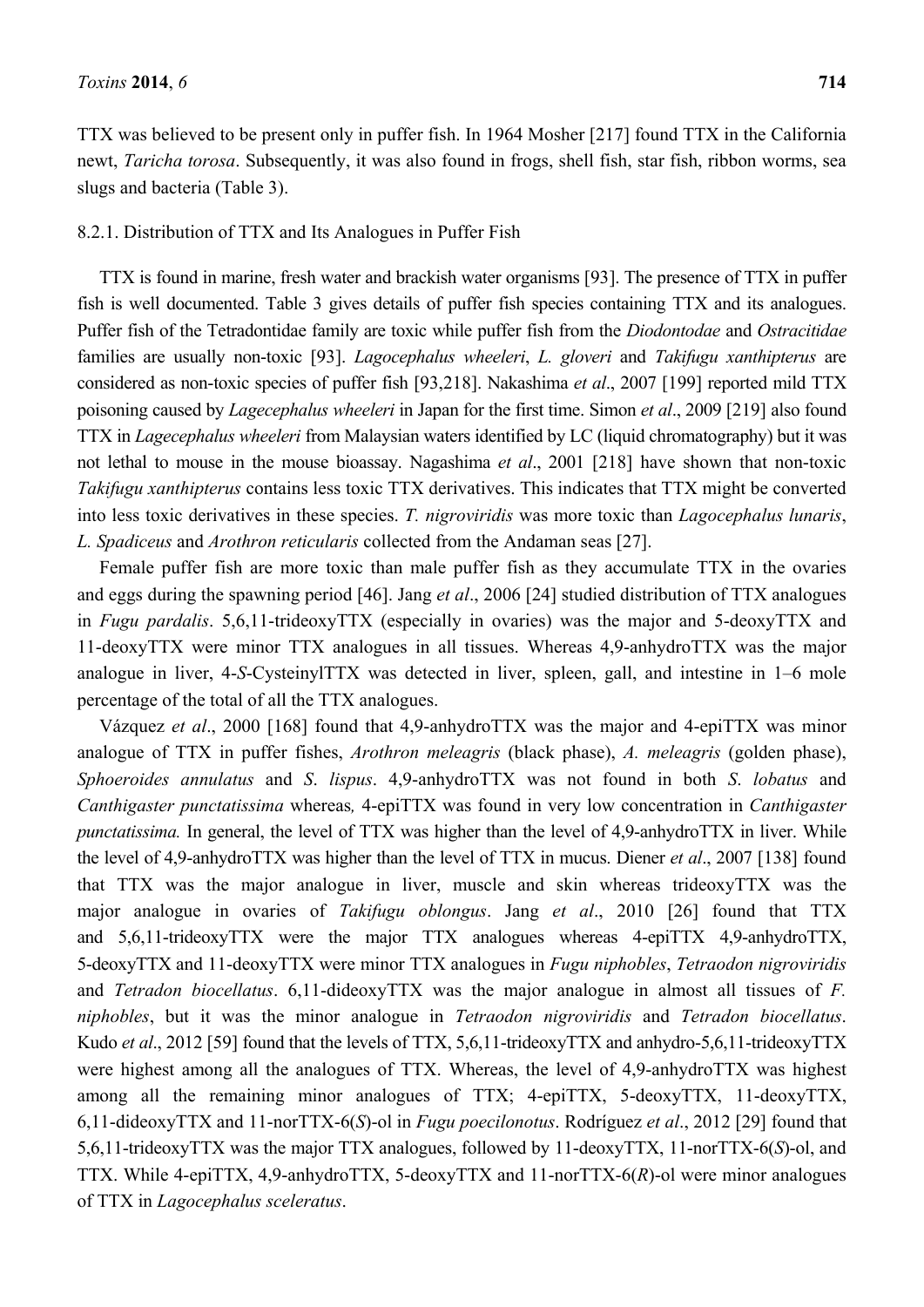TTX was believed to be present only in puffer fish. In 1964 Mosher [217] found TTX in the California newt, *Taricha torosa*. Subsequently, it was also found in frogs, shell fish, star fish, ribbon worms, sea slugs and bacteria (Table 3).

#### 8.2.1. Distribution of TTX and Its Analogues in Puffer Fish

TTX is found in marine, fresh water and brackish water organisms [93]. The presence of TTX in puffer fish is well documented. Table 3 gives details of puffer fish species containing TTX and its analogues. Puffer fish of the Tetradontidae family are toxic while puffer fish from the *Diodontodae* and *Ostracitidae* families are usually non-toxic [93]. *Lagocephalus wheeleri*, *L. gloveri* and *Takifugu xanthipterus* are considered as non-toxic species of puffer fish [93,218]. Nakashima *et al*., 2007 [199] reported mild TTX poisoning caused by *Lagecephalus wheeleri* in Japan for the first time. Simon *et al*., 2009 [219] also found TTX in *Lagecephalus wheeleri* from Malaysian waters identified by LC (liquid chromatography) but it was not lethal to mouse in the mouse bioassay. Nagashima *et al*., 2001 [218] have shown that non-toxic *Takifugu xanthipterus* contains less toxic TTX derivatives. This indicates that TTX might be converted into less toxic derivatives in these species. *T. nigroviridis* was more toxic than *Lagocephalus lunaris*, *L. Spadiceus* and *Arothron reticularis* collected from the Andaman seas [27].

Female puffer fish are more toxic than male puffer fish as they accumulate TTX in the ovaries and eggs during the spawning period [46]. Jang *et al*., 2006 [24] studied distribution of TTX analogues in *Fugu pardalis*. 5,6,11-trideoxyTTX (especially in ovaries) was the major and 5-deoxyTTX and 11-deoxyTTX were minor TTX analogues in all tissues. Whereas 4,9-anhydroTTX was the major analogue in liver, 4-*S*-CysteinylTTX was detected in liver, spleen, gall, and intestine in 1–6 mole percentage of the total of all the TTX analogues.

Vázquez *et al*., 2000 [168] found that 4,9-anhydroTTX was the major and 4-epiTTX was minor analogue of TTX in puffer fishes, *Arothron meleagris* (black phase), *A. meleagris* (golden phase), *Sphoeroides annulatus* and *S. lispus*. 4,9-anhydroTTX was not found in both *S. lobatus* and *Canthigaster punctatissima* whereas*,* 4-epiTTX was found in very low concentration in *Canthigaster punctatissima.* In general, the level of TTX was higher than the level of 4,9-anhydroTTX in liver. While the level of 4,9-anhydroTTX was higher than the level of TTX in mucus. Diener *et al*., 2007 [138] found that TTX was the major analogue in liver, muscle and skin whereas trideoxyTTX was the major analogue in ovaries of *Takifugu oblongus*. Jang *et al*., 2010 [26] found that TTX and 5,6,11-trideoxyTTX were the major TTX analogues whereas 4-epiTTX 4,9-anhydroTTX, 5-deoxyTTX and 11-deoxyTTX were minor TTX analogues in *Fugu niphobles*, *Tetraodon nigroviridis* and *Tetradon biocellatus*. 6,11-dideoxyTTX was the major analogue in almost all tissues of *F. niphobles*, but it was the minor analogue in *Tetraodon nigroviridis* and *Tetradon biocellatus*. Kudo *et al*., 2012 [59] found that the levels of TTX, 5,6,11-trideoxyTTX and anhydro-5,6,11-trideoxyTTX were highest among all the analogues of TTX. Whereas, the level of 4,9-anhydroTTX was highest among all the remaining minor analogues of TTX; 4-epiTTX, 5-deoxyTTX, 11-deoxyTTX, 6,11-dideoxyTTX and 11-norTTX-6(*S*)-ol in *Fugu poecilonotus*. Rodríguez *et al*., 2012 [29] found that 5,6,11-trideoxyTTX was the major TTX analogues, followed by 11-deoxyTTX, 11-norTTX-6(*S*)-ol, and TTX. While 4-epiTTX, 4,9-anhydroTTX, 5-deoxyTTX and 11-norTTX-6(*R*)-ol were minor analogues of TTX in *Lagocephalus sceleratus*.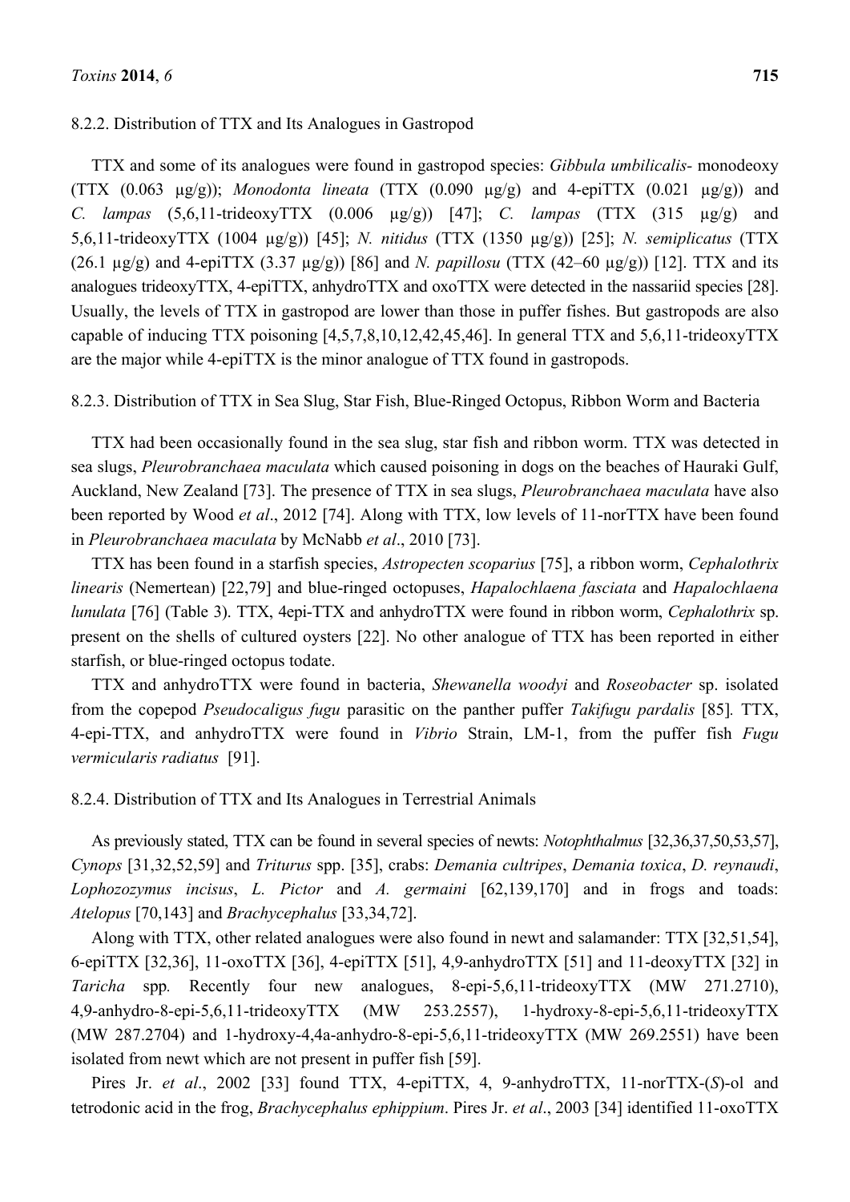#### 8.2.2. Distribution of TTX and Its Analogues in Gastropod

TTX and some of its analogues were found in gastropod species: *Gibbula umbilicalis*- monodeoxy (TTX (0.063 μg/g)); *Monodonta lineata* (TTX (0.090 μg/g) and 4-epiTTX (0.021 μg/g)) and *C. lampas* (5,6,11-trideoxyTTX (0.006 μg/g)) [47]; *C. lampas* (TTX (315 μg/g) and 5,6,11-trideoxyTTX (1004 μg/g)) [45]; *N. nitidus* (TTX (1350 μg/g)) [25]; *N. semiplicatus* (TTX (26.1 μg/g) and 4-epiTTX (3.37 μg/g)) [86] and *N. papillosu* (TTX (42–60 μg/g)) [12]. TTX and its analogues trideoxyTTX, 4-epiTTX, anhydroTTX and oxoTTX were detected in the nassariid species [28]. Usually, the levels of TTX in gastropod are lower than those in puffer fishes. But gastropods are also capable of inducing TTX poisoning [4,5,7,8,10,12,42,45,46]. In general TTX and 5,6,11-trideoxyTTX are the major while 4-epiTTX is the minor analogue of TTX found in gastropods.

#### 8.2.3. Distribution of TTX in Sea Slug, Star Fish, Blue-Ringed Octopus, Ribbon Worm and Bacteria

TTX had been occasionally found in the sea slug, star fish and ribbon worm. TTX was detected in sea slugs, *Pleurobranchaea maculata* which caused poisoning in dogs on the beaches of Hauraki Gulf, Auckland, New Zealand [73]. The presence of TTX in sea slugs, *Pleurobranchaea maculata* have also been reported by Wood *et al*., 2012 [74]. Along with TTX, low levels of 11-norTTX have been found in *Pleurobranchaea maculata* by McNabb *et al*., 2010 [73].

TTX has been found in a starfish species, *Astropecten scoparius* [75], a ribbon worm, *Cephalothrix linearis* (Nemertean) [22,79] and blue-ringed octopuses, *Hapalochlaena fasciata* and *Hapalochlaena lunulata* [76] (Table 3). TTX, 4epi-TTX and anhydroTTX were found in ribbon worm, *Cephalothrix* sp. present on the shells of cultured oysters [22]. No other analogue of TTX has been reported in either starfish, or blue-ringed octopus todate.

TTX and anhydroTTX were found in bacteria, *Shewanella woodyi* and *Roseobacter* sp. isolated from the copepod *Pseudocaligus fugu* parasitic on the panther puffer *Takifugu pardalis* [85]. TTX, 4-epi-TTX, and anhydroTTX were found in *Vibrio* Strain, LM-1, from the puffer fish *Fugu vermicularis radiatus* [91].

#### 8.2.4. Distribution of TTX and Its Analogues in Terrestrial Animals

As previously stated, TTX can be found in several species of newts: *Notophthalmus* [32,36,37,50,53,57], *Cynops* [31,32,52,59] and *Triturus* spp. [35], crabs: *Demania cultripes*, *Demania toxica*, *D. reynaudi*, *Lophozozymus incisus*, *L. Pictor* and *A. germaini* [62,139,170] and in frogs and toads: *Atelopus* [70,143] and *Brachycephalus* [33,34,72].

Along with TTX, other related analogues were also found in newt and salamander: TTX [32,51,54], 6-epiTTX [32,36], 11-oxoTTX [36], 4-epiTTX [51], 4,9-anhydroTTX [51] and 11-deoxyTTX [32] in *Taricha* spp. Recently four new analogues, 8-epi-5,6,11-trideoxyTTX (MW 271.2710), 4,9-anhydro-8-epi-5,6,11-trideoxyTTX (MW 253.2557), 1-hydroxy-8-epi-5,6,11-trideoxyTTX (MW 287.2704) and 1-hydroxy-4,4a-anhydro-8-epi-5,6,11-trideoxyTTX (MW 269.2551) have been isolated from newt which are not present in puffer fish [59].

Pires Jr. *et al*., 2002 [33] found TTX, 4-epiTTX, 4, 9-anhydroTTX, 11-norTTX-(*S*)-ol and tetrodonic acid in the frog, *Brachycephalus ephippium*. Pires Jr. *et al*., 2003 [34] identified 11-oxoTTX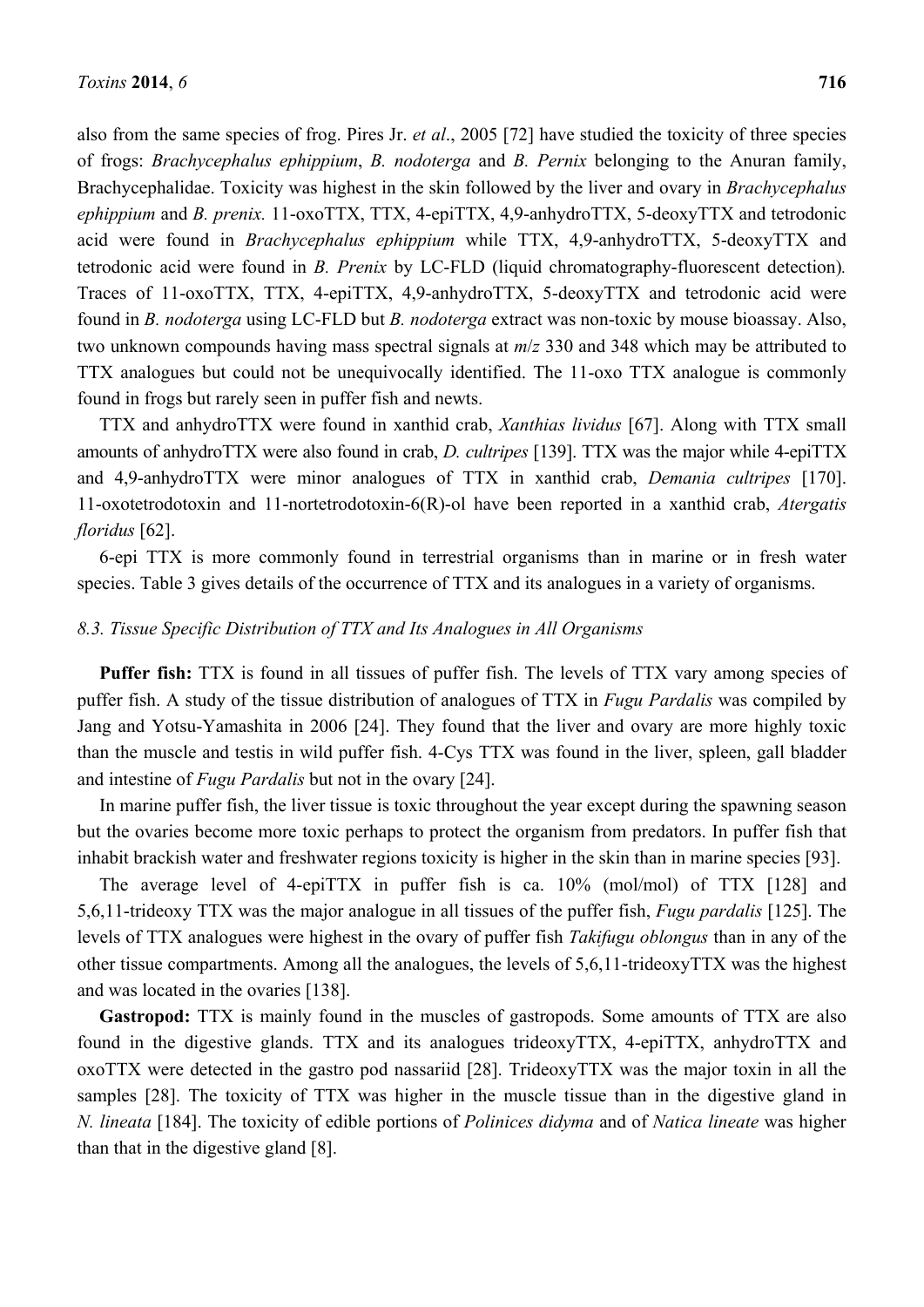also from the same species of frog. Pires Jr. *et al*., 2005 [72] have studied the toxicity of three species of frogs: *Brachycephalus ephippium*, *B. nodoterga* and *B. Pernix* belonging to the Anuran family, Brachycephalidae. Toxicity was highest in the skin followed by the liver and ovary in *Brachycephalus ephippium* and *B. prenix.* 11-oxoTTX, TTX, 4-epiTTX, 4,9-anhydroTTX, 5-deoxyTTX and tetrodonic acid were found in *Brachycephalus ephippium* while TTX, 4,9-anhydroTTX, 5-deoxyTTX and tetrodonic acid were found in *B. Prenix* by LC-FLD (liquid chromatography-fluorescent detection). Traces of 11-oxoTTX, TTX, 4-epiTTX, 4,9-anhydroTTX, 5-deoxyTTX and tetrodonic acid were found in *B. nodoterga* using LC-FLD but *B. nodoterga* extract was non-toxic by mouse bioassay. Also, two unknown compounds having mass spectral signals at *m*/*z* 330 and 348 which may be attributed to TTX analogues but could not be unequivocally identified. The 11-oxo TTX analogue is commonly found in frogs but rarely seen in puffer fish and newts.

TTX and anhydroTTX were found in xanthid crab, *Xanthias lividus* [67]. Along with TTX small amounts of anhydroTTX were also found in crab, *D. cultripes* [139]. TTX was the major while 4-epiTTX and 4,9-anhydroTTX were minor analogues of TTX in xanthid crab, *Demania cultripes* [170]. 11-oxotetrodotoxin and 11-nortetrodotoxin-6(R)-ol have been reported in a xanthid crab, *Atergatis floridus* [62].

6-epi TTX is more commonly found in terrestrial organisms than in marine or in fresh water species. Table 3 gives details of the occurrence of TTX and its analogues in a variety of organisms.

### *8.3. Tissue Specific Distribution of TTX and Its Analogues in All Organisms*

**Puffer fish:** TTX is found in all tissues of puffer fish. The levels of TTX vary among species of puffer fish. A study of the tissue distribution of analogues of TTX in *Fugu Pardalis* was compiled by Jang and Yotsu-Yamashita in 2006 [24]. They found that the liver and ovary are more highly toxic than the muscle and testis in wild puffer fish. 4-Cys TTX was found in the liver, spleen, gall bladder and intestine of *Fugu Pardalis* but not in the ovary [24].

In marine puffer fish, the liver tissue is toxic throughout the year except during the spawning season but the ovaries become more toxic perhaps to protect the organism from predators. In puffer fish that inhabit brackish water and freshwater regions toxicity is higher in the skin than in marine species [93].

The average level of 4-epiTTX in puffer fish is ca. 10% (mol/mol) of TTX [128] and 5,6,11-trideoxy TTX was the major analogue in all tissues of the puffer fish, *Fugu pardalis* [125]. The levels of TTX analogues were highest in the ovary of puffer fish *Takifugu oblongus* than in any of the other tissue compartments. Among all the analogues, the levels of 5,6,11-trideoxyTTX was the highest and was located in the ovaries [138].

**Gastropod:** TTX is mainly found in the muscles of gastropods. Some amounts of TTX are also found in the digestive glands. TTX and its analogues trideoxyTTX, 4-epiTTX, anhydroTTX and oxoTTX were detected in the gastro pod nassariid [28]. TrideoxyTTX was the major toxin in all the samples [28]. The toxicity of TTX was higher in the muscle tissue than in the digestive gland in *N. lineata* [184]. The toxicity of edible portions of *Polinices didyma* and of *Natica lineate* was higher than that in the digestive gland [8].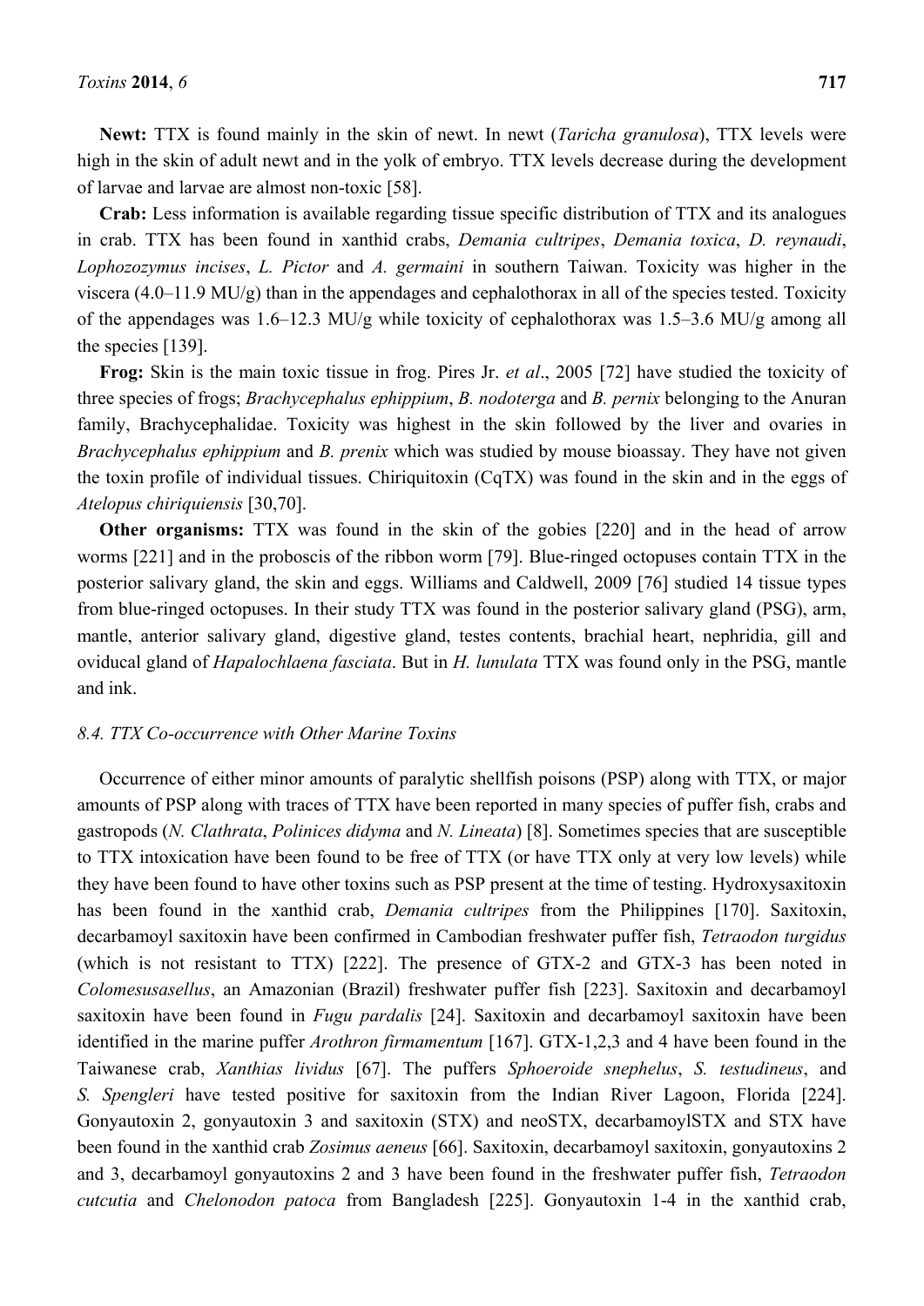**Newt:** TTX is found mainly in the skin of newt. In newt (*Taricha granulosa*), TTX levels were high in the skin of adult newt and in the yolk of embryo. TTX levels decrease during the development of larvae and larvae are almost non-toxic [58].

**Crab:** Less information is available regarding tissue specific distribution of TTX and its analogues in crab. TTX has been found in xanthid crabs, *Demania cultripes*, *Demania toxica*, *D. reynaudi*, *Lophozozymus incises*, *L. Pictor* and *A. germaini* in southern Taiwan. Toxicity was higher in the viscera (4.0–11.9 MU/g) than in the appendages and cephalothorax in all of the species tested. Toxicity of the appendages was 1.6–12.3 MU/g while toxicity of cephalothorax was 1.5–3.6 MU/g among all the species [139].

**Frog:** Skin is the main toxic tissue in frog. Pires Jr. *et al*., 2005 [72] have studied the toxicity of three species of frogs; *Brachycephalus ephippium*, *B. nodoterga* and *B. pernix* belonging to the Anuran family, Brachycephalidae. Toxicity was highest in the skin followed by the liver and ovaries in *Brachycephalus ephippium* and *B. prenix* which was studied by mouse bioassay. They have not given the toxin profile of individual tissues. Chiriquitoxin (CqTX) was found in the skin and in the eggs of *Atelopus chiriquiensis* [30,70].

**Other organisms:** TTX was found in the skin of the gobies [220] and in the head of arrow worms [221] and in the proboscis of the ribbon worm [79]. Blue-ringed octopuses contain TTX in the posterior salivary gland, the skin and eggs. Williams and Caldwell, 2009 [76] studied 14 tissue types from blue-ringed octopuses. In their study TTX was found in the posterior salivary gland (PSG), arm, mantle, anterior salivary gland, digestive gland, testes contents, brachial heart, nephridia, gill and oviducal gland of *Hapalochlaena fasciata*. But in *H. lunulata* TTX was found only in the PSG, mantle and ink.

### *8.4. TTX Co-occurrence with Other Marine Toxins*

Occurrence of either minor amounts of paralytic shellfish poisons (PSP) along with TTX, or major amounts of PSP along with traces of TTX have been reported in many species of puffer fish, crabs and gastropods (*N. Clathrata*, *Polinices didyma* and *N. Lineata*) [8]. Sometimes species that are susceptible to TTX intoxication have been found to be free of TTX (or have TTX only at very low levels) while they have been found to have other toxins such as PSP present at the time of testing. Hydroxysaxitoxin has been found in the xanthid crab, *Demania cultripes* from the Philippines [170]. Saxitoxin, decarbamoyl saxitoxin have been confirmed in Cambodian freshwater puffer fish, *Tetraodon turgidus* (which is not resistant to TTX) [222]. The presence of GTX-2 and GTX-3 has been noted in *Colomesusasellus*, an Amazonian (Brazil) freshwater puffer fish [223]. Saxitoxin and decarbamoyl saxitoxin have been found in *Fugu pardalis* [24]. Saxitoxin and decarbamoyl saxitoxin have been identified in the marine puffer *Arothron firmamentum* [167]. GTX-1,2,3 and 4 have been found in the Taiwanese crab, *Xanthias lividus* [67]. The puffers *Sphoeroide snephelus*, *S. testudineus*, and *S. Spengleri* have tested positive for saxitoxin from the Indian River Lagoon, Florida [224]. Gonyautoxin 2, gonyautoxin 3 and saxitoxin (STX) and neoSTX, decarbamoylSTX and STX have been found in the xanthid crab *Zosimus aeneus* [66]. Saxitoxin, decarbamoyl saxitoxin, gonyautoxins 2 and 3, decarbamoyl gonyautoxins 2 and 3 have been found in the freshwater puffer fish, *Tetraodon cutcutia* and *Chelonodon patoca* from Bangladesh [225]. Gonyautoxin 1-4 in the xanthid crab,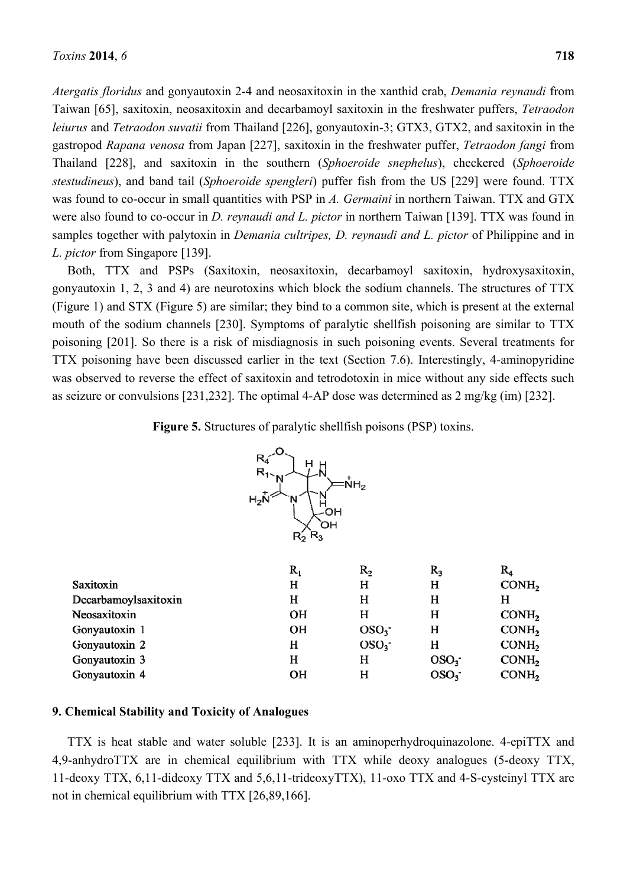*Atergatis floridus* and gonyautoxin 2-4 and neosaxitoxin in the xanthid crab, *Demania reynaudi* from Taiwan [65], saxitoxin, neosaxitoxin and decarbamoyl saxitoxin in the freshwater puffers, *Tetraodon leiurus* and *Tetraodon suvatii* from Thailand [226], gonyautoxin-3; GTX3, GTX2, and saxitoxin in the gastropod *Rapana venosa* from Japan [227], saxitoxin in the freshwater puffer, *Tetraodon fangi* from Thailand [228], and saxitoxin in the southern (*Sphoeroide snephelus*), checkered (*Sphoeroide stestudineus*), and band tail (*Sphoeroide spengleri*) puffer fish from the US [229] were found. TTX was found to co-occur in small quantities with PSP in *A. Germaini* in northern Taiwan. TTX and GTX were also found to co-occur in *D. reynaudi and L. pictor* in northern Taiwan [139]. TTX was found in samples together with palytoxin in *Demania cultripes, D. reynaudi and L. pictor* of Philippine and in *L. pictor* from Singapore [139].

Both, TTX and PSPs (Saxitoxin, neosaxitoxin, decarbamoyl saxitoxin, hydroxysaxitoxin, gonyautoxin 1, 2, 3 and 4) are neurotoxins which block the sodium channels. The structures of TTX (Figure 1) and STX (Figure 5) are similar; they bind to a common site, which is present at the external mouth of the sodium channels [230]. Symptoms of paralytic shellfish poisoning are similar to TTX poisoning [201]. So there is a risk of misdiagnosis in such poisoning events. Several treatments for TTX poisoning have been discussed earlier in the text (Section 7.6). Interestingly, 4-aminopyridine was observed to reverse the effect of saxitoxin and tetrodotoxin in mice without any side effects such as seizure or convulsions [231,232]. The optimal 4-AP dose was determined as 2 mg/kg (im) [232].

**Figure 5.** Structures of paralytic shellfish poisons (PSP) toxins.

| | $R_1$ | $R_2$ | $R_3$ | $R_4$ |
|---|---|---|---|---|
| Saxitoxin | H | H | H | $CONH_2$ |
| Decarbamoylsaxitoxin | H | H | H | H |
| Neosaxitoxin | OH | H | H | $CONH_2$ |
| Gonyautoxin 1 | OH | $OSO_3^-$ | H | $CONH_2$ |
| Gonyautoxin 2 | H | $OSO_3^-$ | H | $CONH_2$ |
| Gonyautoxin 3 | H | H | $OSO_3^-$ | $CONH_2$ |
| Gonyautoxin 4 | OH | H | $OSO_3^-$ | $CONH_2$ |

## 9. Chemical Stability and Toxicity of Analogues

TTX is heat stable and water soluble [233]. It is an aminoperhydroquinazolone. 4-epiTTX and 4,9-anhydroTTX are in chemical equilibrium with TTX while deoxy analogues (5-deoxy TTX, 11-deoxy TTX, 6,11-dideoxy TTX and 5,6,11-trideoxyTTX), 11-oxo TTX and 4-S-cysteinyl TTX are not in chemical equilibrium with TTX [26,89,166].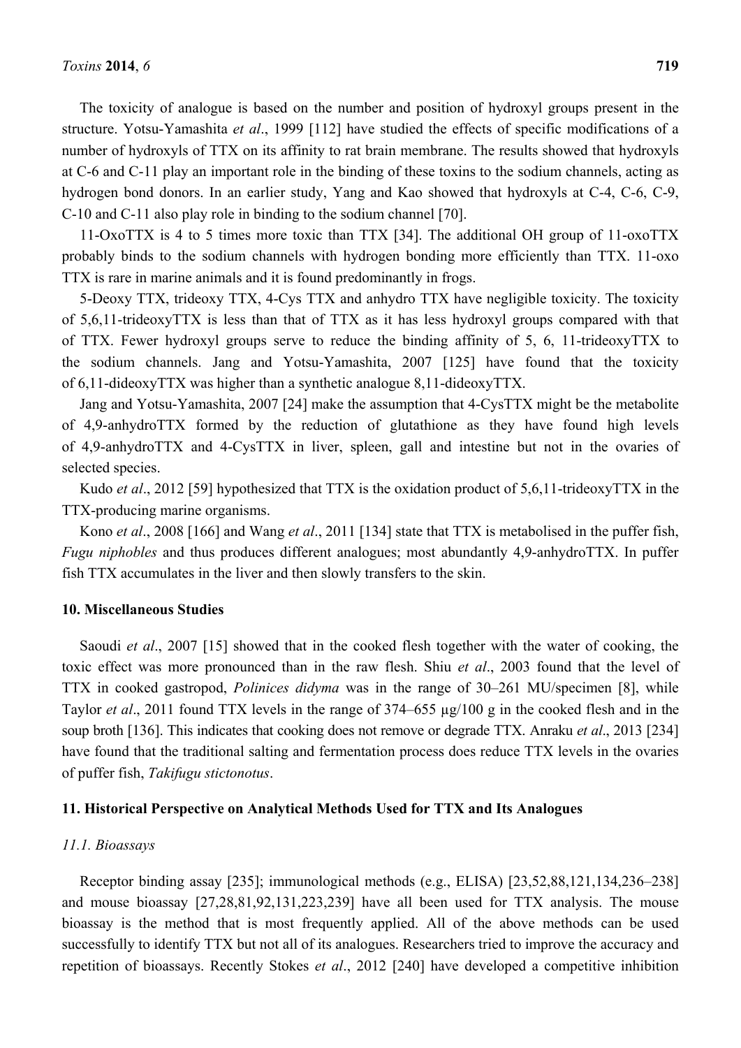The toxicity of analogue is based on the number and position of hydroxyl groups present in the structure. Yotsu-Yamashita *et al*., 1999 [112] have studied the effects of specific modifications of a number of hydroxyls of TTX on its affinity to rat brain membrane. The results showed that hydroxyls at C-6 and C-11 play an important role in the binding of these toxins to the sodium channels, acting as hydrogen bond donors. In an earlier study, Yang and Kao showed that hydroxyls at C-4, C-6, C-9, C-10 and C-11 also play role in binding to the sodium channel [70].

11-OxoTTX is 4 to 5 times more toxic than TTX [34]. The additional OH group of 11-oxoTTX probably binds to the sodium channels with hydrogen bonding more efficiently than TTX. 11-oxo TTX is rare in marine animals and it is found predominantly in frogs.

5-Deoxy TTX, trideoxy TTX, 4-Cys TTX and anhydro TTX have negligible toxicity. The toxicity of 5,6,11-trideoxyTTX is less than that of TTX as it has less hydroxyl groups compared with that of TTX. Fewer hydroxyl groups serve to reduce the binding affinity of 5, 6, 11-trideoxyTTX to the sodium channels. Jang and Yotsu-Yamashita, 2007 [125] have found that the toxicity of 6,11-dideoxyTTX was higher than a synthetic analogue 8,11-dideoxyTTX.

Jang and Yotsu-Yamashita, 2007 [24] make the assumption that 4-CysTTX might be the metabolite of 4,9-anhydroTTX formed by the reduction of glutathione as they have found high levels of 4,9-anhydroTTX and 4-CysTTX in liver, spleen, gall and intestine but not in the ovaries of selected species.

Kudo *et al*., 2012 [59] hypothesized that TTX is the oxidation product of 5,6,11-trideoxyTTX in the TTX-producing marine organisms.

Kono *et al*., 2008 [166] and Wang *et al*., 2011 [134] state that TTX is metabolised in the puffer fish, *Fugu niphobles* and thus produces different analogues; most abundantly 4,9-anhydroTTX. In puffer fish TTX accumulates in the liver and then slowly transfers to the skin.

## 10. Miscellaneous Studies

Saoudi *et al*., 2007 [15] showed that in the cooked flesh together with the water of cooking, the toxic effect was more pronounced than in the raw flesh. Shiu *et al*., 2003 found that the level of TTX in cooked gastropod, *Polinices didyma* was in the range of 30–261 MU/specimen [8], while Taylor *et al*., 2011 found TTX levels in the range of 374–655 μg/100 g in the cooked flesh and in the soup broth [136]. This indicates that cooking does not remove or degrade TTX. Anraku *et al*., 2013 [234] have found that the traditional salting and fermentation process does reduce TTX levels in the ovaries of puffer fish, *Takifugu stictonotus*.

## 11. Historical Perspective on Analytical Methods Used for TTX and Its Analogues

### *11.1. Bioassays*

Receptor binding assay [235]; immunological methods (e.g., ELISA) [23,52,88,121,134,236–238] and mouse bioassay [27,28,81,92,131,223,239] have all been used for TTX analysis. The mouse bioassay is the method that is most frequently applied. All of the above methods can be used successfully to identify TTX but not all of its analogues. Researchers tried to improve the accuracy and repetition of bioassays. Recently Stokes *et al*., 2012 [240] have developed a competitive inhibition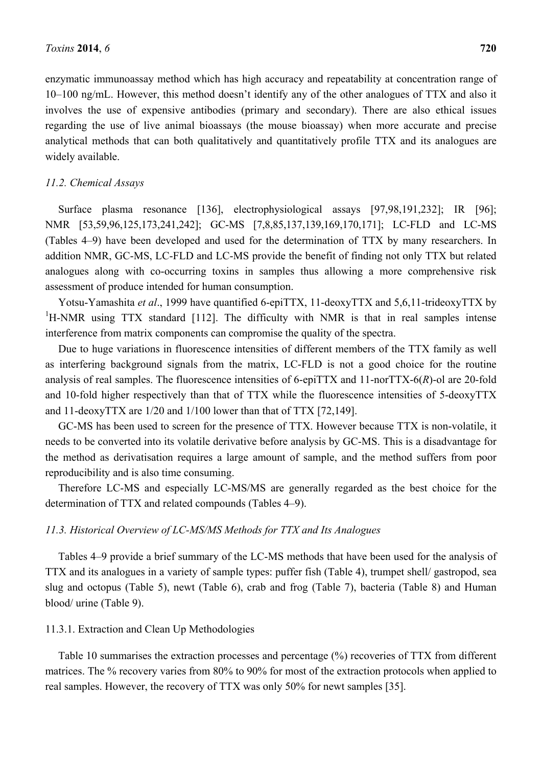enzymatic immunoassay method which has high accuracy and repeatability at concentration range of 10–100 ng/mL. However, this method doesn't identify any of the other analogues of TTX and also it involves the use of expensive antibodies (primary and secondary). There are also ethical issues regarding the use of live animal bioassays (the mouse bioassay) when more accurate and precise analytical methods that can both qualitatively and quantitatively profile TTX and its analogues are widely available.

### 11.2. Chemical Assays

Surface plasma resonance [136], electrophysiological assays [97,98,191,232]; IR [96]; NMR [53,59,96,125,173,241,242]; GC-MS [7,8,85,137,139,169,170,171]; LC-FLD and LC-MS (Tables 4–9) have been developed and used for the determination of TTX by many researchers. In addition NMR, GC-MS, LC-FLD and LC-MS provide the benefit of finding not only TTX but related analogues along with co-occurring toxins in samples thus allowing a more comprehensive risk assessment of produce intended for human consumption.

Yotsu-Yamashita *et al*., 1999 have quantified 6-epiTTX, 11-deoxyTTX and 5,6,11-trideoxyTTX by $^{1}$H-NMR using TTX standard [112]. The difficulty with NMR is that in real samples intense interference from matrix components can compromise the quality of the spectra.

Due to huge variations in fluorescence intensities of different members of the TTX family as well as interfering background signals from the matrix, LC-FLD is not a good choice for the routine analysis of real samples. The fluorescence intensities of 6-epiTTX and 11-norTTX-6(*R*)-ol are 20-fold and 10-fold higher respectively than that of TTX while the fluorescence intensities of 5-deoxyTTX and 11-deoxyTTX are 1/20 and 1/100 lower than that of TTX [72,149].

GC-MS has been used to screen for the presence of TTX. However because TTX is non-volatile, it needs to be converted into its volatile derivative before analysis by GC-MS. This is a disadvantage for the method as derivatisation requires a large amount of sample, and the method suffers from poor reproducibility and is also time consuming.

Therefore LC-MS and especially LC-MS/MS are generally regarded as the best choice for the determination of TTX and related compounds (Tables 4–9).

### 11.3. Historical Overview of LC-MS/MS Methods for TTX and Its Analogues

Tables 4–9 provide a brief summary of the LC-MS methods that have been used for the analysis of TTX and its analogues in a variety of sample types: puffer fish (Table 4), trumpet shell/ gastropod, sea slug and octopus (Table 5), newt (Table 6), crab and frog (Table 7), bacteria (Table 8) and Human blood/ urine (Table 9).

#### 11.3.1. Extraction and Clean Up Methodologies

Table 10 summarises the extraction processes and percentage (%) recoveries of TTX from different matrices. The % recovery varies from 80% to 90% for most of the extraction protocols when applied to real samples. However, the recovery of TTX was only 50% for newt samples [35].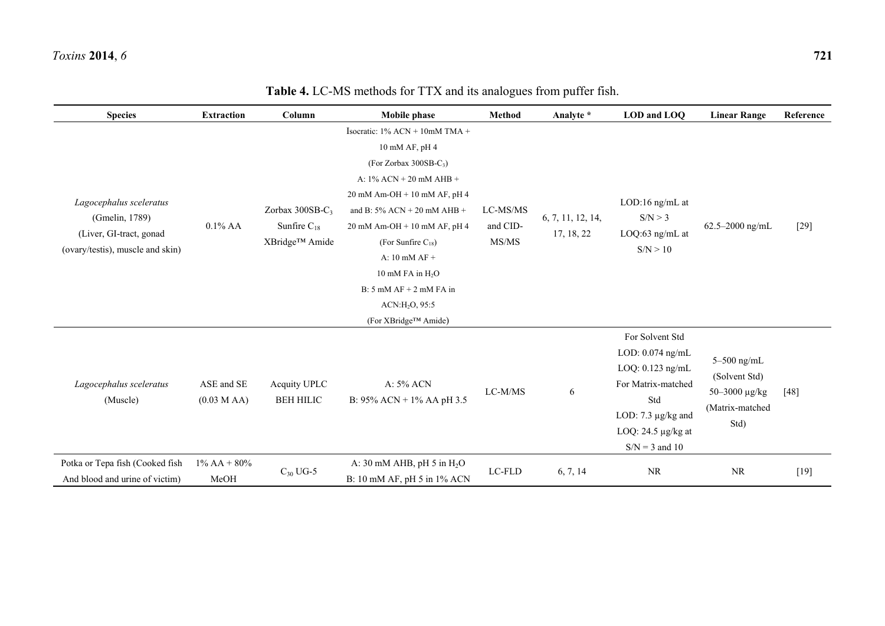**Table 4.** LC-MS methods for TTX and its analogues from puffer fish.

| Species | Extraction | Column | Mobile phase | Method | Analyte * | LOD and LOQ | Linear Range | Reference |
|---|---|---|---|---|---|---|---|---|
| *Lagocephalus sceleratus* (Gmelin, 1789) (Liver, GI-tract, gonad (ovary/testis), muscle and skin) | 0.1% AA | Zorbax 300SB-$C_3$ Sunfire $C_{18}$ XBridge™ Amide | Isocratic: 1% ACN + 10mM TMA + 10 mM AF, pH 4 (For Zorbax 300SB-$C_3$) A: 1% ACN + 20 mM AHB + 20 mM Am-OH + 10 mM AF, pH 4 and B: 5% ACN + 20 mM AHB + 20 mM Am-OH + 10 mM AF, pH 4 (For Sunfire $C_{18}$) A: 10 mM AF + 10 mM FA in $H_2O$ B: 5 mM AF + 2 mM FA in ACN:$H_2O$, 95:5 (For XBridge™ Amide) | LC-MS/MS and CID-MS/MS | 6, 7, 11, 12, 14, 17, 18, 22 | LOD:16 ng/mL at S/N > 3 LOQ:63 ng/mL at S/N > 10 | 62.5–2000 ng/mL | [29] |
| *Lagocephalus sceleratus* (Muscle) | ASE and SE (0.03 M AA) | Acquity UPLC BEH HILIC | A: 5% ACN B: 95% ACN + 1% AA pH 3.5 | LC-M/MS | 6 | For Solvent Std LOD: 0.074 ng/mL LOQ: 0.123 ng/mL For Matrix-matched Std LOD: 7.3 µg/kg and LOQ: 24.5 µg/kg at S/N = 3 and 10 | 5–500 ng/mL (Solvent Std) 50–3000 µg/kg (Matrix-matched Std) | [48] |
| Potka or Tepa fish (Cooked fish And blood and urine of victim) | 1% AA + 80% MeOH | $C_{30}$ UG-5 | A: 30 mM AHB, pH 5 in $H_2O$ B: 10 mM AF, pH 5 in 1% ACN | LC-FLD | 6, 7, 14 | NR | NR | [19] |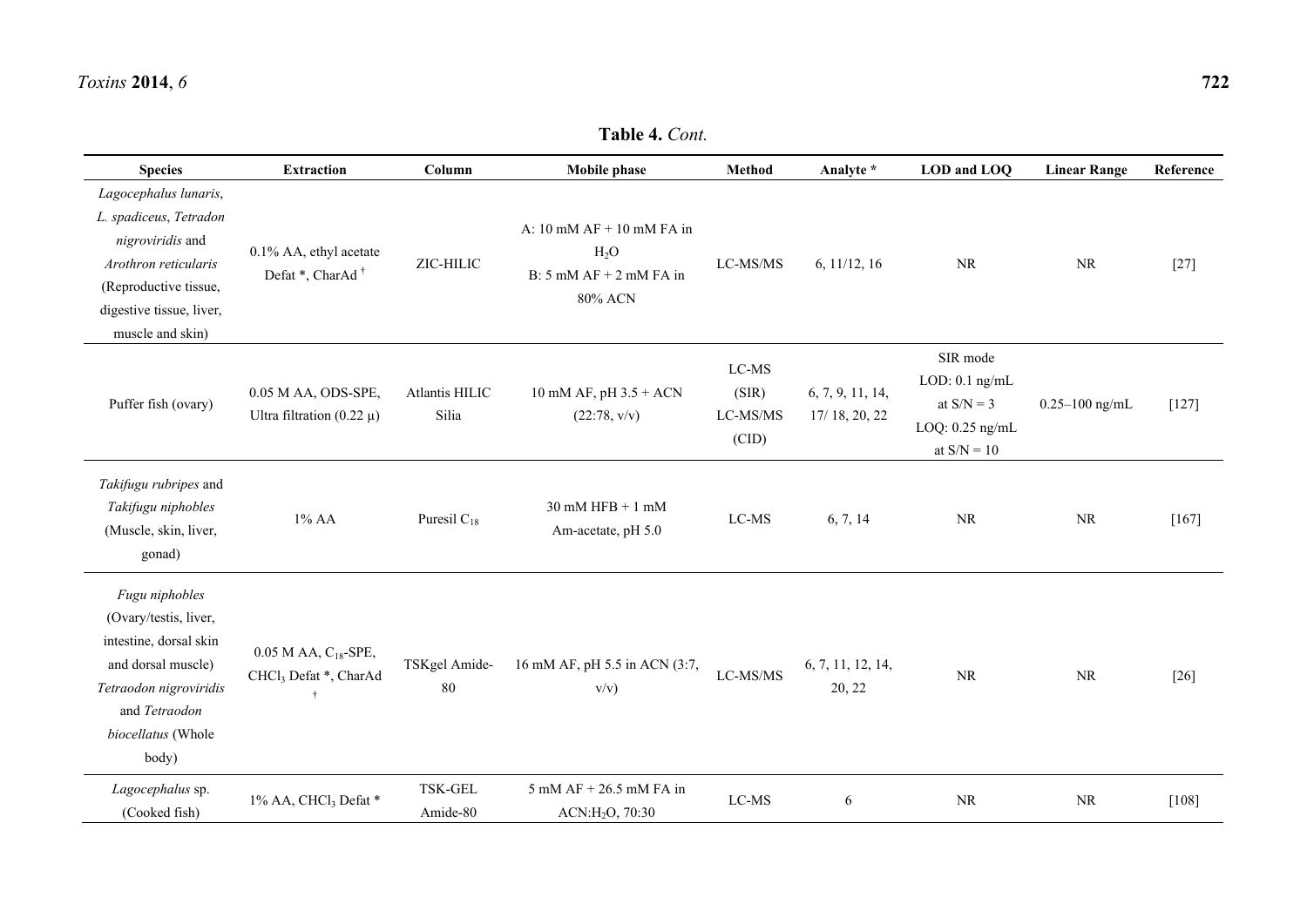**Table 4.** *Cont.*

| Species | Extraction | Column | Mobile phase | Method | Analyte * | LOD and LOQ | Linear Range | Reference |
|---|---|---|---|---|---|---|---|---|
| *Lagocephalus lunaris*, *L. spadiceus*, *Tetradon nigroviridis* and *Arothron reticularis* (Reproductive tissue, digestive tissue, liver, muscle and skin) | 0.1% AA, ethyl acetate Defat *, CharAd † | ZIC-HILIC | A: 10 mM AF + 10 mM FA in $H_2O$ B: 5 mM AF + 2 mM FA in 80% ACN | LC-MS/MS | 6, 11/12, 16 | NR | NR | [27] |
| Puffer fish (ovary) | 0.05 M AA, ODS-SPE, Ultra filtration (0.22 µ) | Atlantis HILIC Silia | 10 mM AF, pH 3.5 + ACN (22:78, v/v) | LC-MS (SIR) LC-MS/MS (CID) | 6, 7, 9, 11, 14, 17/ 18, 20, 22 | SIR mode LOD: 0.1 ng/mL at S/N = 3 LOQ: 0.25 ng/mL at S/N = 10 | 0.25–100 ng/mL | [127] |
| *Takifugu rubripes* and *Takifugu niphobles* (Muscle, skin, liver, gonad) | 1% AA | Puresil $C_{18}$ | 30 mM HFB + 1 mM Am-acetate, pH 5.0 | LC-MS | 6, 7, 14 | NR | NR | [167] |
| *Fugu niphobles* (Ovary/testis, liver, intestine, dorsal skin and dorsal muscle) *Tetraodon nigroviridis* and *Tetraodon biocellatus* (Whole body) | 0.05 M AA, $C_{18}$-SPE, $CHCl_3$ Defat *, CharAd † | TSKgel Amide-80 | 16 mM AF, pH 5.5 in ACN (3:7, v/v) | LC-MS/MS | 6, 7, 11, 12, 14, 20, 22 | NR | NR | [26] |
| *Lagocephalus* sp. (Cooked fish) | 1% AA, $CHCl_3$ Defat * | TSK-GEL Amide-80 | 5 mM AF + 26.5 mM FA in ACN:$H_2O$, 70:30 | LC-MS | 6 | NR | NR | [108] |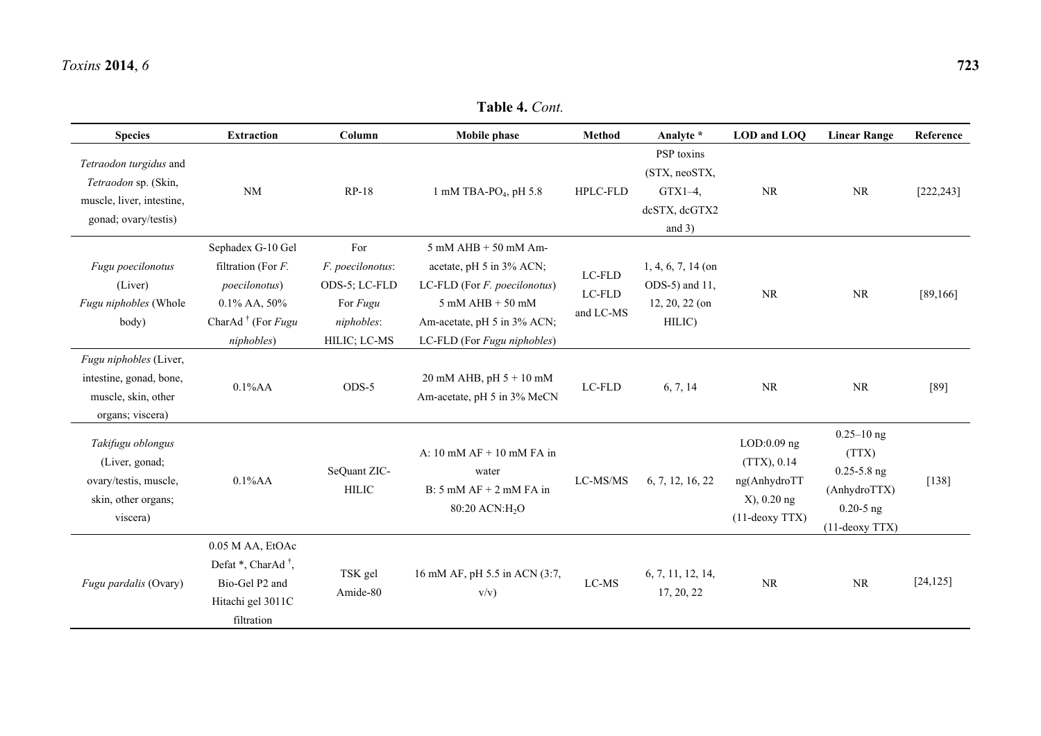**Table 4.** *Cont.*

| Species | Extraction | Column | Mobile phase | Method | Analyte * | LOD and LOQ | Linear Range | Reference |
|---|---|---|---|---|---|---|---|---|
| *Tetraodon turgidus* and *Tetraodon* sp. (Skin, muscle, liver, intestine, gonad; ovary/testis) | NM | RP-18 | 1 mM TBA-$PO_4$, pH 5.8 | HPLC-FLD | PSP toxins (STX, neoSTX, GTX1–4, dcSTX, dcGTX2 and 3) | NR | NR | [222,243] |
| *Fugu poecilonotus* (Liver) *Fugu niphobles* (Whole body) | Sephadex G-10 Gel filtration (For *F. poecilonotus*) 0.1% AA, 50% CharAd † (For *Fugu niphobles*) | For *F. poecilonotus*: ODS-5; LC-FLD For *Fugu niphobles*: HILIC; LC-MS | 5 mM AHB + 50 mM Am-acetate, pH 5 in 3% ACN; LC-FLD (For *F. poecilonotus*) 5 mM AHB + 50 mM Am-acetate, pH 5 in 3% ACN; LC-FLD (For *Fugu niphobles*) | LC-FLD LC-FLD and LC-MS | 1, 4, 6, 7, 14 (on ODS-5) and 11, 12, 20, 22 (on HILIC) | NR | NR | [89,166] |
| *Fugu niphobles* (Liver, intestine, gonad, bone, muscle, skin, other organs; viscera) | 0.1%AA | ODS-5 | 20 mM AHB, pH 5 + 10 mM Am-acetate, pH 5 in 3% MeCN | LC-FLD | 6, 7, 14 | NR | NR | [89] |
| *Takifugu oblongus* (Liver, gonad; ovary/testis, muscle, skin, other organs; viscera) | 0.1%AA | SeQuant ZIC-HILIC | A: 10 mM AF + 10 mM FA in water B: 5 mM AF + 2 mM FA in 80:20 ACN:$H_2O$ | LC-MS/MS | 6, 7, 12, 16, 22 | LOD:0.09 ng (TTX), 0.14 ng(AnhydroTTX), 0.20 ng (11-deoxy TTX) | 0.25–10 ng (TTX) 0.25-5.8 ng (AnhydroTTX) 0.20-5 ng (11-deoxy TTX) | [138] |
| *Fugu pardalis* (Ovary) | 0.05 M AA, EtOAc Defat *, CharAd †, Bio-Gel P2 and Hitachi gel 3011C filtration | TSK gel Amide-80 | 16 mM AF, pH 5.5 in ACN (3:7, v/v) | LC-MS | 6, 7, 11, 12, 14, 17, 20, 22 | NR | NR | [24,125] |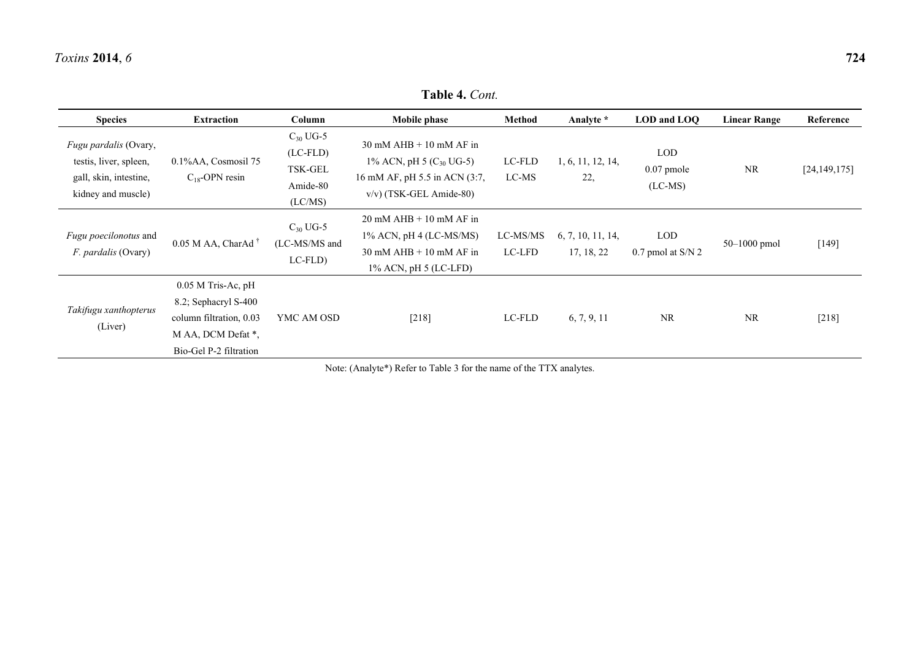**Table 4.** *Cont.*

| Species | Extraction | Column | Mobile phase | Method | Analyte * | LOD and LOQ | Linear Range | Reference |
|---|---|---|---|---|---|---|---|---|
| *Fugu pardalis* (Ovary, testis, liver, spleen, gall, skin, intestine, kidney and muscle) | 0.1%AA, Cosmosil 75 $C_{18}$-OPN resin | $C_{30}$ UG-5 (LC-FLD) TSK-GEL Amide-80 (LC/MS) | 30 mM AHB + 10 mM AF in 1% ACN, pH 5 ($C_{30}$ UG-5) 16 mM AF, pH 5.5 in ACN (3:7, v/v) (TSK-GEL Amide-80) | LC-FLD LC-MS | 1, 6, 11, 12, 14, 22, | LOD 0.07 pmole (LC-MS) | NR | [24,149,175] |
| *Fugu poecilonotus* and *F. pardalis* (Ovary) | 0.05 M AA, CharAd [†] | $C_{30}$ UG-5 (LC-MS/MS and LC-FLD) | 20 mM AHB + 10 mM AF in 1% ACN, pH 4 (LC-MS/MS) 30 mM AHB + 10 mM AF in 1% ACN, pH 5 (LC-LFD) | LC-MS/MS LC-LFD | 6, 7, 10, 11, 14, 17, 18, 22 | LOD 0.7 pmol at S/N 2 | 50–1000 pmol | [149] |
| *Takifugu xanthopterus* (Liver) | 0.05 M Tris-Ac, pH 8.2; Sephacryl S-400 column filtration, 0.03 M AA, DCM Defat *, Bio-Gel P-2 filtration | YMC AM OSD | [218] | LC-FLD | 6, 7, 9, 11 | NR | NR | [218] |

Note: (Analyte*) Refer to Table 3 for the name of the TTX analytes.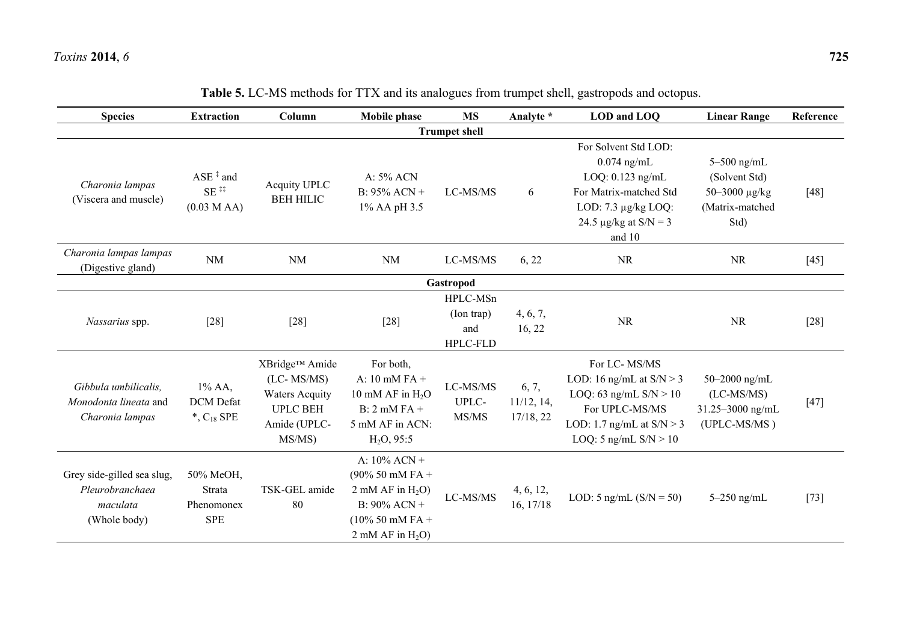**Table 5.** LC-MS methods for TTX and its analogues from trumpet shell, gastropods and octopus.

| Species | Extraction | Column | Mobile phase | MS | Analyte * | LOD and LOQ | Linear Range | Reference |
|---|---|---|---|---|---|---|---|---|
| **Trumpet shell** | | | | | | | | |
| *Charonia lampas* (Viscera and muscle) | ASE ‡ and SE ‡‡ (0.03 M AA) | Acquity UPLC BEH HILIC | A: 5% ACN B: 95% ACN + 1% AA pH 3.5 | LC-MS/MS | 6 | For Solvent Std LOD: 0.074 ng/mL LOQ: 0.123 ng/mL For Matrix-matched Std LOD: 7.3 μg/kg LOQ: 24.5 μg/kg at S/N = 3 and 10 | 5–500 ng/mL (Solvent Std) 50–3000 μg/kg (Matrix-matched Std) | [48] |
| *Charonia lampas lampas* (Digestive gland) | NM | NM | NM | LC-MS/MS | 6, 22 | NR | NR | [45] |
| **Gastropod** | | | | | | | | |
| *Nassarius* spp. | [28] | [28] | [28] | HPLC-MSn (Ion trap) and HPLC-FLD | 4, 6, 7, 16, 22 | NR | NR | [28] |
| *Gibbula umbilicalis, Monodonta lineata* and *Charonia lampas* | 1% AA, DCM Defat *, $C_{18}$ SPE | XBridge™ Amide (LC- MS/MS) Waters Acquity UPLC BEH Amide (UPLC-MS/MS) | For both, A: 10 mM FA + 10 mM AF in $H_2O$ B: 2 mM FA + 5 mM AF in ACN: $H_2O$, 95:5 | LC-MS/MS UPLC-MS/MS | 6, 7, 11/12, 14, 17/18, 22 | For LC- MS/MS LOD: 16 ng/mL at S/N > 3 LOQ: 63 ng/mL S/N > 10 For UPLC-MS/MS LOD: 1.7 ng/mL at S/N > 3 LOQ: 5 ng/mL S/N > 10 | 50–2000 ng/mL (LC-MS/MS) 31.25–3000 ng/mL (UPLC-MS/MS ) | [47] |
| Grey side-gilled sea slug, *Pleurobranchaea maculata* (Whole body) | 50% MeOH, Strata Phenomonex SPE | TSK-GEL amide 80 | A: 10% ACN + (90% 50 mM FA + 2 mM AF in $H_2O$) B: 90% ACN + (10% 50 mM FA + 2 mM AF in $H_2O$) | LC-MS/MS | 4, 6, 12, 16, 17/18 | LOD: 5 ng/mL (S/N = 50) | 5–250 ng/mL | [73] |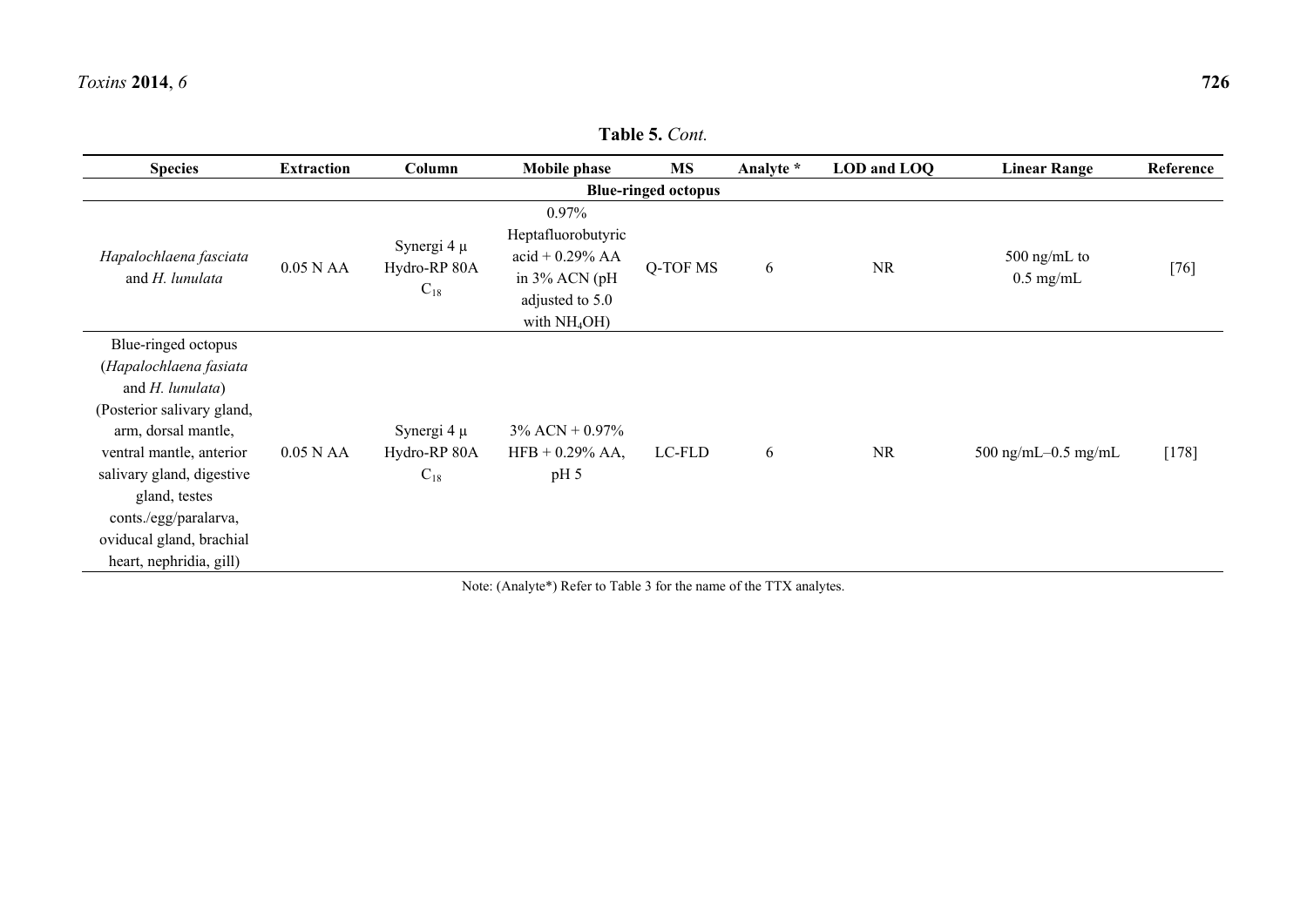**Table 5.** *Cont.*

| Species | Extraction | Column | Mobile phase | MS | Analyte * | LOD and LOQ | Linear Range | Reference |
|---|---|---|---|---|---|---|---|---|
| **Blue-ringed octopus** | | | | | | | | |
| *Hapalochlaena fasciata* and *H. lunulata* | 0.05 N AA | Synergi 4 μ Hydro-RP 80A $C_{18}$ | 0.97% Heptafluorobutyric acid + 0.29% AA in 3% ACN (pH adjusted to 5.0 with $NH_4OH$) | Q-TOF MS | 6 | NR | 500 ng/mL to 0.5 mg/mL | [76] |
| Blue-ringed octopus (*Hapalochlaena fasiata* and *H. lunulata*) (Posterior salivary gland, arm, dorsal mantle, ventral mantle, anterior salivary gland, digestive gland, testes conts./egg/paralarva, oviducal gland, brachial heart, nephridia, gill) | 0.05 N AA | Synergi 4 μ Hydro-RP 80A $C_{18}$ | 3% ACN + 0.97% HFB + 0.29% AA, pH 5 | LC-FLD | 6 | NR | 500 ng/mL–0.5 mg/mL | [178] |

Note: (Analyte*) Refer to Table 3 for the name of the TTX analytes.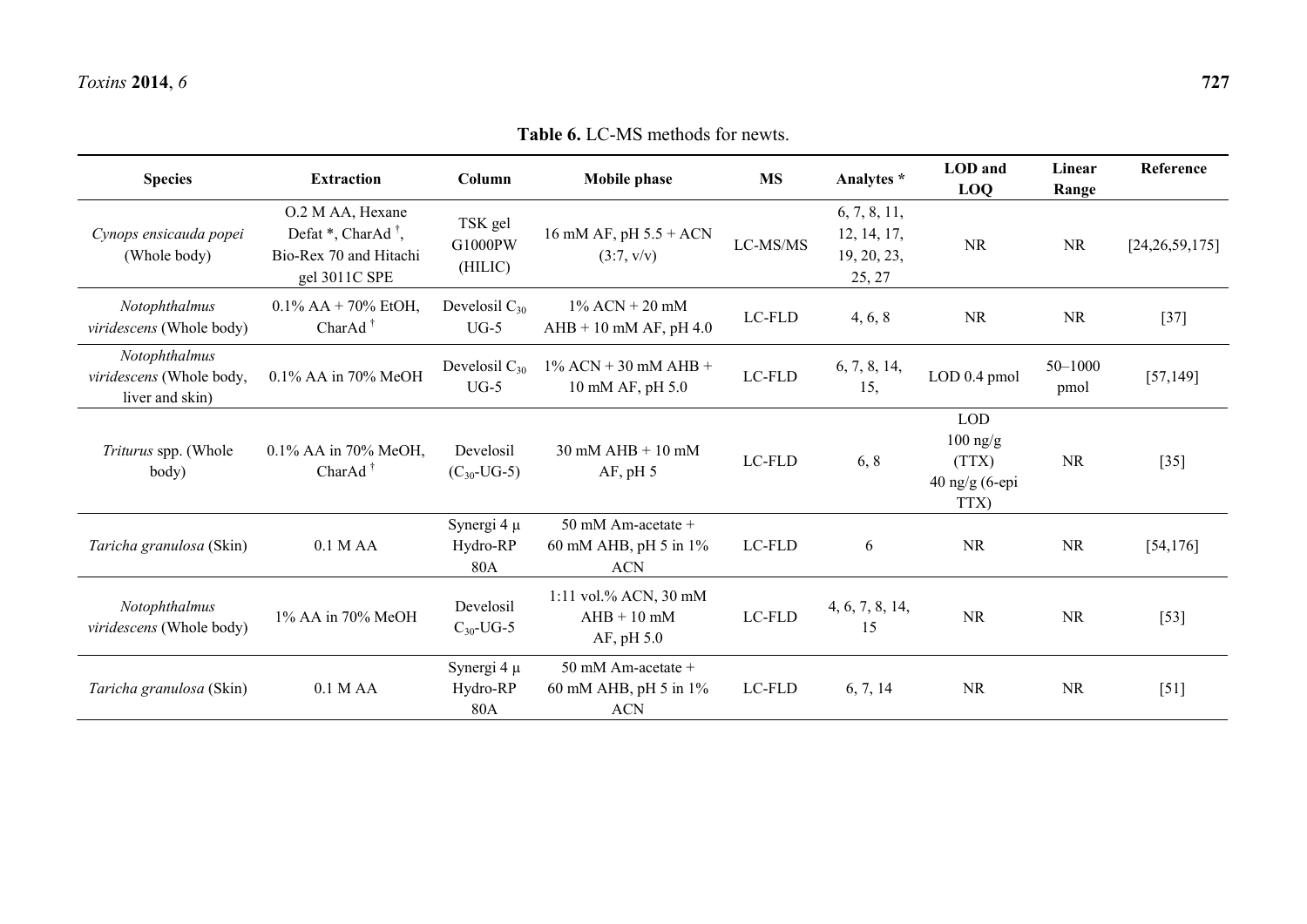**Table 6.** LC-MS methods for newts.

| Species | Extraction | Column | Mobile phase | MS | Analytes * | LOD and LOQ | Linear Range | Reference |
|---|---|---|---|---|---|---|---|---|
| *Cynops ensicauda popei* (Whole body) | O.2 M AA, Hexane Defat *, CharAd †, Bio-Rex 70 and Hitachi gel 3011C SPE | TSK gel G1000PW (HILIC) | 16 mM AF, pH 5.5 + ACN (3:7, v/v) | LC-MS/MS | 6, 7, 8, 11, 12, 14, 17, 19, 20, 23, 25, 27 | NR | NR | [24,26,59,175] |
| *Notophthalmus viridescens* (Whole body) | 0.1% AA + 70% EtOH, CharAd † | Develosil $C_{30}$ UG-5 | 1% ACN + 20 mM AHB + 10 mM AF, pH 4.0 | LC-FLD | 4, 6, 8 | NR | NR | [37] |
| *Notophthalmus viridescens* (Whole body, liver and skin) | 0.1% AA in 70% MeOH | Develosil $C_{30}$ UG-5 | 1% ACN + 30 mM AHB + 10 mM AF, pH 5.0 | LC-FLD | 6, 7, 8, 14, 15, | LOD 0.4 pmol | 50–1000 pmol | [57,149] |
| *Triturus* spp. (Whole body) | 0.1% AA in 70% MeOH, CharAd † | Develosil ($C_{30}$-UG-5) | 30 mM AHB + 10 mM AF, pH 5 | LC-FLD | 6, 8 | LOD 100 ng/g (TTX) 40 ng/g (6-epi TTX) | NR | [35] |
| *Taricha granulosa* (Skin) | 0.1 M AA | Synergi 4 µ Hydro-RP 80A | 50 mM Am-acetate + 60 mM AHB, pH 5 in 1% ACN | LC-FLD | 6 | NR | NR | [54,176] |
| *Notophthalmus viridescens* (Whole body) | 1% AA in 70% MeOH | Develosil $C_{30}$-UG-5 | 1:11 vol.% ACN, 30 mM AHB + 10 mM AF, pH 5.0 | LC-FLD | 4, 6, 7, 8, 14, 15 | NR | NR | [53] |
| *Taricha granulosa* (Skin) | 0.1 M AA | Synergi 4 µ Hydro-RP 80A | 50 mM Am-acetate + 60 mM AHB, pH 5 in 1% ACN | LC-FLD | 6, 7, 14 | NR | NR | [51] |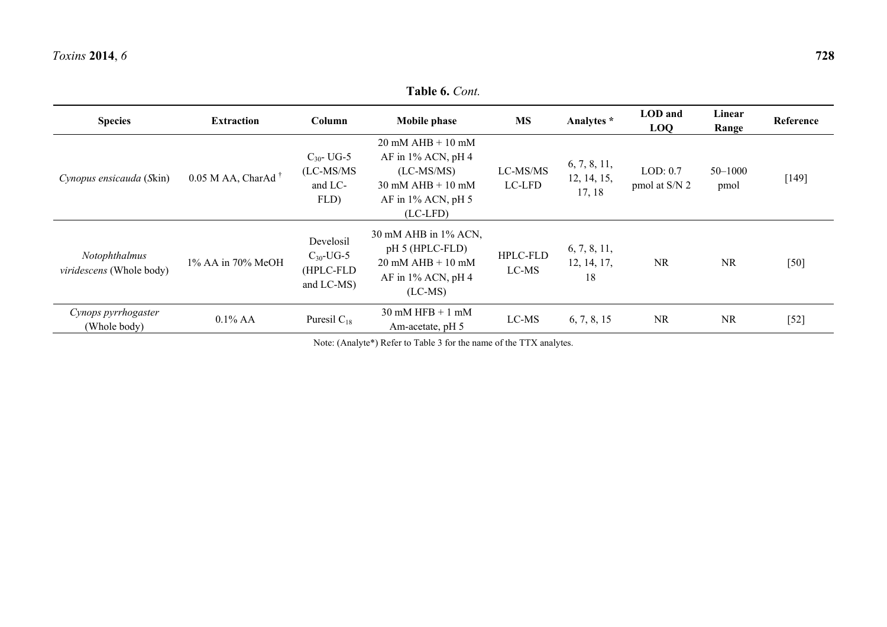**Table 6.** *Cont.*

| Species | Extraction | Column | Mobile phase | MS | Analytes * | LOD and LOQ | Linear Range | Reference |
|---|---|---|---|---|---|---|---|---|
| *Cynopus ensicauda* (*S*kin) | 0.05 M AA, CharAd [†] | $C_{30}$- UG-5 (LC-MS/MS and LC-FLD) | 20 mM AHB + 10 mM AF in 1% ACN, pH 4 (LC-MS/MS) 30 mM AHB + 10 mM AF in 1% ACN, pH 5 (LC-LFD) | LC-MS/MS LC-LFD | 6, 7, 8, 11, 12, 14, 15, 17, 18 | LOD: 0.7 pmol at S/N 2 | 50–1000 pmol | [149] |
| *Notophthalmus viridescens* (Whole body) | 1% AA in 70% MeOH | Develosil $C_{30}$-UG-5 (HPLC-FLD and LC-MS) | 30 mM AHB in 1% ACN, pH 5 (HPLC-FLD) 20 mM AHB + 10 mM AF in 1% ACN, pH 4 (LC-MS) | HPLC-FLD LC-MS | 6, 7, 8, 11, 12, 14, 17, 18 | NR | NR | [50] |
| *Cynops pyrrhogaster* (Whole body) | 0.1% AA | Puresil $C_{18}$ | 30 mM HFB + 1 mM Am-acetate, pH 5 | LC-MS | 6, 7, 8, 15 | NR | NR | [52] |

Note: (Analyte*) Refer to Table 3 for the name of the TTX analytes.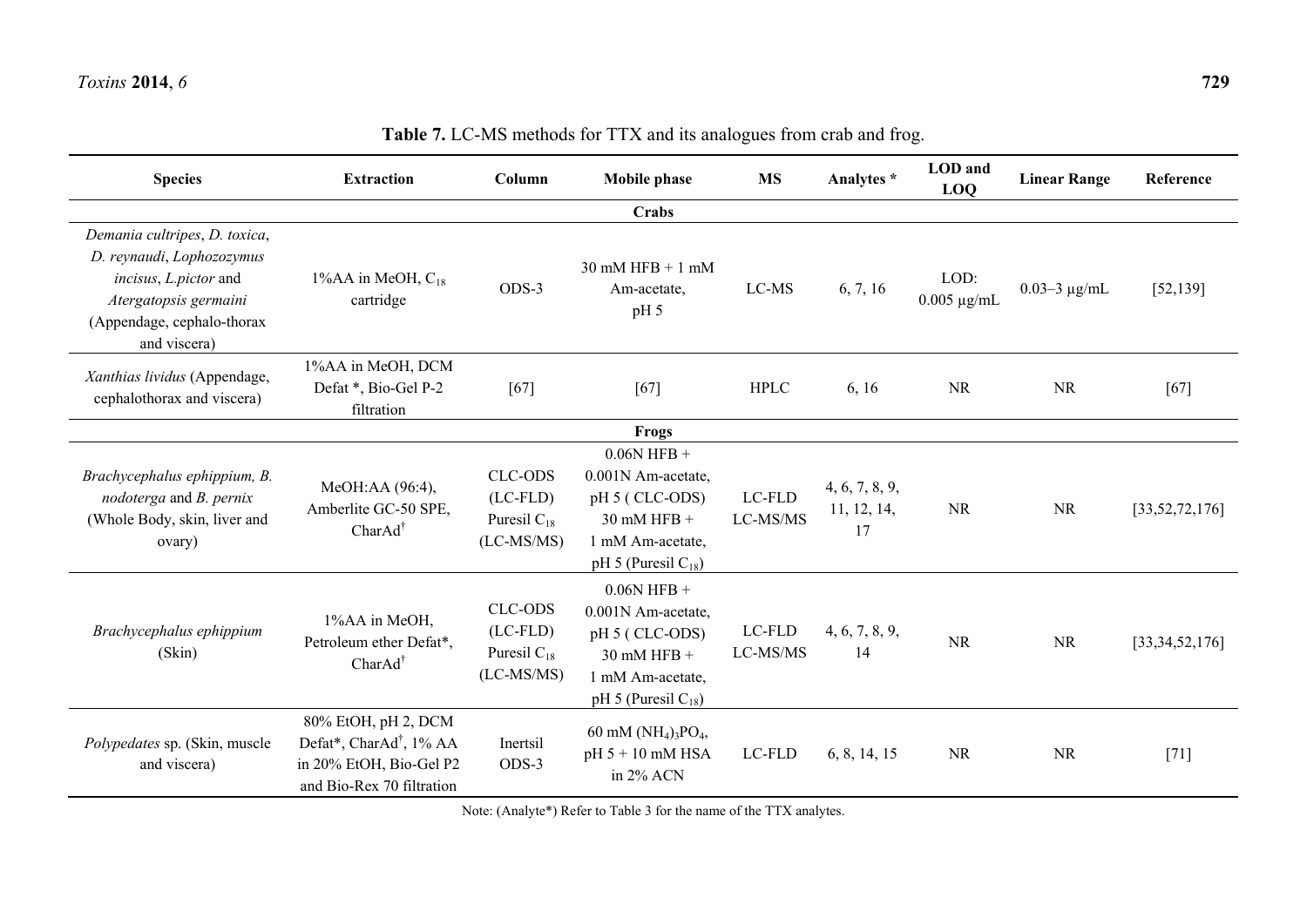**Table 7.** LC-MS methods for TTX and its analogues from crab and frog.

| Species | Extraction | Column | Mobile phase | MS | Analytes * | LOD and LOQ | Linear Range | Reference |
|---|---|---|---|---|---|---|---|---|
| | | | | **Crabs** | | | | |
| *Demania cultripes*, *D. toxica*, *D. reynaudi*, *Lophozozymus incisus*, *L.pictor* and *Atergatopsis germaini* (Appendage, cephalo-thorax and viscera) | 1%AA in MeOH, $C_{18}$ cartridge | ODS-3 | 30 mM HFB + 1 mM Am-acetate, pH 5 | LC-MS | 6, 7, 16 | LOD: 0.005 µg/mL | 0.03–3 µg/mL | [52,139] |
| *Xanthias lividus* (Appendage, cephalothorax and viscera) | 1%AA in MeOH, DCM Defat *, Bio-Gel P-2 filtration | [67] | [67] | HPLC | 6, 16 | NR | NR | [67] |
| | | | | **Frogs** | | | | |
| *Brachycephalus ephippium, B. nodoterga* and *B. pernix* (Whole Body, skin, liver and ovary) | MeOH:AA (96:4), Amberlite GC-50 SPE, CharAd[†] | CLC-ODS (LC-FLD) Puresil $C_{18}$ (LC-MS/MS) | 0.06N HFB + 0.001N Am-acetate, pH 5 ( CLC-ODS) 30 mM HFB + 1 mM Am-acetate, pH 5 (Puresil $C_{18}$) | LC-FLD LC-MS/MS | 4, 6, 7, 8, 9, 11, 12, 14, 17 | NR | NR | [33,52,72,176] |
| *Brachycephalus ephippium* (Skin) | 1%AA in MeOH, Petroleum ether Defat*, CharAd[†] | CLC-ODS (LC-FLD) Puresil $C_{18}$ (LC-MS/MS) | 0.06N HFB + 0.001N Am-acetate, pH 5 ( CLC-ODS) 30 mM HFB + 1 mM Am-acetate, pH 5 (Puresil $C_{18}$) | LC-FLD LC-MS/MS | 4, 6, 7, 8, 9, 14 | NR | NR | [33,34,52,176] |
| *Polypedates* sp. (Skin, muscle and viscera) | 80% EtOH, pH 2, DCM Defat*, CharAd[†], 1% AA in 20% EtOH, Bio-Gel P2 and Bio-Rex 70 filtration | Inertsil ODS-3 | 60 mM $(NH_4)_3PO_4$, pH 5 + 10 mM HSA in 2% ACN | LC-FLD | 6, 8, 14, 15 | NR | NR | [71] |

Note: (Analyte*) Refer to Table 3 for the name of the TTX analytes.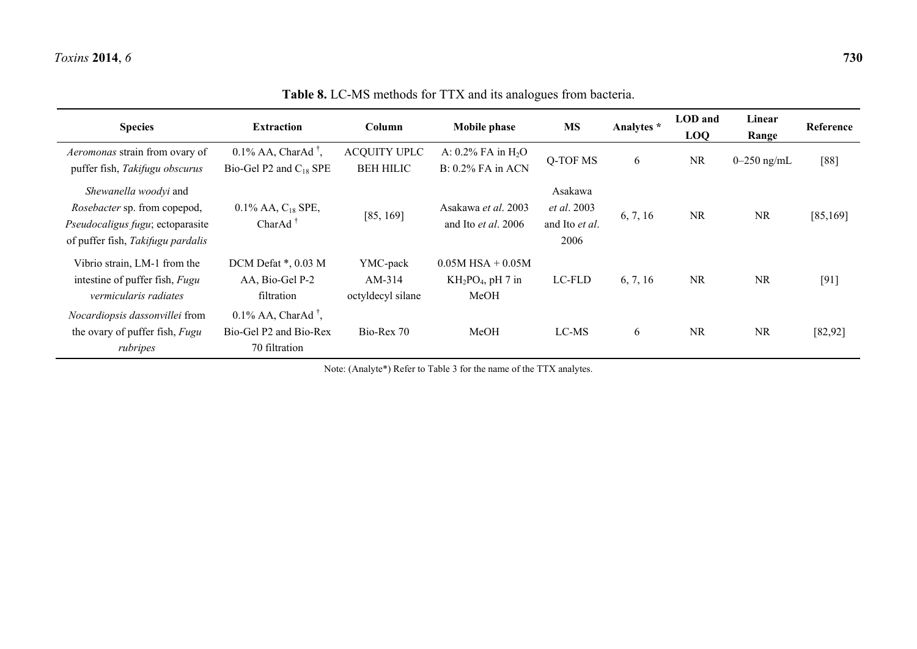**Table 8.** LC-MS methods for TTX and its analogues from bacteria.

| Species | Extraction | Column | Mobile phase | MS | Analytes * | LOD and LOQ | Linear Range | Reference |
|---|---|---|---|---|---|---|---|---|
| *Aeromonas* strain from ovary of puffer fish, *Takifugu obscurus* | 0.1% AA, CharAd †, Bio-Gel P2 and $C_{18}$ SPE | ACQUITY UPLC BEH HILIC | A: 0.2% FA in $H_2O$ B: 0.2% FA in ACN | Q-TOF MS | 6 | NR | 0–250 ng/mL | [88] |
| *Shewanella woodyi* and *Rosebacter* sp. from copepod, *Pseudocaligus fugu*; ectoparasite of puffer fish, *Takifugu pardalis* | 0.1% AA, $C_{18}$ SPE, CharAd † | [85, 169] | Asakawa *et al*. 2003 and Ito *et al*. 2006 | Asakawa *et al*. 2003 and Ito *et al*. 2006 | 6, 7, 16 | NR | NR | [85,169] |
| Vibrio strain, LM-1 from the intestine of puffer fish, *Fugu vermicularis radiates* | DCM Defat *, 0.03 M AA, Bio-Gel P-2 filtration | YMC-pack AM-314 octyldecyl silane | 0.05M HSA + 0.05M $KH_2PO_4$, pH 7 in MeOH | LC-FLD | 6, 7, 16 | NR | NR | [91] |
| *Nocardiopsis dassonvillei* from the ovary of puffer fish, *Fugu rubripes* | 0.1% AA, CharAd †, Bio-Gel P2 and Bio-Rex 70 filtration | Bio-Rex 70 | MeOH | LC-MS | 6 | NR | NR | [82,92] |

Note: (Analyte*) Refer to Table 3 for the name of the TTX analytes.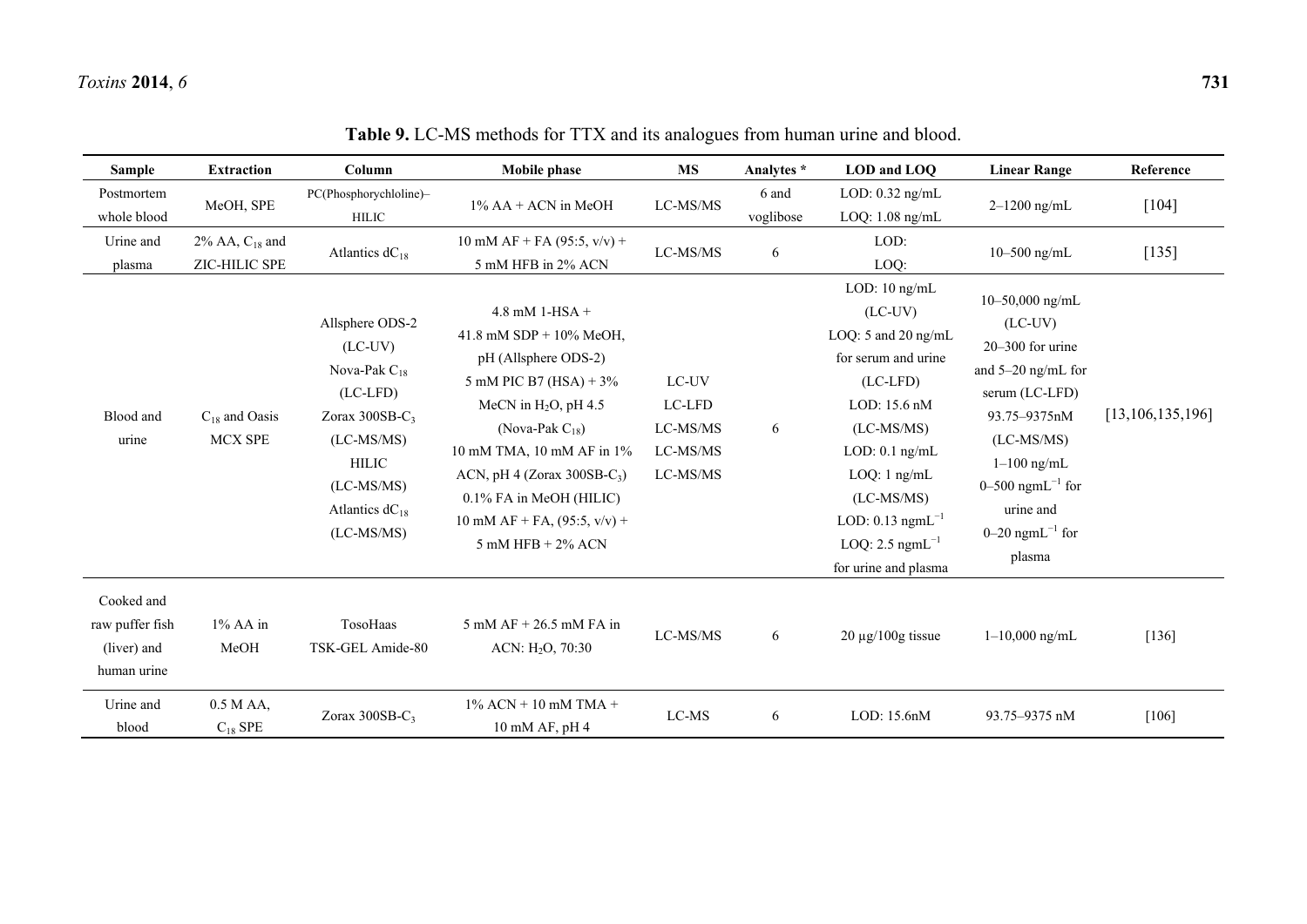**Table 9.** LC-MS methods for TTX and its analogues from human urine and blood.

| Sample | Extraction | Column | Mobile phase | MS | Analytes * | LOD and LOQ | Linear Range | Reference |
|---|---|---|---|---|---|---|---|---|
| Postmortem whole blood | MeOH, SPE | PC(Phosphorychloline)–HILIC | 1% AA + ACN in MeOH | LC-MS/MS | 6 and voglibose | LOD: 0.32 ng/mL LOQ: 1.08 ng/mL | 2–1200 ng/mL | [104] |
| Urine and plasma | 2% AA, $C_{18}$ and ZIC-HILIC SPE | Atlantics $dC_{18}$ | 10 mM AF + FA (95:5, v/v) + 5 mM HFB in 2% ACN | LC-MS/MS | 6 | LOD: LOQ: | 10–500 ng/mL | [135] |
| Blood and urine | $C_{18}$ and Oasis MCX SPE | Allsphere ODS-2 (LC-UV) Nova-Pak $C_{18}$ (LC-LFD) Zorax 300SB-$C_3$ (LC-MS/MS) HILIC (LC-MS/MS) Atlantics $dC_{18}$ (LC-MS/MS) | 4.8 mM 1-HSA + 41.8 mM SDP + 10% MeOH, pH (Allsphere ODS-2) 5 mM PIC B7 (HSA) + 3% MeCN in $H_2O$, pH 4.5 (Nova-Pak $C_{18}$) 10 mM TMA, 10 mM AF in 1% ACN, pH 4 (Zorax 300SB-$C_3$) 0.1% FA in MeOH (HILIC) 10 mM AF + FA, (95:5, v/v) + 5 mM HFB + 2% ACN | LC-UV LC-LFD LC-MS/MS LC-MS/MS LC-MS/MS | 6 | LOD: 10 ng/mL (LC-UV) LOQ: 5 and 20 ng/mL for serum and urine (LC-LFD) LOD: 15.6 nM (LC-MS/MS) LOD: 0.1 ng/mL LOQ: 1 ng/mL (LC-MS/MS) LOD: 0.13 ngmL$^{-1}$ LOQ: 2.5 ngmL$^{-1}$ for urine and plasma | 10–50,000 ng/mL (LC-UV) 20–300 for urine and 5–20 ng/mL for serum (LC-LFD) 93.75–9375nM (LC-MS/MS) 1–100 ng/mL 0–500 ngmL$^{-1}$ for urine and 0–20 ngmL$^{-1}$ for plasma | [13,106,135,196] |
| Cooked and raw puffer fish (liver) and human urine | 1% AA in MeOH | TosoHaas TSK-GEL Amide-80 | 5 mM AF + 26.5 mM FA in ACN: $H_2O$, 70:30 | LC-MS/MS | 6 | 20 µg/100g tissue | 1–10,000 ng/mL | [136] |
| Urine and blood | 0.5 M AA, $C_{18}$ SPE | Zorax 300SB-$C_3$ | 1% ACN + 10 mM TMA + 10 mM AF, pH 4 | LC-MS | 6 | LOD: 15.6nM | 93.75–9375 nM | [106] |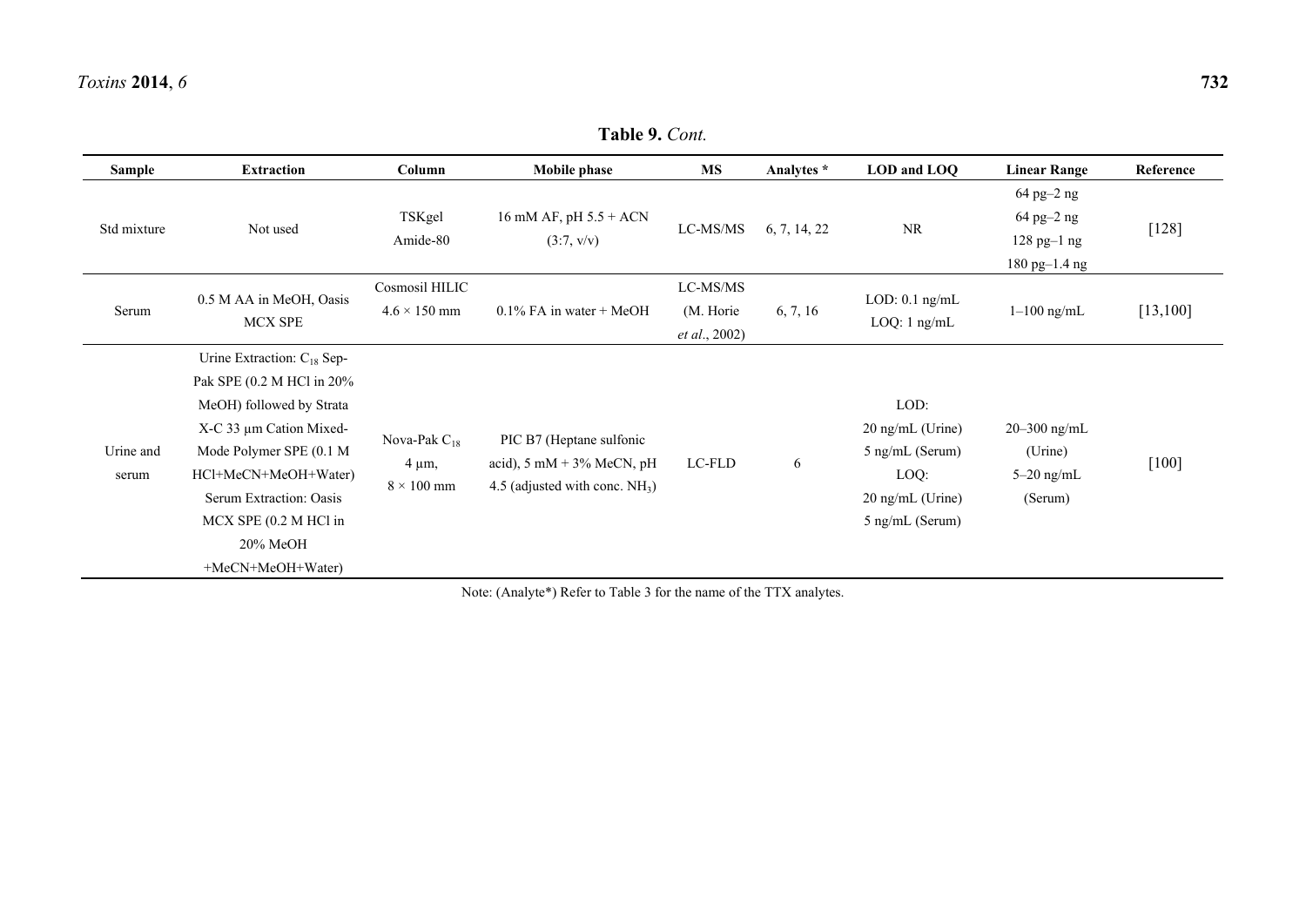**Table 9.** *Cont.*

| Sample | Extraction | Column | Mobile phase | MS | Analytes * | LOD and LOQ | Linear Range | Reference |
|---|---|---|---|---|---|---|---|---|
| Std mixture | Not used | TSKgel Amide-80 | 16 mM AF, pH 5.5 + ACN (3:7, v/v) | LC-MS/MS | 6, 7, 14, 22 | NR | 64 pg–2 ng<br>64 pg–2 ng<br>128 pg–1 ng<br>180 pg–1.4 ng | [128] |
| Serum | 0.5 M AA in MeOH, Oasis MCX SPE | Cosmosil HILIC 4.6 × 150 mm | 0.1% FA in water + MeOH | LC-MS/MS (M. Horie *et al.*, 2002) | 6, 7, 16 | LOD: 0.1 ng/mL<br>LOQ: 1 ng/mL | 1–100 ng/mL | [13,100] |
| Urine and serum | Urine Extraction: $C_{18}$ Sep-Pak SPE (0.2 M HCl in 20% MeOH) followed by Strata X-C 33 µm Cation Mixed-Mode Polymer SPE (0.1 M HCl+MeCN+MeOH+Water)<br>Serum Extraction: Oasis MCX SPE (0.2 M HCl in 20% MeOH +MeCN+MeOH+Water) | Nova-Pak $C_{18}$ 4 µm, 8 × 100 mm | PIC B7 (Heptane sulfonic acid), 5 mM + 3% MeCN, pH 4.5 (adjusted with conc. $NH_3$) | LC-FLD | 6 | LOD:<br>20 ng/mL (Urine)<br>5 ng/mL (Serum)<br>LOQ:<br>20 ng/mL (Urine)<br>5 ng/mL (Serum) | 20–300 ng/mL (Urine)<br>5–20 ng/mL (Serum) | [100] |

Note: (Analyte*) Refer to Table 3 for the name of the TTX analytes.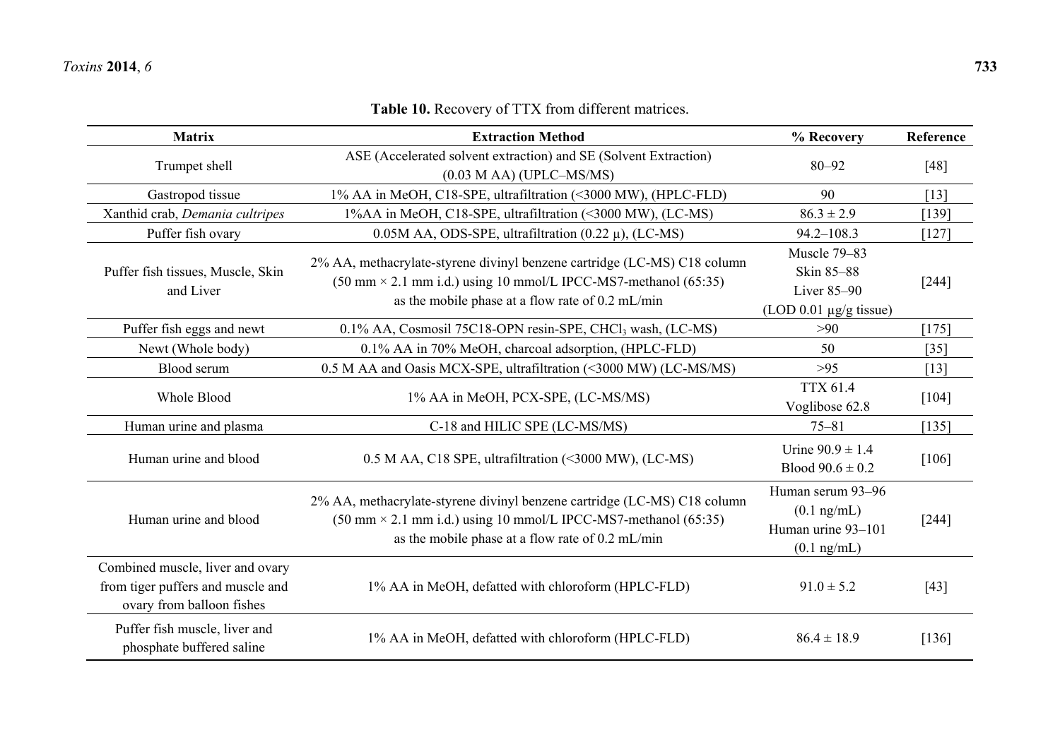**Table 10.** Recovery of TTX from different matrices.

| Matrix | Extraction Method | % Recovery | Reference |
|---|---|---|---|
| Trumpet shell | ASE (Accelerated solvent extraction) and SE (Solvent Extraction) (0.03 M AA) (UPLC–MS/MS) | 80–92 | [48] |
| Gastropod tissue | 1% AA in MeOH, C18-SPE, ultrafiltration (<3000 MW), (HPLC-FLD) | 90 | [13] |
| Xanthid crab, *Demania cultripes* | 1%AA in MeOH, C18-SPE, ultrafiltration (<3000 MW), (LC-MS) | $86.3 \pm 2.9$ | [139] |
| Puffer fish ovary | 0.05M AA, ODS-SPE, ultrafiltration (0.22 μ), (LC-MS) | 94.2–108.3 | [127] |
| Puffer fish tissues, Muscle, Skin and Liver | 2% AA, methacrylate-styrene divinyl benzene cartridge (LC-MS) C18 column (50 mm × 2.1 mm i.d.) using 10 mmol/L IPCC-MS7-methanol (65:35) as the mobile phase at a flow rate of 0.2 mL/min | Muscle 79–83<br>Skin 85–88<br>Liver 85–90<br>(LOD 0.01 μg/g tissue) | [244] |
| Puffer fish eggs and newt | 0.1% AA, Cosmosil 75C18-OPN resin-SPE, $CHCl_3$ wash, (LC-MS) | >90 | [175] |
| Newt (Whole body) | 0.1% AA in 70% MeOH, charcoal adsorption, (HPLC-FLD) | 50 | [35] |
| Blood serum | 0.5 M AA and Oasis MCX-SPE, ultrafiltration (<3000 MW) (LC-MS/MS) | >95 | [13] |
| Whole Blood | 1% AA in MeOH, PCX-SPE, (LC-MS/MS) | TTX 61.4<br>Voglibose 62.8 | [104] |
| Human urine and plasma | C-18 and HILIC SPE (LC-MS/MS) | 75–81 | [135] |
| Human urine and blood | 0.5 M AA, C18 SPE, ultrafiltration (<3000 MW), (LC-MS) | Urine $90.9 \pm 1.4$<br>Blood $90.6 \pm 0.2$ | [106] |
| Human urine and blood | 2% AA, methacrylate-styrene divinyl benzene cartridge (LC-MS) C18 column (50 mm × 2.1 mm i.d.) using 10 mmol/L IPCC-MS7-methanol (65:35) as the mobile phase at a flow rate of 0.2 mL/min | Human serum 93–96<br>(0.1 ng/mL)<br>Human urine 93–101<br>(0.1 ng/mL) | [244] |
| Combined muscle, liver and ovary from tiger puffers and muscle and ovary from balloon fishes | 1% AA in MeOH, defatted with chloroform (HPLC-FLD) | $91.0 \pm 5.2$ | [43] |
| Puffer fish muscle, liver and phosphate buffered saline | 1% AA in MeOH, defatted with chloroform (HPLC-FLD) | $86.4 \pm 18.9$ | [136] |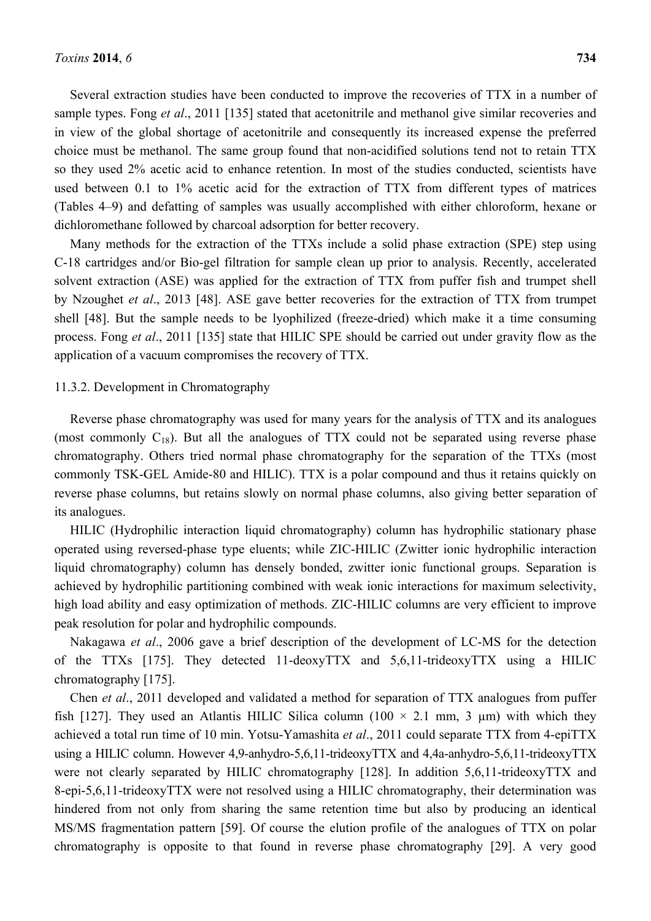Several extraction studies have been conducted to improve the recoveries of TTX in a number of sample types. Fong *et al*., 2011 [135] stated that acetonitrile and methanol give similar recoveries and in view of the global shortage of acetonitrile and consequently its increased expense the preferred choice must be methanol. The same group found that non-acidified solutions tend not to retain TTX so they used 2% acetic acid to enhance retention. In most of the studies conducted, scientists have used between 0.1 to 1% acetic acid for the extraction of TTX from different types of matrices (Tables 4–9) and defatting of samples was usually accomplished with either chloroform, hexane or dichloromethane followed by charcoal adsorption for better recovery.

Many methods for the extraction of the TTXs include a solid phase extraction (SPE) step using C-18 cartridges and/or Bio-gel filtration for sample clean up prior to analysis. Recently, accelerated solvent extraction (ASE) was applied for the extraction of TTX from puffer fish and trumpet shell by Nzoughet *et al*., 2013 [48]. ASE gave better recoveries for the extraction of TTX from trumpet shell [48]. But the sample needs to be lyophilized (freeze-dried) which make it a time consuming process. Fong *et al*., 2011 [135] state that HILIC SPE should be carried out under gravity flow as the application of a vacuum compromises the recovery of TTX.

#### 11.3.2. Development in Chromatography

Reverse phase chromatography was used for many years for the analysis of TTX and its analogues (most commonly $C_{18}$). But all the analogues of TTX could not be separated using reverse phase chromatography. Others tried normal phase chromatography for the separation of the TTXs (most commonly TSK-GEL Amide-80 and HILIC). TTX is a polar compound and thus it retains quickly on reverse phase columns, but retains slowly on normal phase columns, also giving better separation of its analogues.

HILIC (Hydrophilic interaction liquid chromatography) column has hydrophilic stationary phase operated using reversed-phase type eluents; while ZIC-HILIC (Zwitter ionic hydrophilic interaction liquid chromatography) column has densely bonded, zwitter ionic functional groups. Separation is achieved by hydrophilic partitioning combined with weak ionic interactions for maximum selectivity, high load ability and easy optimization of methods. ZIC-HILIC columns are very efficient to improve peak resolution for polar and hydrophilic compounds.

Nakagawa *et al*., 2006 gave a brief description of the development of LC-MS for the detection of the TTXs [175]. They detected 11-deoxyTTX and 5,6,11-trideoxyTTX using a HILIC chromatography [175].

Chen *et al*., 2011 developed and validated a method for separation of TTX analogues from puffer fish [127]. They used an Atlantis HILIC Silica column (100 × 2.1 mm, 3 μm) with which they achieved a total run time of 10 min. Yotsu-Yamashita *et al*., 2011 could separate TTX from 4-epiTTX using a HILIC column. However 4,9-anhydro-5,6,11-trideoxyTTX and 4,4a-anhydro-5,6,11-trideoxyTTX were not clearly separated by HILIC chromatography [128]. In addition 5,6,11-trideoxyTTX and 8-epi-5,6,11-trideoxyTTX were not resolved using a HILIC chromatography, their determination was hindered from not only from sharing the same retention time but also by producing an identical MS/MS fragmentation pattern [59]. Of course the elution profile of the analogues of TTX on polar chromatography is opposite to that found in reverse phase chromatography [29]. A very good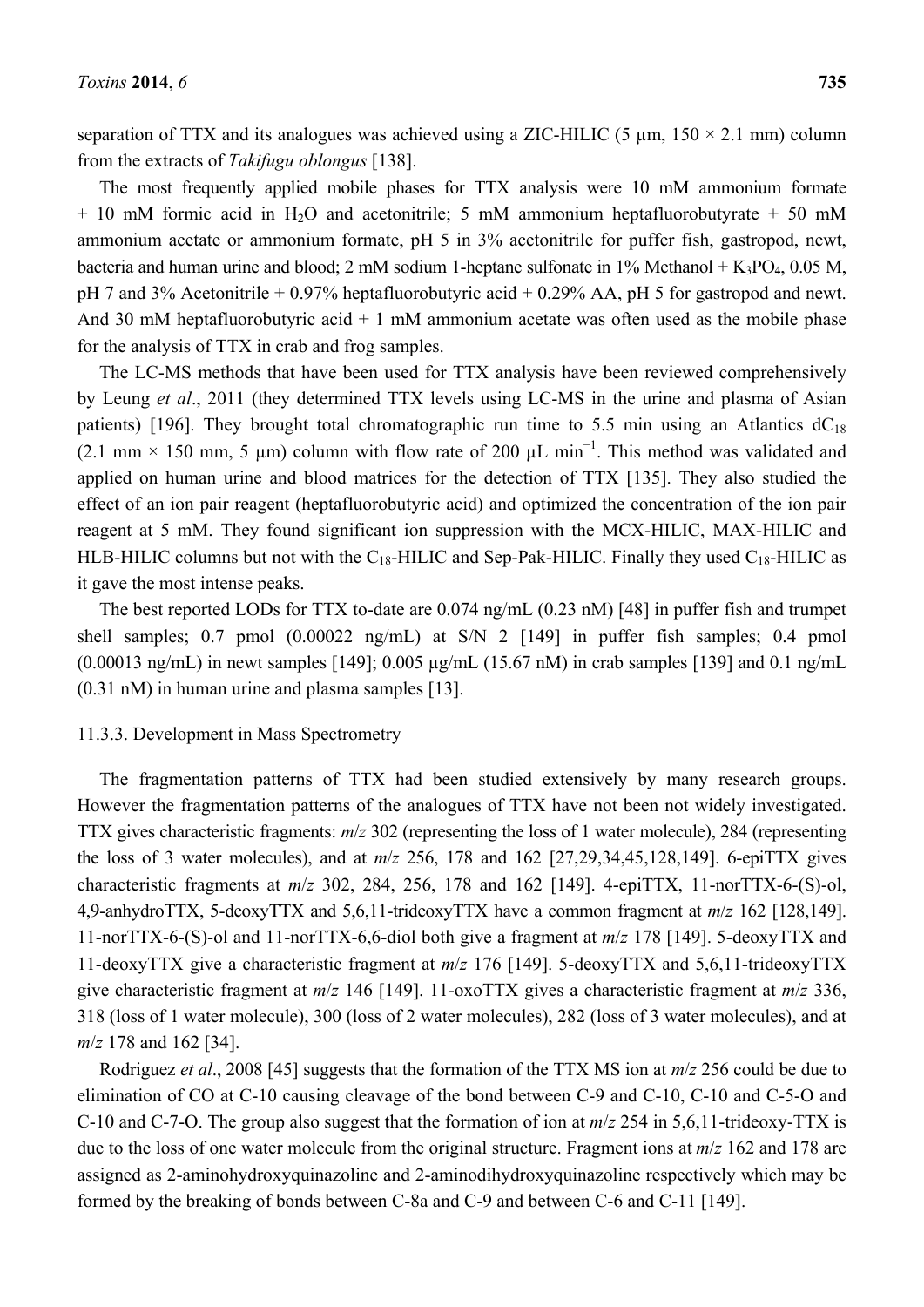separation of TTX and its analogues was achieved using a ZIC-HILIC (5 µm, 150 × 2.1 mm) column from the extracts of *Takifugu oblongus* [138].

The most frequently applied mobile phases for TTX analysis were 10 mM ammonium formate + 10 mM formic acid in $H_2O$ and acetonitrile; 5 mM ammonium heptafluorobutyrate + 50 mM ammonium acetate or ammonium formate, pH 5 in 3% acetonitrile for puffer fish, gastropod, newt, bacteria and human urine and blood; 2 mM sodium 1-heptane sulfonate in 1% Methanol + $K_3PO_4$, 0.05 M, pH 7 and 3% Acetonitrile + 0.97% heptafluorobutyric acid + 0.29% AA, pH 5 for gastropod and newt. And 30 mM heptafluorobutyric acid + 1 mM ammonium acetate was often used as the mobile phase for the analysis of TTX in crab and frog samples.

The LC-MS methods that have been used for TTX analysis have been reviewed comprehensively by Leung *et al*., 2011 (they determined TTX levels using LC-MS in the urine and plasma of Asian patients) [196]. They brought total chromatographic run time to 5.5 min using an Atlantics $dC_{18}$ (2.1 mm × 150 mm, 5 µm) column with flow rate of 200 µL $min^{-1}$. This method was validated and applied on human urine and blood matrices for the detection of TTX [135]. They also studied the effect of an ion pair reagent (heptafluorobutyric acid) and optimized the concentration of the ion pair reagent at 5 mM. They found significant ion suppression with the MCX-HILIC, MAX-HILIC and HLB-HILIC columns but not with the $C_{18}$-HILIC and Sep-Pak-HILIC. Finally they used $C_{18}$-HILIC as it gave the most intense peaks.

The best reported LODs for TTX to-date are 0.074 ng/mL (0.23 nM) [48] in puffer fish and trumpet shell samples; 0.7 pmol (0.00022 ng/mL) at S/N 2 [149] in puffer fish samples; 0.4 pmol (0.00013 ng/mL) in newt samples [149]; 0.005 µg/mL (15.67 nM) in crab samples [139] and 0.1 ng/mL (0.31 nM) in human urine and plasma samples [13].

#### 11.3.3. Development in Mass Spectrometry

The fragmentation patterns of TTX had been studied extensively by many research groups. However the fragmentation patterns of the analogues of TTX have not been not widely investigated. TTX gives characteristic fragments: *m*/*z* 302 (representing the loss of 1 water molecule), 284 (representing the loss of 3 water molecules), and at *m*/*z* 256, 178 and 162 [27,29,34,45,128,149]. 6-epiTTX gives characteristic fragments at *m*/*z* 302, 284, 256, 178 and 162 [149]. 4-epiTTX, 11-norTTX-6-(S)-ol, 4,9-anhydroTTX, 5-deoxyTTX and 5,6,11-trideoxyTTX have a common fragment at *m*/*z* 162 [128,149]. 11-norTTX-6-(S)-ol and 11-norTTX-6,6-diol both give a fragment at *m*/*z* 178 [149]. 5-deoxyTTX and 11-deoxyTTX give a characteristic fragment at *m*/*z* 176 [149]. 5-deoxyTTX and 5,6,11-trideoxyTTX give characteristic fragment at *m*/*z* 146 [149]. 11-oxoTTX gives a characteristic fragment at *m*/*z* 336, 318 (loss of 1 water molecule), 300 (loss of 2 water molecules), 282 (loss of 3 water molecules), and at *m*/*z* 178 and 162 [34].

Rodriguez *et al*., 2008 [45] suggests that the formation of the TTX MS ion at *m*/*z* 256 could be due to elimination of CO at C-10 causing cleavage of the bond between C-9 and C-10, C-10 and C-5-O and C-10 and C-7-O. The group also suggest that the formation of ion at *m*/*z* 254 in 5,6,11-trideoxy-TTX is due to the loss of one water molecule from the original structure. Fragment ions at *m*/*z* 162 and 178 are assigned as 2-aminohydroxyquinazoline and 2-aminodihydroxyquinazoline respectively which may be formed by the breaking of bonds between C-8a and C-9 and between C-6 and C-11 [149].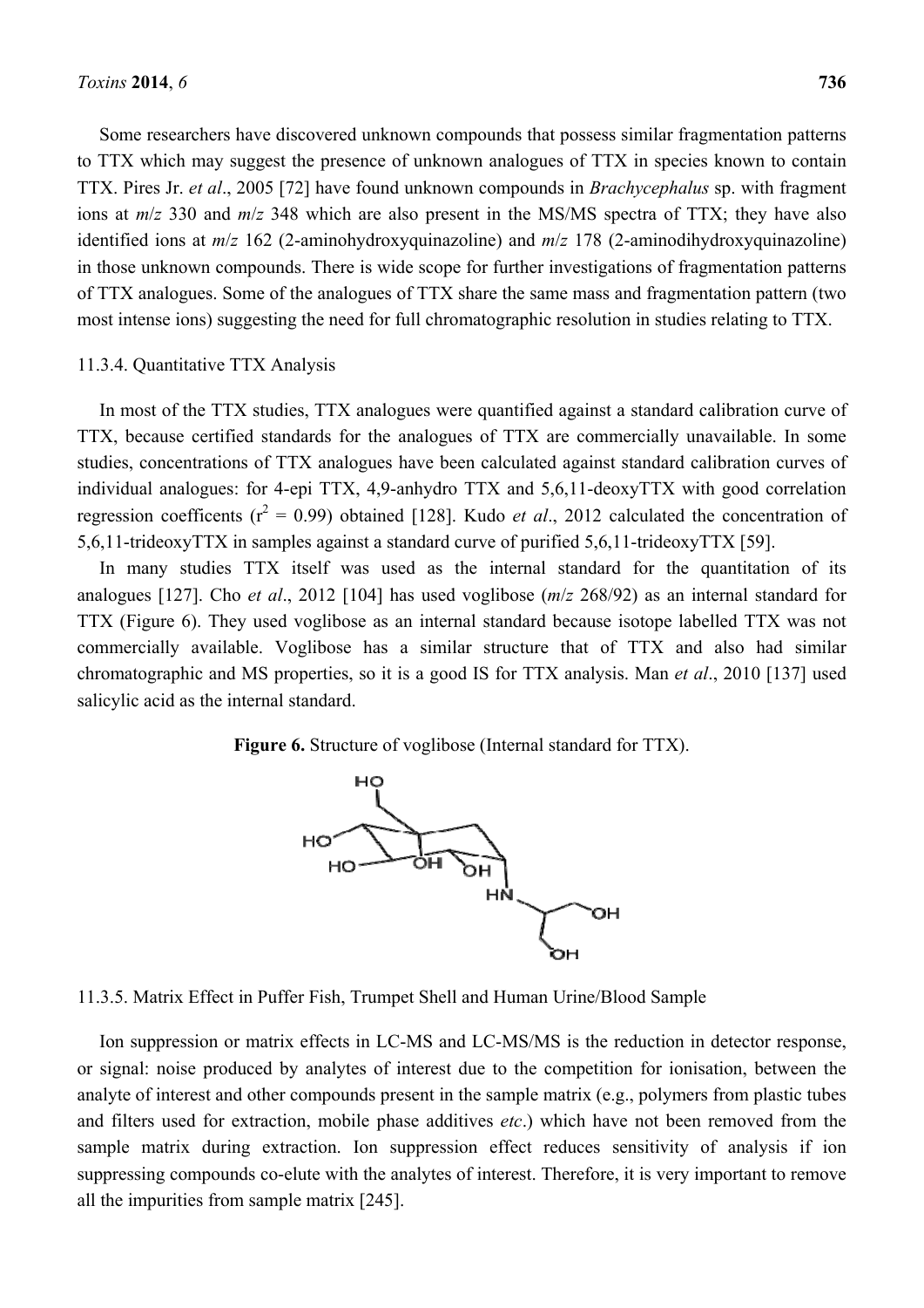Some researchers have discovered unknown compounds that possess similar fragmentation patterns to TTX which may suggest the presence of unknown analogues of TTX in species known to contain TTX. Pires Jr. *et al*., 2005 [72] have found unknown compounds in *Brachycephalus* sp. with fragment ions at *m*/*z* 330 and *m*/*z* 348 which are also present in the MS/MS spectra of TTX; they have also identified ions at *m*/*z* 162 (2-aminohydroxyquinazoline) and *m*/*z* 178 (2-aminodihydroxyquinazoline) in those unknown compounds. There is wide scope for further investigations of fragmentation patterns of TTX analogues. Some of the analogues of TTX share the same mass and fragmentation pattern (two most intense ions) suggesting the need for full chromatographic resolution in studies relating to TTX.

### 11.3.4. Quantitative TTX Analysis

In most of the TTX studies, TTX analogues were quantified against a standard calibration curve of TTX, because certified standards for the analogues of TTX are commercially unavailable. In some studies, concentrations of TTX analogues have been calculated against standard calibration curves of individual analogues: for 4-epi TTX, 4,9-anhydro TTX and 5,6,11-deoxyTTX with good correlation regression coefficents ($r^2 = 0.99$) obtained [128]. Kudo *et al*., 2012 calculated the concentration of 5,6,11-trideoxyTTX in samples against a standard curve of purified 5,6,11-trideoxyTTX [59].

In many studies TTX itself was used as the internal standard for the quantitation of its analogues [127]. Cho *et al*., 2012 [104] has used voglibose (*m*/*z* 268/92) as an internal standard for TTX (Figure 6). They used voglibose as an internal standard because isotope labelled TTX was not commercially available. Voglibose has a similar structure that of TTX and also had similar chromatographic and MS properties, so it is a good IS for TTX analysis. Man *et al*., 2010 [137] used salicylic acid as the internal standard.

**Figure 6.** Structure of voglibose (Internal standard for TTX).

### 11.3.5. Matrix Effect in Puffer Fish, Trumpet Shell and Human Urine/Blood Sample

Ion suppression or matrix effects in LC-MS and LC-MS/MS is the reduction in detector response, or signal: noise produced by analytes of interest due to the competition for ionisation, between the analyte of interest and other compounds present in the sample matrix (e.g., polymers from plastic tubes and filters used for extraction, mobile phase additives *etc*.) which have not been removed from the sample matrix during extraction. Ion suppression effect reduces sensitivity of analysis if ion suppressing compounds co-elute with the analytes of interest. Therefore, it is very important to remove all the impurities from sample matrix [245].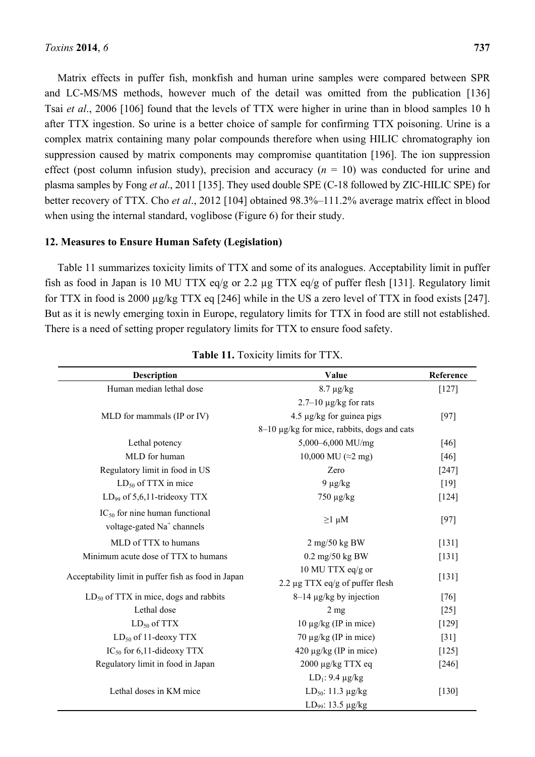Matrix effects in puffer fish, monkfish and human urine samples were compared between SPR and LC-MS/MS methods, however much of the detail was omitted from the publication [136] Tsai *et al*., 2006 [106] found that the levels of TTX were higher in urine than in blood samples 10 h after TTX ingestion. So urine is a better choice of sample for confirming TTX poisoning. Urine is a complex matrix containing many polar compounds therefore when using HILIC chromatography ion suppression caused by matrix components may compromise quantitation [196]. The ion suppression effect (post column infusion study), precision and accuracy ($n$ = 10) was conducted for urine and plasma samples by Fong *et al*., 2011 [135]. They used double SPE (C-18 followed by ZIC-HILIC SPE) for better recovery of TTX. Cho *et al*., 2012 [104] obtained 98.3%–111.2% average matrix effect in blood when using the internal standard, voglibose (Figure 6) for their study.

## 12. Measures to Ensure Human Safety (Legislation)

Table 11 summarizes toxicity limits of TTX and some of its analogues. Acceptability limit in puffer fish as food in Japan is 10 MU TTX eq/g or 2.2 µg TTX eq/g of puffer flesh [131]. Regulatory limit for TTX in food is 2000 µg/kg TTX eq [246] while in the US a zero level of TTX in food exists [247]. But as it is newly emerging toxin in Europe, regulatory limits for TTX in food are still not established. There is a need of setting proper regulatory limits for TTX to ensure food safety.

**Table 11.** Toxicity limits for TTX.

| Description | Value | Reference |
|---|---|---|
| Human median lethal dose | 8.7 µg/kg | [127] |
| MLD for mammals (IP or IV) | 2.7–10 µg/kg for rats<br>4.5 µg/kg for guinea pigs<br>8–10 µg/kg for mice, rabbits, dogs and cats | [97] |
| Lethal potency | 5,000–6,000 MU/mg | [46] |
| MLD for human | 10,000 MU (≈2 mg) | [46] |
| Regulatory limit in food in US | Zero | [247] |
| $LD_{50}$ of TTX in mice | 9 µg/kg | [19] |
| $LD_{99}$ of 5,6,11-trideoxy TTX | 750 µg/kg | [124] |
| $IC_{50}$ for nine human functional voltage-gated $Na^+$ channels | ≥1 µM | [97] |
| MLD of TTX to humans | 2 mg/50 kg BW | [131] |
| Minimum acute dose of TTX to humans | 0.2 mg/50 kg BW | [131] |
| Acceptability limit in puffer fish as food in Japan | 10 MU TTX eq/g or<br>2.2 µg TTX eq/g of puffer flesh | [131] |
| $LD_{50}$ of TTX in mice, dogs and rabbits | 8–14 µg/kg by injection | [76] |
| Lethal dose | 2 mg | [25] |
| $LD_{50}$ of TTX | 10 µg/kg (IP in mice) | [129] |
| $LD_{50}$ of 11-deoxy TTX | 70 µg/kg (IP in mice) | [31] |
| $IC_{50}$ for 6,11-dideoxy TTX | 420 µg/kg (IP in mice) | [125] |
| Regulatory limit in food in Japan | 2000 µg/kg TTX eq | [246] |
| Lethal doses in KM mice | $LD_1$: 9.4 µg/kg<br>$LD_{50}$: 11.3 µg/kg<br>$LD_{99}$: 13.5 µg/kg | [130] |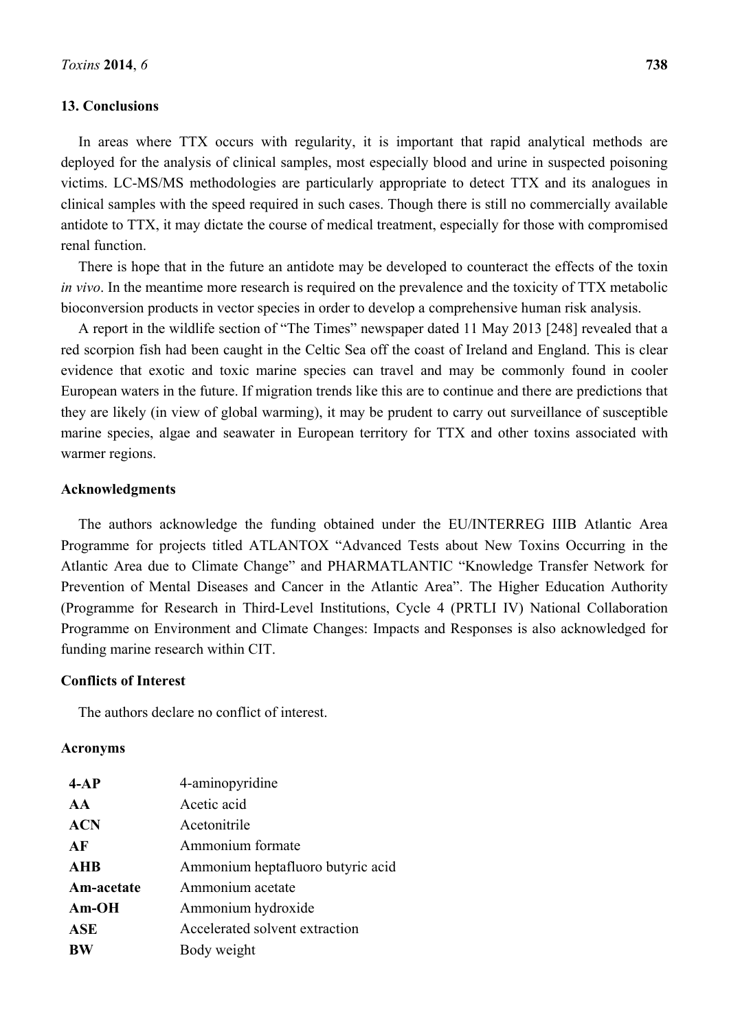## 13. Conclusions

In areas where TTX occurs with regularity, it is important that rapid analytical methods are deployed for the analysis of clinical samples, most especially blood and urine in suspected poisoning victims. LC-MS/MS methodologies are particularly appropriate to detect TTX and its analogues in clinical samples with the speed required in such cases. Though there is still no commercially available antidote to TTX, it may dictate the course of medical treatment, especially for those with compromised renal function.

There is hope that in the future an antidote may be developed to counteract the effects of the toxin *in vivo*. In the meantime more research is required on the prevalence and the toxicity of TTX metabolic bioconversion products in vector species in order to develop a comprehensive human risk analysis.

A report in the wildlife section of "The Times" newspaper dated 11 May 2013 [248] revealed that a red scorpion fish had been caught in the Celtic Sea off the coast of Ireland and England. This is clear evidence that exotic and toxic marine species can travel and may be commonly found in cooler European waters in the future. If migration trends like this are to continue and there are predictions that they are likely (in view of global warming), it may be prudent to carry out surveillance of susceptible marine species, algae and seawater in European territory for TTX and other toxins associated with warmer regions.

## Acknowledgments

The authors acknowledge the funding obtained under the EU/INTERREG IIIB Atlantic Area Programme for projects titled ATLANTOX "Advanced Tests about New Toxins Occurring in the Atlantic Area due to Climate Change" and PHARMATLANTIC "Knowledge Transfer Network for Prevention of Mental Diseases and Cancer in the Atlantic Area". The Higher Education Authority (Programme for Research in Third-Level Institutions, Cycle 4 (PRTLI IV) National Collaboration Programme on Environment and Climate Changes: Impacts and Responses is also acknowledged for funding marine research within CIT.

## Conflicts of Interest

The authors declare no conflict of interest.

## Acronyms

| | |
|---|---|
| **4-AP** | 4-aminopyridine |
| **AA** | Acetic acid |
| **ACN** | Acetonitrile |
| **AF** | Ammonium formate |
| **AHB** | Ammonium heptafluoro butyric acid |
| **Am-acetate** | Ammonium acetate |
| **Am-OH** | Ammonium hydroxide |
| **ASE** | Accelerated solvent extraction |
| **BW** | Body weight |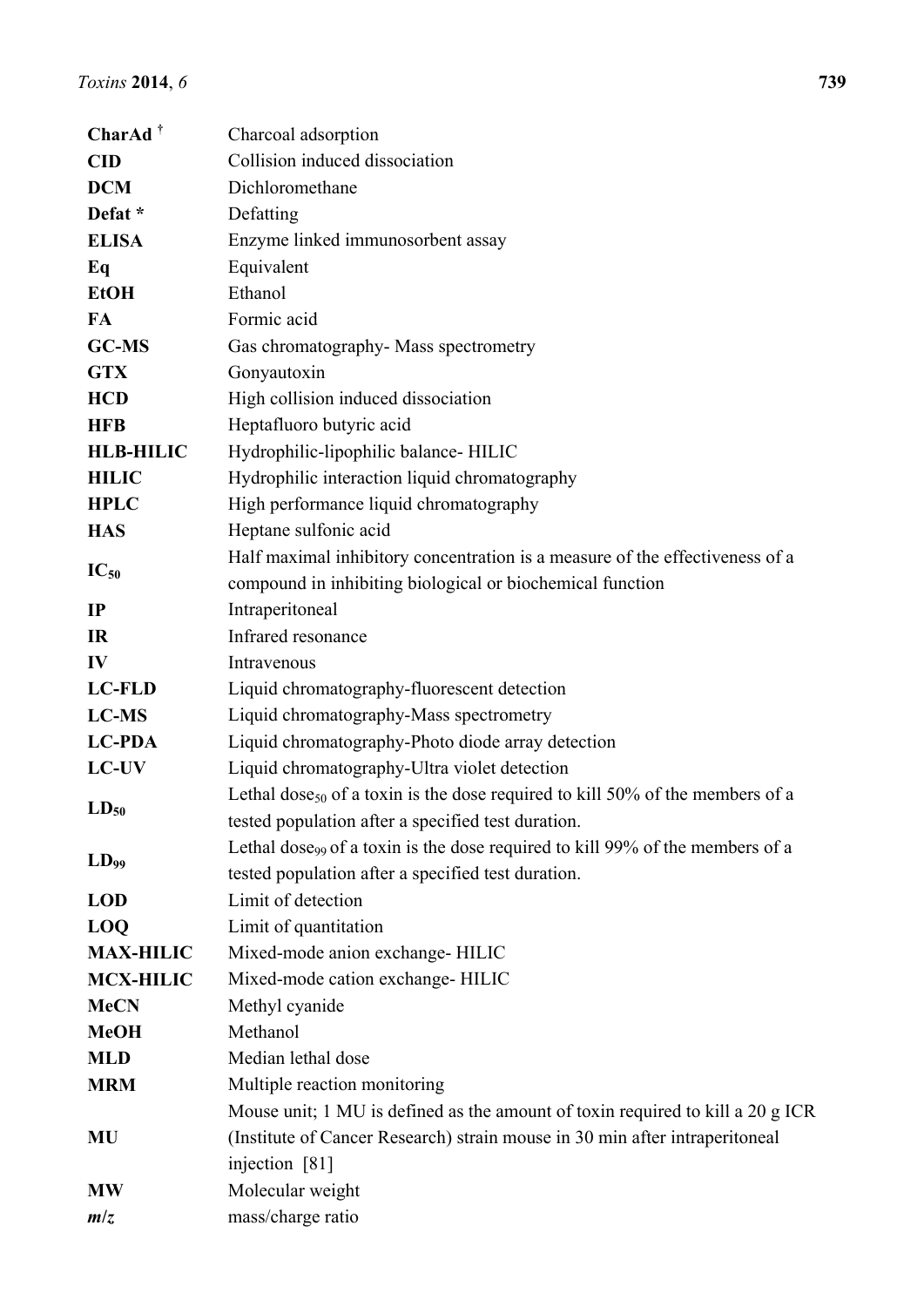| | |
|---|---|
| **CharAd** [†] | Charcoal adsorption |
| **CID** | Collision induced dissociation |
| **DCM** | Dichloromethane |
| **Defat** * | Defatting |
| **ELISA** | Enzyme linked immunosorbent assay |
| **Eq** | Equivalent |
| **EtOH** | Ethanol |
| **FA** | Formic acid |
| **GC-MS** | Gas chromatography- Mass spectrometry |
| **GTX** | Gonyautoxin |
| **HCD** | High collision induced dissociation |
| **HFB** | Heptafluoro butyric acid |
| **HLB-HILIC** | Hydrophilic-lipophilic balance- HILIC |
| **HILIC** | Hydrophilic interaction liquid chromatography |
| **HPLC** | High performance liquid chromatography |
| **HAS** | Heptane sulfonic acid |
| **$IC_{50}$** | Half maximal inhibitory concentration is a measure of the effectiveness of a compound in inhibiting biological or biochemical function |
| **IP** | Intraperitoneal |
| **IR** | Infrared resonance |
| **IV** | Intravenous |
| **LC-FLD** | Liquid chromatography-fluorescent detection |
| **LC-MS** | Liquid chromatography-Mass spectrometry |
| **LC-PDA** | Liquid chromatography-Photo diode array detection |
| **LC-UV** | Liquid chromatography-Ultra violet detection |
| **$LD_{50}$** | Lethal dose$_{50}$ of a toxin is the dose required to kill 50% of the members of a tested population after a specified test duration. |
| **$LD_{99}$** | Lethal dose$_{99}$ of a toxin is the dose required to kill 99% of the members of a tested population after a specified test duration. |
| **LOD** | Limit of detection |
| **LOQ** | Limit of quantitation |
| **MAX-HILIC** | Mixed-mode anion exchange- HILIC |
| **MCX-HILIC** | Mixed-mode cation exchange- HILIC |
| **MeCN** | Methyl cyanide |
| **MeOH** | Methanol |
| **MLD** | Median lethal dose |
| **MRM** | Multiple reaction monitoring |
| **MU** | Mouse unit; 1 MU is defined as the amount of toxin required to kill a 20 g ICR (Institute of Cancer Research) strain mouse in 30 min after intraperitoneal injection [81] |
| **MW** | Molecular weight |
| ***m/z*** | mass/charge ratio |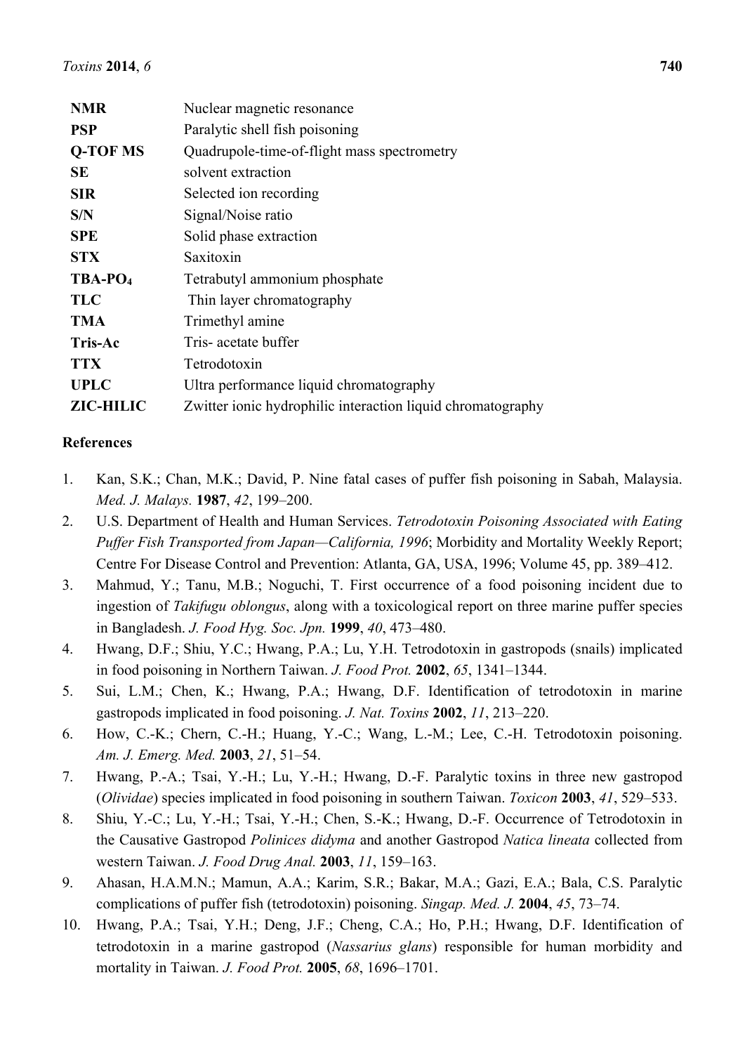| | |
|---|---|
| **NMR** | Nuclear magnetic resonance |
| **PSP** | Paralytic shell fish poisoning |
| **Q-TOF MS** | Quadrupole-time-of-flight mass spectrometry |
| **SE** | solvent extraction |
| **SIR** | Selected ion recording |
| **S/N** | Signal/Noise ratio |
| **SPE** | Solid phase extraction |
| **STX** | Saxitoxin |
| **TBA-PO$_4$** | Tetrabutyl ammonium phosphate |
| **TLC** | Thin layer chromatography |
| **TMA** | Trimethyl amine |
| **Tris-Ac** | Tris- acetate buffer |
| **TTX** | Tetrodotoxin |
| **UPLC** | Ultra performance liquid chromatography |
| **ZIC-HILIC** | Zwitter ionic hydrophilic interaction liquid chromatography |

## References

1. Kan, S.K.; Chan, M.K.; David, P. Nine fatal cases of puffer fish poisoning in Sabah, Malaysia. *Med. J. Malays.* **1987**, *42*, 199–200.
2. U.S. Department of Health and Human Services. *Tetrodotoxin Poisoning Associated with Eating Puffer Fish Transported from Japan—California, 1996*; Morbidity and Mortality Weekly Report; Centre For Disease Control and Prevention: Atlanta, GA, USA, 1996; Volume 45, pp. 389–412.
3. Mahmud, Y.; Tanu, M.B.; Noguchi, T. First occurrence of a food poisoning incident due to ingestion of *Takifugu oblongus*, along with a toxicological report on three marine puffer species in Bangladesh. *J. Food Hyg. Soc. Jpn.* **1999**, *40*, 473–480.
4. Hwang, D.F.; Shiu, Y.C.; Hwang, P.A.; Lu, Y.H. Tetrodotoxin in gastropods (snails) implicated in food poisoning in Northern Taiwan. *J. Food Prot.* **2002**, *65*, 1341–1344.
5. Sui, L.M.; Chen, K.; Hwang, P.A.; Hwang, D.F. Identification of tetrodotoxin in marine gastropods implicated in food poisoning. *J. Nat. Toxins* **2002**, *11*, 213–220.
6. How, C.-K.; Chern, C.-H.; Huang, Y.-C.; Wang, L.-M.; Lee, C.-H. Tetrodotoxin poisoning. *Am. J. Emerg. Med.* **2003**, *21*, 51–54.
7. Hwang, P.-A.; Tsai, Y.-H.; Lu, Y.-H.; Hwang, D.-F. Paralytic toxins in three new gastropod (*Olividae*) species implicated in food poisoning in southern Taiwan. *Toxicon* **2003**, *41*, 529–533.
8. Shiu, Y.-C.; Lu, Y.-H.; Tsai, Y.-H.; Chen, S.-K.; Hwang, D.-F. Occurrence of Tetrodotoxin in the Causative Gastropod *Polinices didyma* and another Gastropod *Natica lineata* collected from western Taiwan. *J. Food Drug Anal.* **2003**, *11*, 159–163.
9. Ahasan, H.A.M.N.; Mamun, A.A.; Karim, S.R.; Bakar, M.A.; Gazi, E.A.; Bala, C.S. Paralytic complications of puffer fish (tetrodotoxin) poisoning. *Singap. Med. J.* **2004**, *45*, 73–74.
10. Hwang, P.A.; Tsai, Y.H.; Deng, J.F.; Cheng, C.A.; Ho, P.H.; Hwang, D.F. Identification of tetrodotoxin in a marine gastropod (*Nassarius glans*) responsible for human morbidity and mortality in Taiwan. *J. Food Prot.* **2005**, *68*, 1696–1701.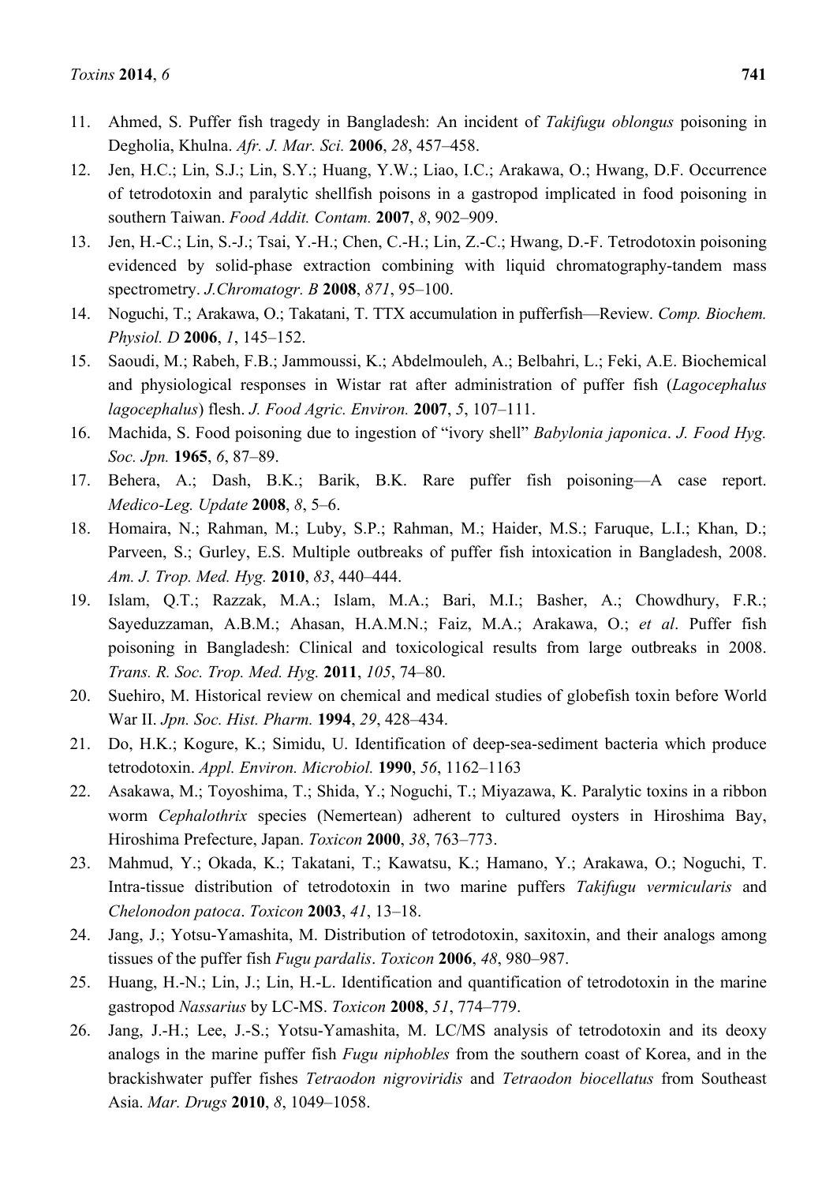11. Ahmed, S. Puffer fish tragedy in Bangladesh: An incident of *Takifugu oblongus* poisoning in Degholia, Khulna. *Afr. J. Mar. Sci.* **2006**, *28*, 457–458.
12. Jen, H.C.; Lin, S.J.; Lin, S.Y.; Huang, Y.W.; Liao, I.C.; Arakawa, O.; Hwang, D.F. Occurrence of tetrodotoxin and paralytic shellfish poisons in a gastropod implicated in food poisoning in southern Taiwan. *Food Addit. Contam.* **2007**, *8*, 902–909.
13. Jen, H.-C.; Lin, S.-J.; Tsai, Y.-H.; Chen, C.-H.; Lin, Z.-C.; Hwang, D.-F. Tetrodotoxin poisoning evidenced by solid-phase extraction combining with liquid chromatography-tandem mass spectrometry. *J.Chromatogr. B* **2008**, *871*, 95–100.
14. Noguchi, T.; Arakawa, O.; Takatani, T. TTX accumulation in pufferfish—Review. *Comp. Biochem. Physiol. D* **2006**, *1*, 145–152.
15. Saoudi, M.; Rabeh, F.B.; Jammoussi, K.; Abdelmouleh, A.; Belbahri, L.; Feki, A.E. Biochemical and physiological responses in Wistar rat after administration of puffer fish (*Lagocephalus lagocephalus*) flesh. *J. Food Agric. Environ.* **2007**, *5*, 107–111.
16. Machida, S. Food poisoning due to ingestion of "ivory shell" *Babylonia japonica*. *J. Food Hyg. Soc. Jpn.* **1965**, *6*, 87–89.
17. Behera, A.; Dash, B.K.; Barik, B.K. Rare puffer fish poisoning—A case report. *Medico-Leg. Update* **2008**, *8*, 5–6.
18. Homaira, N.; Rahman, M.; Luby, S.P.; Rahman, M.; Haider, M.S.; Faruque, L.I.; Khan, D.; Parveen, S.; Gurley, E.S. Multiple outbreaks of puffer fish intoxication in Bangladesh, 2008. *Am. J. Trop. Med. Hyg.* **2010**, *83*, 440–444.
19. Islam, Q.T.; Razzak, M.A.; Islam, M.A.; Bari, M.I.; Basher, A.; Chowdhury, F.R.; Sayeduzzaman, A.B.M.; Ahasan, H.A.M.N.; Faiz, M.A.; Arakawa, O.; *et al*. Puffer fish poisoning in Bangladesh: Clinical and toxicological results from large outbreaks in 2008. *Trans. R. Soc. Trop. Med. Hyg.* **2011**, *105*, 74–80.
20. Suehiro, M. Historical review on chemical and medical studies of globefish toxin before World War II. *Jpn. Soc. Hist. Pharm.* **1994**, *29*, 428–434.
21. Do, H.K.; Kogure, K.; Simidu, U. Identification of deep-sea-sediment bacteria which produce tetrodotoxin. *Appl. Environ. Microbiol.* **1990**, *56*, 1162–1163
22. Asakawa, M.; Toyoshima, T.; Shida, Y.; Noguchi, T.; Miyazawa, K. Paralytic toxins in a ribbon worm *Cephalothrix* species (Nemertean) adherent to cultured oysters in Hiroshima Bay, Hiroshima Prefecture, Japan. *Toxicon* **2000**, *38*, 763–773.
23. Mahmud, Y.; Okada, K.; Takatani, T.; Kawatsu, K.; Hamano, Y.; Arakawa, O.; Noguchi, T. Intra-tissue distribution of tetrodotoxin in two marine puffers *Takifugu vermicularis* and *Chelonodon patoca*. *Toxicon* **2003**, *41*, 13–18.
24. Jang, J.; Yotsu-Yamashita, M. Distribution of tetrodotoxin, saxitoxin, and their analogs among tissues of the puffer fish *Fugu pardalis*. *Toxicon* **2006**, *48*, 980–987.
25. Huang, H.-N.; Lin, J.; Lin, H.-L. Identification and quantification of tetrodotoxin in the marine gastropod *Nassarius* by LC-MS. *Toxicon* **2008**, *51*, 774–779.
26. Jang, J.-H.; Lee, J.-S.; Yotsu-Yamashita, M. LC/MS analysis of tetrodotoxin and its deoxy analogs in the marine puffer fish *Fugu niphobles* from the southern coast of Korea, and in the brackishwater puffer fishes *Tetraodon nigroviridis* and *Tetraodon biocellatus* from Southeast Asia. *Mar. Drugs* **2010**, *8*, 1049–1058.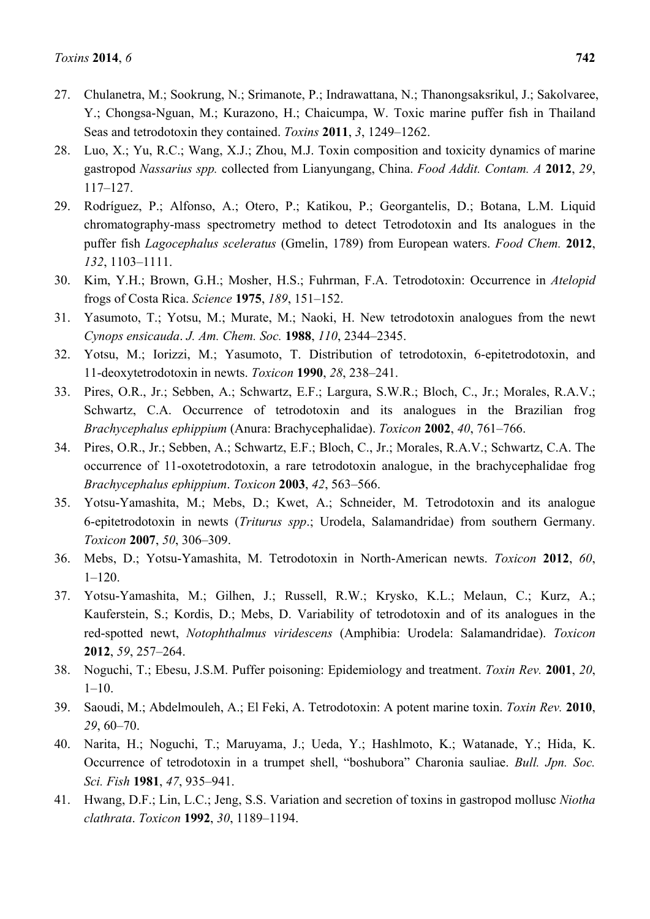27. Chulanetra, M.; Sookrung, N.; Srimanote, P.; Indrawattana, N.; Thanongsaksrikul, J.; Sakolvaree, Y.; Chongsa-Nguan, M.; Kurazono, H.; Chaicumpa, W. Toxic marine puffer fish in Thailand Seas and tetrodotoxin they contained. *Toxins* **2011**, *3*, 1249–1262.
28. Luo, X.; Yu, R.C.; Wang, X.J.; Zhou, M.J. Toxin composition and toxicity dynamics of marine gastropod *Nassarius spp.* collected from Lianyungang, China. *Food Addit. Contam. A* **2012**, *29*, 117–127.
29. Rodríguez, P.; Alfonso, A.; Otero, P.; Katikou, P.; Georgantelis, D.; Botana, L.M. Liquid chromatography-mass spectrometry method to detect Tetrodotoxin and Its analogues in the puffer fish *Lagocephalus sceleratus* (Gmelin, 1789) from European waters. *Food Chem.* **2012**, *132*, 1103–1111.
30. Kim, Y.H.; Brown, G.H.; Mosher, H.S.; Fuhrman, F.A. Tetrodotoxin: Occurrence in *Atelopid* frogs of Costa Rica. *Science* **1975**, *189*, 151–152.
31. Yasumoto, T.; Yotsu, M.; Murate, M.; Naoki, H. New tetrodotoxin analogues from the newt *Cynops ensicauda*. *J. Am. Chem. Soc.* **1988**, *110*, 2344–2345.
32. Yotsu, M.; Iorizzi, M.; Yasumoto, T. Distribution of tetrodotoxin, 6-epitetrodotoxin, and 11-deoxytetrodotoxin in newts. *Toxicon* **1990**, *28*, 238–241.
33. Pires, O.R., Jr.; Sebben, A.; Schwartz, E.F.; Largura, S.W.R.; Bloch, C., Jr.; Morales, R.A.V.; Schwartz, C.A. Occurrence of tetrodotoxin and its analogues in the Brazilian frog *Brachycephalus ephippium* (Anura: Brachycephalidae). *Toxicon* **2002**, *40*, 761–766.
34. Pires, O.R., Jr.; Sebben, A.; Schwartz, E.F.; Bloch, C., Jr.; Morales, R.A.V.; Schwartz, C.A. The occurrence of 11-oxotetrodotoxin, a rare tetrodotoxin analogue, in the brachycephalidae frog *Brachycephalus ephippium*. *Toxicon* **2003**, *42*, 563–566.
35. Yotsu-Yamashita, M.; Mebs, D.; Kwet, A.; Schneider, M. Tetrodotoxin and its analogue 6-epitetrodotoxin in newts (*Triturus spp*.; Urodela, Salamandridae) from southern Germany. *Toxicon* **2007**, *50*, 306–309.
36. Mebs, D.; Yotsu-Yamashita, M. Tetrodotoxin in North-American newts. *Toxicon* **2012**, *60*, 1–120.
37. Yotsu-Yamashita, M.; Gilhen, J.; Russell, R.W.; Krysko, K.L.; Melaun, C.; Kurz, A.; Kauferstein, S.; Kordis, D.; Mebs, D. Variability of tetrodotoxin and of its analogues in the red-spotted newt, *Notophthalmus viridescens* (Amphibia: Urodela: Salamandridae). *Toxicon* **2012**, *59*, 257–264.
38. Noguchi, T.; Ebesu, J.S.M. Puffer poisoning: Epidemiology and treatment. *Toxin Rev.* **2001**, *20*, 1–10.
39. Saoudi, M.; Abdelmouleh, A.; El Feki, A. Tetrodotoxin: A potent marine toxin. *Toxin Rev.* **2010**, *29*, 60–70.
40. Narita, H.; Noguchi, T.; Maruyama, J.; Ueda, Y.; Hashlmoto, K.; Watanade, Y.; Hida, K. Occurrence of tetrodotoxin in a trumpet shell, "boshubora" Charonia sauliae. *Bull. Jpn. Soc. Sci. Fish* **1981**, *47*, 935–941.
41. Hwang, D.F.; Lin, L.C.; Jeng, S.S. Variation and secretion of toxins in gastropod mollusc *Niotha clathrata*. *Toxicon* **1992**, *30*, 1189–1194.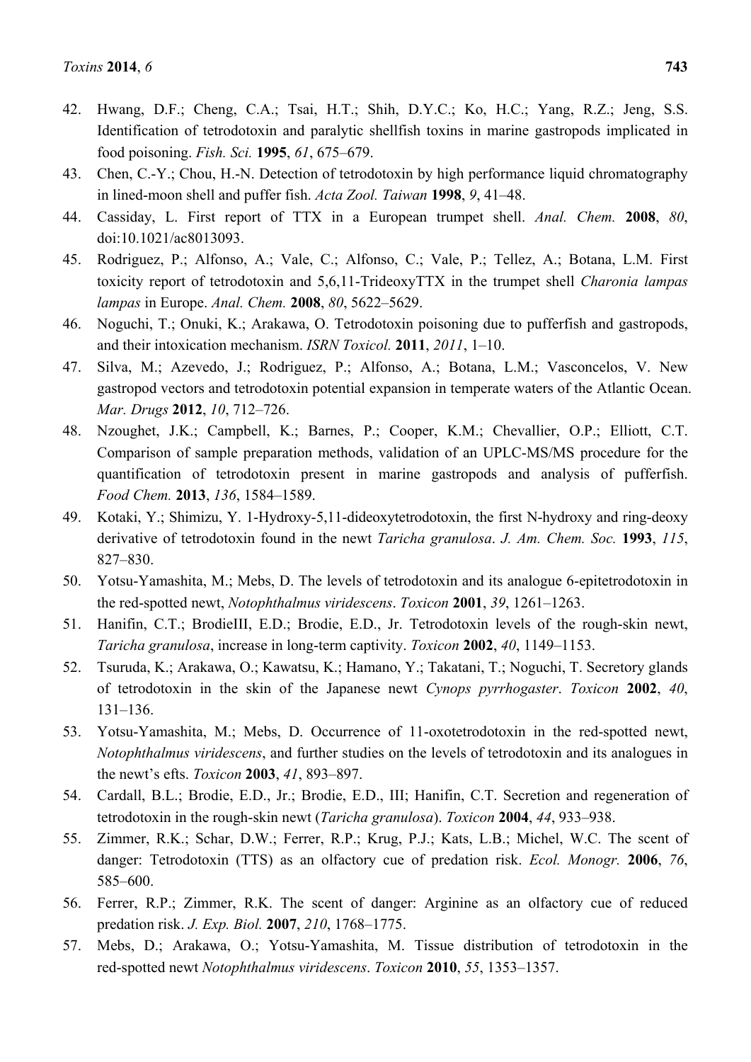42. Hwang, D.F.; Cheng, C.A.; Tsai, H.T.; Shih, D.Y.C.; Ko, H.C.; Yang, R.Z.; Jeng, S.S. Identification of tetrodotoxin and paralytic shellfish toxins in marine gastropods implicated in food poisoning. *Fish. Sci.* **1995**, *61*, 675–679.
43. Chen, C.-Y.; Chou, H.-N. Detection of tetrodotoxin by high performance liquid chromatography in lined-moon shell and puffer fish. *Acta Zool. Taiwan* **1998**, *9*, 41–48.
44. Cassiday, L. First report of TTX in a European trumpet shell. *Anal. Chem.* **2008**, *80*, doi:10.1021/ac8013093.
45. Rodriguez, P.; Alfonso, A.; Vale, C.; Alfonso, C.; Vale, P.; Tellez, A.; Botana, L.M. First toxicity report of tetrodotoxin and 5,6,11-TrideoxyTTX in the trumpet shell *Charonia lampas lampas* in Europe. *Anal. Chem.* **2008**, *80*, 5622–5629.
46. Noguchi, T.; Onuki, K.; Arakawa, O. Tetrodotoxin poisoning due to pufferfish and gastropods, and their intoxication mechanism. *ISRN Toxicol.* **2011**, *2011*, 1–10.
47. Silva, M.; Azevedo, J.; Rodriguez, P.; Alfonso, A.; Botana, L.M.; Vasconcelos, V. New gastropod vectors and tetrodotoxin potential expansion in temperate waters of the Atlantic Ocean. *Mar. Drugs* **2012**, *10*, 712–726.
48. Nzoughet, J.K.; Campbell, K.; Barnes, P.; Cooper, K.M.; Chevallier, O.P.; Elliott, C.T. Comparison of sample preparation methods, validation of an UPLC-MS/MS procedure for the quantification of tetrodotoxin present in marine gastropods and analysis of pufferfish. *Food Chem.* **2013**, *136*, 1584–1589.
49. Kotaki, Y.; Shimizu, Y. 1-Hydroxy-5,11-dideoxytetrodotoxin, the first N-hydroxy and ring-deoxy derivative of tetrodotoxin found in the newt *Taricha granulosa*. *J. Am. Chem. Soc.* **1993**, *115*, 827–830.
50. Yotsu-Yamashita, M.; Mebs, D. The levels of tetrodotoxin and its analogue 6-epitetrodotoxin in the red-spotted newt, *Notophthalmus viridescens*. *Toxicon* **2001**, *39*, 1261–1263.
51. Hanifin, C.T.; BrodieIII, E.D.; Brodie, E.D., Jr. Tetrodotoxin levels of the rough-skin newt, *Taricha granulosa*, increase in long-term captivity. *Toxicon* **2002**, *40*, 1149–1153.
52. Tsuruda, K.; Arakawa, O.; Kawatsu, K.; Hamano, Y.; Takatani, T.; Noguchi, T. Secretory glands of tetrodotoxin in the skin of the Japanese newt *Cynops pyrrhogaster*. *Toxicon* **2002**, *40*, 131–136.
53. Yotsu-Yamashita, M.; Mebs, D. Occurrence of 11-oxotetrodotoxin in the red-spotted newt, *Notophthalmus viridescens*, and further studies on the levels of tetrodotoxin and its analogues in the newt's efts. *Toxicon* **2003**, *41*, 893–897.
54. Cardall, B.L.; Brodie, E.D., Jr.; Brodie, E.D., III; Hanifin, C.T. Secretion and regeneration of tetrodotoxin in the rough-skin newt (*Taricha granulosa*). *Toxicon* **2004**, *44*, 933–938.
55. Zimmer, R.K.; Schar, D.W.; Ferrer, R.P.; Krug, P.J.; Kats, L.B.; Michel, W.C. The scent of danger: Tetrodotoxin (TTS) as an olfactory cue of predation risk. *Ecol. Monogr.* **2006**, *76*, 585–600.
56. Ferrer, R.P.; Zimmer, R.K. The scent of danger: Arginine as an olfactory cue of reduced predation risk. *J. Exp. Biol.* **2007**, *210*, 1768–1775.
57. Mebs, D.; Arakawa, O.; Yotsu-Yamashita, M. Tissue distribution of tetrodotoxin in the red-spotted newt *Notophthalmus viridescens*. *Toxicon* **2010**, *55*, 1353–1357.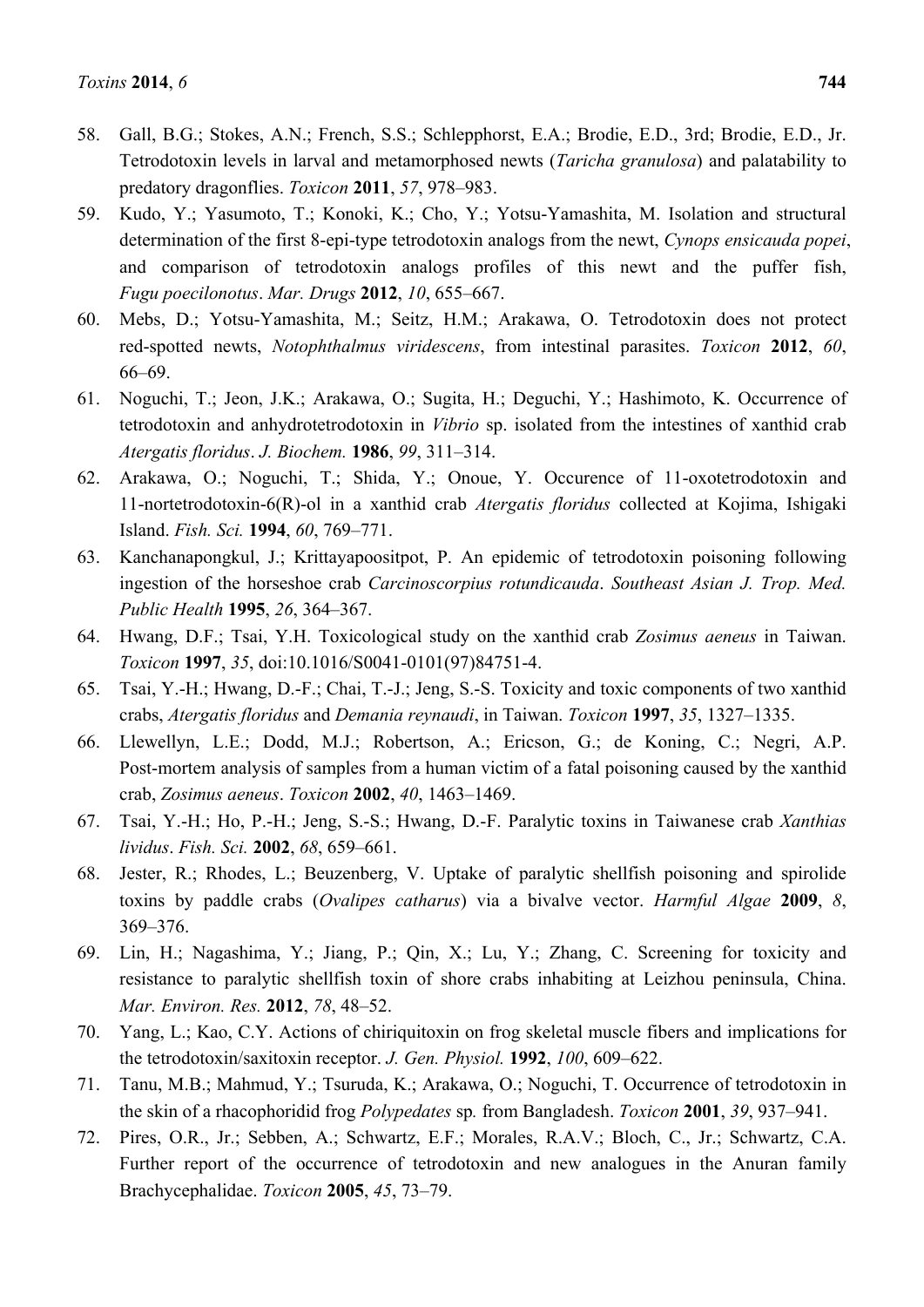58. Gall, B.G.; Stokes, A.N.; French, S.S.; Schlepphorst, E.A.; Brodie, E.D., 3rd; Brodie, E.D., Jr. Tetrodotoxin levels in larval and metamorphosed newts (*Taricha granulosa*) and palatability to predatory dragonflies. *Toxicon* **2011**, *57*, 978–983.
59. Kudo, Y.; Yasumoto, T.; Konoki, K.; Cho, Y.; Yotsu-Yamashita, M. Isolation and structural determination of the first 8-epi-type tetrodotoxin analogs from the newt, *Cynops ensicauda popei*, and comparison of tetrodotoxin analogs profiles of this newt and the puffer fish, *Fugu poecilonotus*. *Mar. Drugs* **2012**, *10*, 655–667.
60. Mebs, D.; Yotsu-Yamashita, M.; Seitz, H.M.; Arakawa, O. Tetrodotoxin does not protect red-spotted newts, *Notophthalmus viridescens*, from intestinal parasites. *Toxicon* **2012**, *60*, 66–69.
61. Noguchi, T.; Jeon, J.K.; Arakawa, O.; Sugita, H.; Deguchi, Y.; Hashimoto, K. Occurrence of tetrodotoxin and anhydrotetrodotoxin in *Vibrio* sp. isolated from the intestines of xanthid crab *Atergatis floridus*. *J. Biochem.* **1986**, *99*, 311–314.
62. Arakawa, O.; Noguchi, T.; Shida, Y.; Onoue, Y. Occurence of 11-oxotetrodotoxin and 11-nortetrodotoxin-6(R)-ol in a xanthid crab *Atergatis floridus* collected at Kojima, Ishigaki Island. *Fish. Sci.* **1994**, *60*, 769–771.
63. Kanchanapongkul, J.; Krittayapoositpot, P. An epidemic of tetrodotoxin poisoning following ingestion of the horseshoe crab *Carcinoscorpius rotundicauda*. *Southeast Asian J. Trop. Med. Public Health* **1995**, *26*, 364–367.
64. Hwang, D.F.; Tsai, Y.H. Toxicological study on the xanthid crab *Zosimus aeneus* in Taiwan. *Toxicon* **1997**, *35*, doi:10.1016/S0041-0101(97)84751-4.
65. Tsai, Y.-H.; Hwang, D.-F.; Chai, T.-J.; Jeng, S.-S. Toxicity and toxic components of two xanthid crabs, *Atergatis floridus* and *Demania reynaudi*, in Taiwan. *Toxicon* **1997**, *35*, 1327–1335.
66. Llewellyn, L.E.; Dodd, M.J.; Robertson, A.; Ericson, G.; de Koning, C.; Negri, A.P. Post-mortem analysis of samples from a human victim of a fatal poisoning caused by the xanthid crab, *Zosimus aeneus*. *Toxicon* **2002**, *40*, 1463–1469.
67. Tsai, Y.-H.; Ho, P.-H.; Jeng, S.-S.; Hwang, D.-F. Paralytic toxins in Taiwanese crab *Xanthias lividus*. *Fish. Sci.* **2002**, *68*, 659–661.
68. Jester, R.; Rhodes, L.; Beuzenberg, V. Uptake of paralytic shellfish poisoning and spirolide toxins by paddle crabs (*Ovalipes catharus*) via a bivalve vector. *Harmful Algae* **2009**, *8*, 369–376.
69. Lin, H.; Nagashima, Y.; Jiang, P.; Qin, X.; Lu, Y.; Zhang, C. Screening for toxicity and resistance to paralytic shellfish toxin of shore crabs inhabiting at Leizhou peninsula, China. *Mar. Environ. Res.* **2012**, *78*, 48–52.
70. Yang, L.; Kao, C.Y. Actions of chiriquitoxin on frog skeletal muscle fibers and implications for the tetrodotoxin/saxitoxin receptor. *J. Gen. Physiol.* **1992**, *100*, 609–622.
71. Tanu, M.B.; Mahmud, Y.; Tsuruda, K.; Arakawa, O.; Noguchi, T. Occurrence of tetrodotoxin in the skin of a rhacophoridid frog *Polypedates* sp*.* from Bangladesh. *Toxicon* **2001**, *39*, 937–941.
72. Pires, O.R., Jr.; Sebben, A.; Schwartz, E.F.; Morales, R.A.V.; Bloch, C., Jr.; Schwartz, C.A. Further report of the occurrence of tetrodotoxin and new analogues in the Anuran family Brachycephalidae. *Toxicon* **2005**, *45*, 73–79.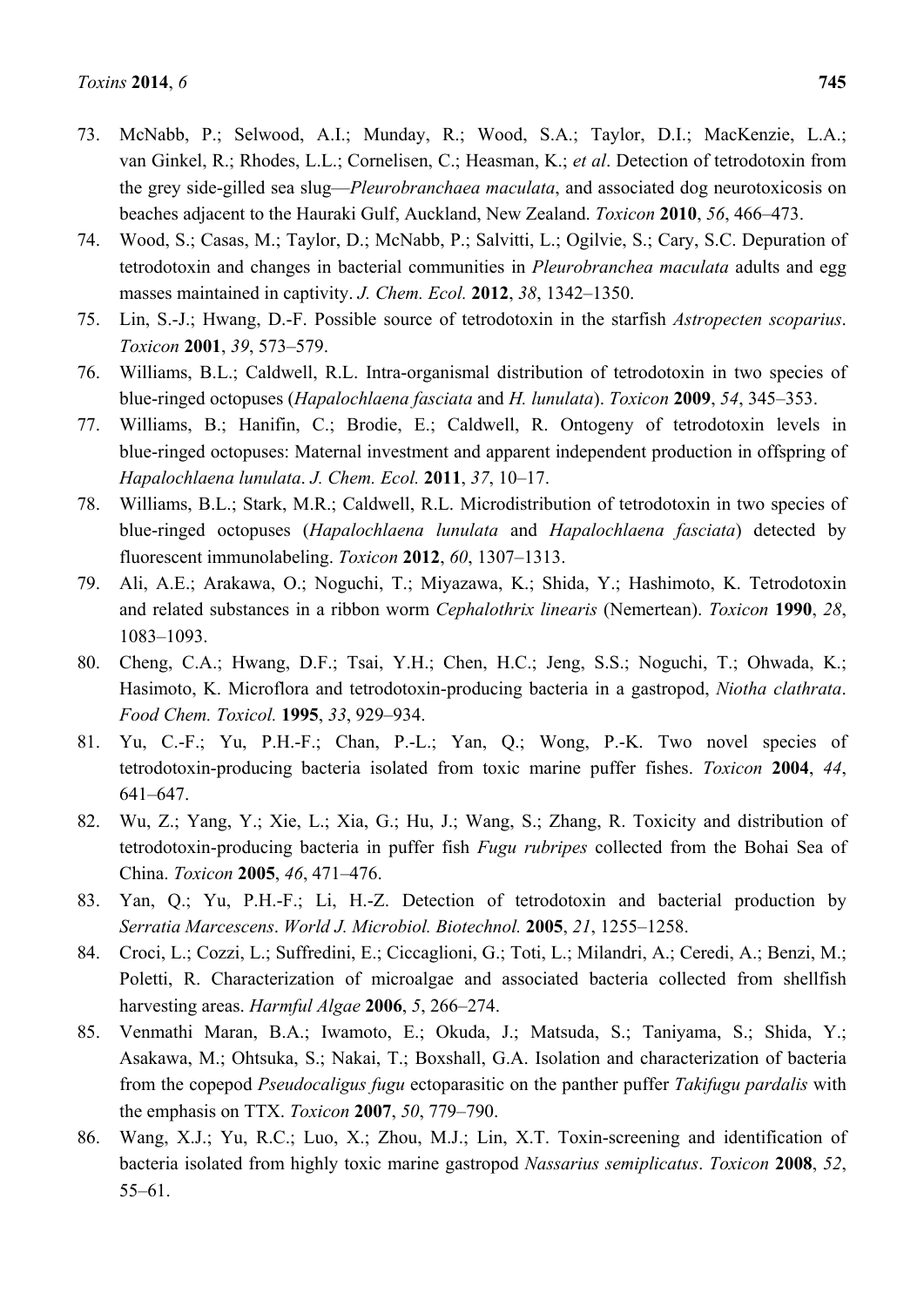73. McNabb, P.; Selwood, A.I.; Munday, R.; Wood, S.A.; Taylor, D.I.; MacKenzie, L.A.; van Ginkel, R.; Rhodes, L.L.; Cornelisen, C.; Heasman, K.; *et al*. Detection of tetrodotoxin from the grey side-gilled sea slug—*Pleurobranchaea maculata*, and associated dog neurotoxicosis on beaches adjacent to the Hauraki Gulf, Auckland, New Zealand. *Toxicon* **2010**, *56*, 466–473.
74. Wood, S.; Casas, M.; Taylor, D.; McNabb, P.; Salvitti, L.; Ogilvie, S.; Cary, S.C. Depuration of tetrodotoxin and changes in bacterial communities in *Pleurobranchea maculata* adults and egg masses maintained in captivity. *J. Chem. Ecol.* **2012**, *38*, 1342–1350.
75. Lin, S.-J.; Hwang, D.-F. Possible source of tetrodotoxin in the starfish *Astropecten scoparius*. *Toxicon* **2001**, *39*, 573–579.
76. Williams, B.L.; Caldwell, R.L. Intra-organismal distribution of tetrodotoxin in two species of blue-ringed octopuses (*Hapalochlaena fasciata* and *H. lunulata*). *Toxicon* **2009**, *54*, 345–353.
77. Williams, B.; Hanifin, C.; Brodie, E.; Caldwell, R. Ontogeny of tetrodotoxin levels in blue-ringed octopuses: Maternal investment and apparent independent production in offspring of *Hapalochlaena lunulata*. *J. Chem. Ecol.* **2011**, *37*, 10–17.
78. Williams, B.L.; Stark, M.R.; Caldwell, R.L. Microdistribution of tetrodotoxin in two species of blue-ringed octopuses (*Hapalochlaena lunulata* and *Hapalochlaena fasciata*) detected by fluorescent immunolabeling. *Toxicon* **2012**, *60*, 1307–1313.
79. Ali, A.E.; Arakawa, O.; Noguchi, T.; Miyazawa, K.; Shida, Y.; Hashimoto, K. Tetrodotoxin and related substances in a ribbon worm *Cephalothrix linearis* (Nemertean). *Toxicon* **1990**, *28*, 1083–1093.
80. Cheng, C.A.; Hwang, D.F.; Tsai, Y.H.; Chen, H.C.; Jeng, S.S.; Noguchi, T.; Ohwada, K.; Hasimoto, K. Microflora and tetrodotoxin-producing bacteria in a gastropod, *Niotha clathrata*. *Food Chem. Toxicol.* **1995**, *33*, 929–934.
81. Yu, C.-F.; Yu, P.H.-F.; Chan, P.-L.; Yan, Q.; Wong, P.-K. Two novel species of tetrodotoxin-producing bacteria isolated from toxic marine puffer fishes. *Toxicon* **2004**, *44*, 641–647.
82. Wu, Z.; Yang, Y.; Xie, L.; Xia, G.; Hu, J.; Wang, S.; Zhang, R. Toxicity and distribution of tetrodotoxin-producing bacteria in puffer fish *Fugu rubripes* collected from the Bohai Sea of China. *Toxicon* **2005**, *46*, 471–476.
83. Yan, Q.; Yu, P.H.-F.; Li, H.-Z. Detection of tetrodotoxin and bacterial production by *Serratia Marcescens*. *World J. Microbiol. Biotechnol.* **2005**, *21*, 1255–1258.
84. Croci, L.; Cozzi, L.; Suffredini, E.; Ciccaglioni, G.; Toti, L.; Milandri, A.; Ceredi, A.; Benzi, M.; Poletti, R. Characterization of microalgae and associated bacteria collected from shellfish harvesting areas. *Harmful Algae* **2006**, *5*, 266–274.
85. Venmathi Maran, B.A.; Iwamoto, E.; Okuda, J.; Matsuda, S.; Taniyama, S.; Shida, Y.; Asakawa, M.; Ohtsuka, S.; Nakai, T.; Boxshall, G.A. Isolation and characterization of bacteria from the copepod *Pseudocaligus fugu* ectoparasitic on the panther puffer *Takifugu pardalis* with the emphasis on TTX. *Toxicon* **2007**, *50*, 779–790.
86. Wang, X.J.; Yu, R.C.; Luo, X.; Zhou, M.J.; Lin, X.T. Toxin-screening and identification of bacteria isolated from highly toxic marine gastropod *Nassarius semiplicatus*. *Toxicon* **2008**, *52*, 55–61.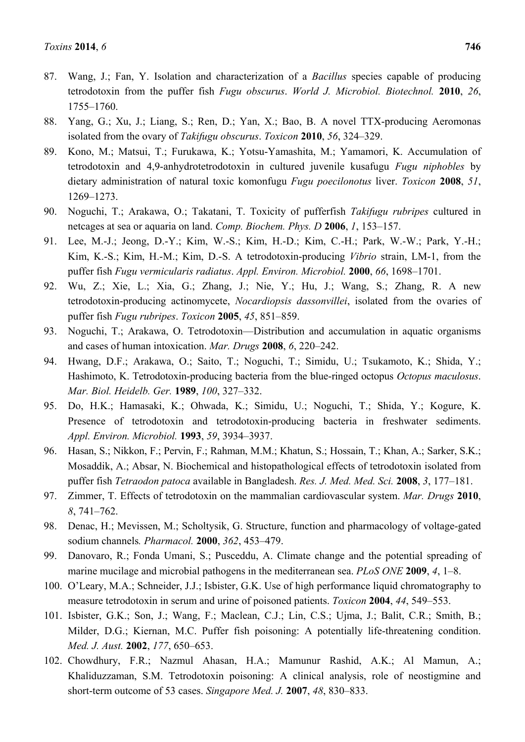87. Wang, J.; Fan, Y. Isolation and characterization of a *Bacillus* species capable of producing tetrodotoxin from the puffer fish *Fugu obscurus*. *World J. Microbiol. Biotechnol.* **2010**, *26*, 1755–1760.
88. Yang, G.; Xu, J.; Liang, S.; Ren, D.; Yan, X.; Bao, B. A novel TTX-producing Aeromonas isolated from the ovary of *Takifugu obscurus*. *Toxicon* **2010**, *56*, 324–329.
89. Kono, M.; Matsui, T.; Furukawa, K.; Yotsu-Yamashita, M.; Yamamori, K. Accumulation of tetrodotoxin and 4,9-anhydrotetrodotoxin in cultured juvenile kusafugu *Fugu niphobles* by dietary administration of natural toxic komonfugu *Fugu poecilonotus* liver. *Toxicon* **2008**, *51*, 1269–1273.
90. Noguchi, T.; Arakawa, O.; Takatani, T. Toxicity of pufferfish *Takifugu rubripes* cultured in netcages at sea or aquaria on land. *Comp. Biochem. Phys. D* **2006**, *1*, 153–157.
91. Lee, M.-J.; Jeong, D.-Y.; Kim, W.-S.; Kim, H.-D.; Kim, C.-H.; Park, W.-W.; Park, Y.-H.; Kim, K.-S.; Kim, H.-M.; Kim, D.-S. A tetrodotoxin-producing *Vibrio* strain, LM-1, from the puffer fish *Fugu vermicularis radiatus*. *Appl. Environ. Microbiol.* **2000**, *66*, 1698–1701.
92. Wu, Z.; Xie, L.; Xia, G.; Zhang, J.; Nie, Y.; Hu, J.; Wang, S.; Zhang, R. A new tetrodotoxin-producing actinomycete, *Nocardiopsis dassonvillei*, isolated from the ovaries of puffer fish *Fugu rubripes*. *Toxicon* **2005**, *45*, 851–859.
93. Noguchi, T.; Arakawa, O. Tetrodotoxin—Distribution and accumulation in aquatic organisms and cases of human intoxication. *Mar. Drugs* **2008**, *6*, 220–242.
94. Hwang, D.F.; Arakawa, O.; Saito, T.; Noguchi, T.; Simidu, U.; Tsukamoto, K.; Shida, Y.; Hashimoto, K. Tetrodotoxin-producing bacteria from the blue-ringed octopus *Octopus maculosus*. *Mar. Biol. Heidelb. Ger.* **1989**, *100*, 327–332.
95. Do, H.K.; Hamasaki, K.; Ohwada, K.; Simidu, U.; Noguchi, T.; Shida, Y.; Kogure, K. Presence of tetrodotoxin and tetrodotoxin-producing bacteria in freshwater sediments. *Appl. Environ. Microbiol.* **1993**, *59*, 3934–3937.
96. Hasan, S.; Nikkon, F.; Pervin, F.; Rahman, M.M.; Khatun, S.; Hossain, T.; Khan, A.; Sarker, S.K.; Mosaddik, A.; Absar, N. Biochemical and histopathological effects of tetrodotoxin isolated from puffer fish *Tetraodon patoca* available in Bangladesh. *Res. J. Med. Med. Sci.* **2008**, *3*, 177–181.
97. Zimmer, T. Effects of tetrodotoxin on the mammalian cardiovascular system. *Mar. Drugs* **2010**, *8*, 741–762.
98. Denac, H.; Mevissen, M.; Scholtysik, G. Structure, function and pharmacology of voltage-gated sodium channels*. Pharmacol.* **2000**, *362*, 453–479.
99. Danovaro, R.; Fonda Umani, S.; Pusceddu, A. Climate change and the potential spreading of marine mucilage and microbial pathogens in the mediterranean sea. *PLoS ONE* **2009**, *4*, 1–8.
100. O'Leary, M.A.; Schneider, J.J.; Isbister, G.K. Use of high performance liquid chromatography to measure tetrodotoxin in serum and urine of poisoned patients. *Toxicon* **2004**, *44*, 549–553.
101. Isbister, G.K.; Son, J.; Wang, F.; Maclean, C.J.; Lin, C.S.; Ujma, J.; Balit, C.R.; Smith, B.; Milder, D.G.; Kiernan, M.C. Puffer fish poisoning: A potentially life-threatening condition. *Med. J. Aust.* **2002**, *177*, 650–653.
102. Chowdhury, F.R.; Nazmul Ahasan, H.A.; Mamunur Rashid, A.K.; Al Mamun, A.; Khaliduzzaman, S.M. Tetrodotoxin poisoning: A clinical analysis, role of neostigmine and short-term outcome of 53 cases. *Singapore Med. J.* **2007**, *48*, 830–833.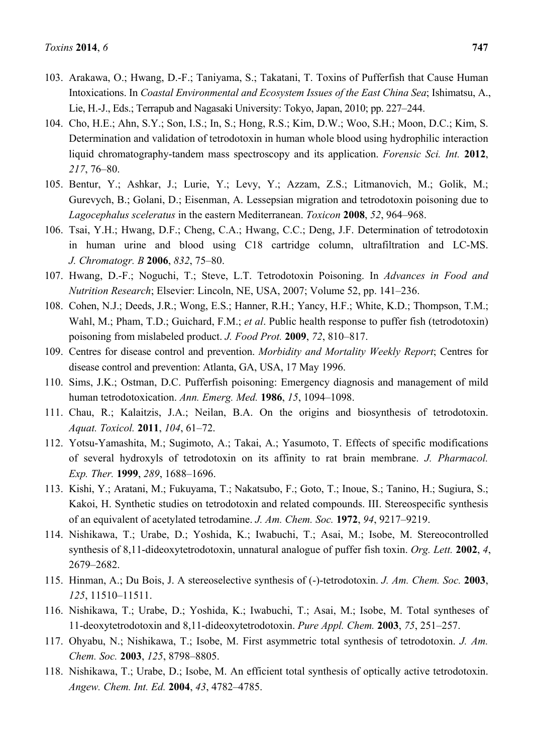103. Arakawa, O.; Hwang, D.-F.; Taniyama, S.; Takatani, T. Toxins of Pufferfish that Cause Human Intoxications. In *Coastal Environmental and Ecosystem Issues of the East China Sea*; Ishimatsu, A., Lie, H.-J., Eds.; Terrapub and Nagasaki University: Tokyo, Japan, 2010; pp. 227–244.
104. Cho, H.E.; Ahn, S.Y.; Son, I.S.; In, S.; Hong, R.S.; Kim, D.W.; Woo, S.H.; Moon, D.C.; Kim, S. Determination and validation of tetrodotoxin in human whole blood using hydrophilic interaction liquid chromatography-tandem mass spectroscopy and its application. *Forensic Sci. Int.* **2012**, *217*, 76–80.
105. Bentur, Y.; Ashkar, J.; Lurie, Y.; Levy, Y.; Azzam, Z.S.; Litmanovich, M.; Golik, M.; Gurevych, B.; Golani, D.; Eisenman, A. Lessepsian migration and tetrodotoxin poisoning due to *Lagocephalus sceleratus* in the eastern Mediterranean. *Toxicon* **2008**, *52*, 964–968.
106. Tsai, Y.H.; Hwang, D.F.; Cheng, C.A.; Hwang, C.C.; Deng, J.F. Determination of tetrodotoxin in human urine and blood using C18 cartridge column, ultrafiltration and LC-MS. *J. Chromatogr. B* **2006**, *832*, 75–80.
107. Hwang, D.-F.; Noguchi, T.; Steve, L.T. Tetrodotoxin Poisoning. In *Advances in Food and Nutrition Research*; Elsevier: Lincoln, NE, USA, 2007; Volume 52, pp. 141–236.
108. Cohen, N.J.; Deeds, J.R.; Wong, E.S.; Hanner, R.H.; Yancy, H.F.; White, K.D.; Thompson, T.M.; Wahl, M.; Pham, T.D.; Guichard, F.M.; *et al*. Public health response to puffer fish (tetrodotoxin) poisoning from mislabeled product. *J. Food Prot.* **2009**, *72*, 810–817.
109. Centres for disease control and prevention. *Morbidity and Mortality Weekly Report*; Centres for disease control and prevention: Atlanta, GA, USA, 17 May 1996.
110. Sims, J.K.; Ostman, D.C. Pufferfish poisoning: Emergency diagnosis and management of mild human tetrodotoxication. *Ann. Emerg. Med.* **1986**, *15*, 1094–1098.
111. Chau, R.; Kalaitzis, J.A.; Neilan, B.A. On the origins and biosynthesis of tetrodotoxin. *Aquat. Toxicol.* **2011**, *104*, 61–72.
112. Yotsu-Yamashita, M.; Sugimoto, A.; Takai, A.; Yasumoto, T. Effects of specific modifications of several hydroxyls of tetrodotoxin on its affinity to rat brain membrane. *J. Pharmacol. Exp. Ther.* **1999**, *289*, 1688–1696.
113. Kishi, Y.; Aratani, M.; Fukuyama, T.; Nakatsubo, F.; Goto, T.; Inoue, S.; Tanino, H.; Sugiura, S.; Kakoi, H. Synthetic studies on tetrodotoxin and related compounds. III. Stereospecific synthesis of an equivalent of acetylated tetrodamine. *J. Am. Chem. Soc.* **1972**, *94*, 9217–9219.
114. Nishikawa, T.; Urabe, D.; Yoshida, K.; Iwabuchi, T.; Asai, M.; Isobe, M. Stereocontrolled synthesis of 8,11-dideoxytetrodotoxin, unnatural analogue of puffer fish toxin. *Org. Lett.* **2002**, *4*, 2679–2682.
115. Hinman, A.; Du Bois, J. A stereoselective synthesis of (-)-tetrodotoxin. *J. Am. Chem. Soc.* **2003**, *125*, 11510–11511.
116. Nishikawa, T.; Urabe, D.; Yoshida, K.; Iwabuchi, T.; Asai, M.; Isobe, M. Total syntheses of 11-deoxytetrodotoxin and 8,11-dideoxytetrodotoxin. *Pure Appl. Chem.* **2003**, *75*, 251–257.
117. Ohyabu, N.; Nishikawa, T.; Isobe, M. First asymmetric total synthesis of tetrodotoxin. *J. Am. Chem. Soc.* **2003**, *125*, 8798–8805.
118. Nishikawa, T.; Urabe, D.; Isobe, M. An efficient total synthesis of optically active tetrodotoxin. *Angew. Chem. Int. Ed.* **2004**, *43*, 4782–4785.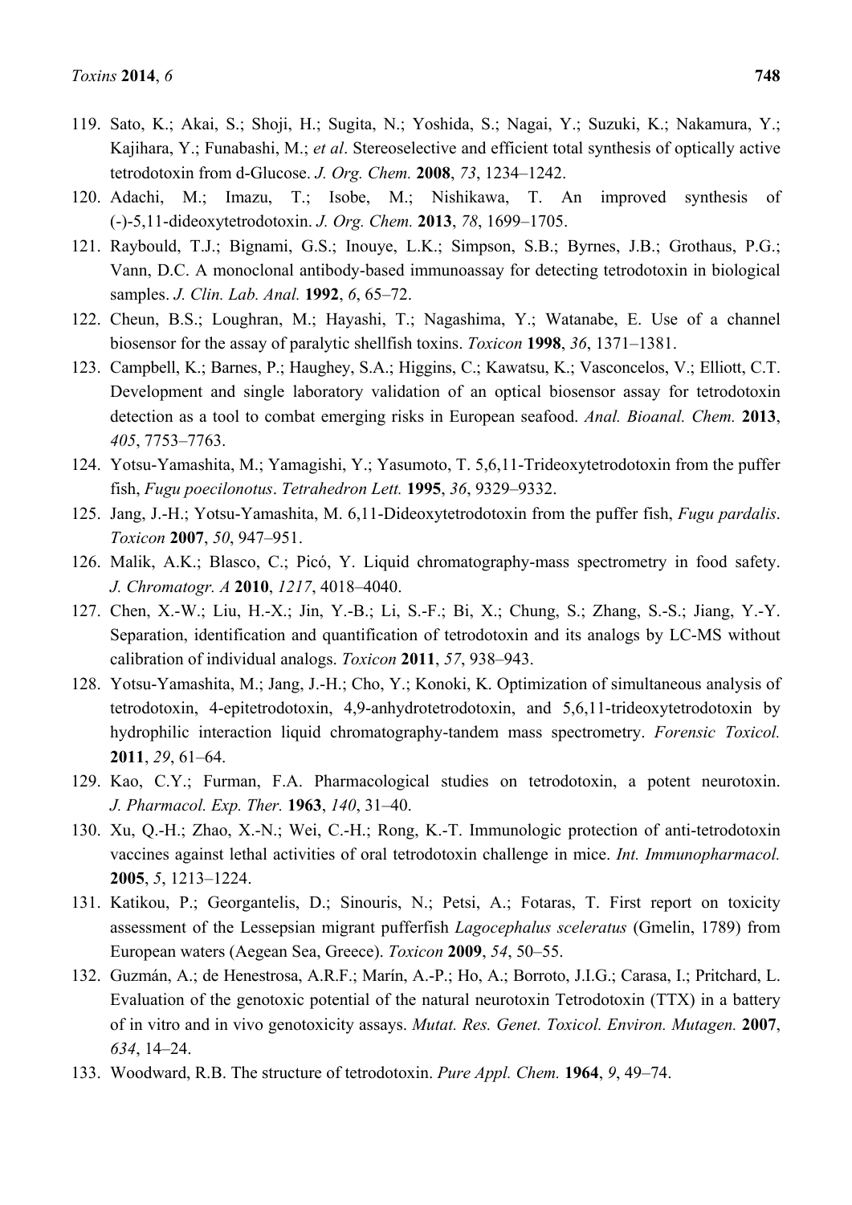119. Sato, K.; Akai, S.; Shoji, H.; Sugita, N.; Yoshida, S.; Nagai, Y.; Suzuki, K.; Nakamura, Y.; Kajihara, Y.; Funabashi, M.; *et al*. Stereoselective and efficient total synthesis of optically active tetrodotoxin from d-Glucose. *J. Org. Chem.* **2008**, *73*, 1234–1242.
120. Adachi, M.; Imazu, T.; Isobe, M.; Nishikawa, T. An improved synthesis of (-)-5,11-dideoxytetrodotoxin. *J. Org. Chem.* **2013**, *78*, 1699–1705.
121. Raybould, T.J.; Bignami, G.S.; Inouye, L.K.; Simpson, S.B.; Byrnes, J.B.; Grothaus, P.G.; Vann, D.C. A monoclonal antibody-based immunoassay for detecting tetrodotoxin in biological samples. *J. Clin. Lab. Anal.* **1992**, *6*, 65–72.
122. Cheun, B.S.; Loughran, M.; Hayashi, T.; Nagashima, Y.; Watanabe, E. Use of a channel biosensor for the assay of paralytic shellfish toxins. *Toxicon* **1998**, *36*, 1371–1381.
123. Campbell, K.; Barnes, P.; Haughey, S.A.; Higgins, C.; Kawatsu, K.; Vasconcelos, V.; Elliott, C.T. Development and single laboratory validation of an optical biosensor assay for tetrodotoxin detection as a tool to combat emerging risks in European seafood. *Anal. Bioanal. Chem.* **2013**, *405*, 7753–7763.
124. Yotsu-Yamashita, M.; Yamagishi, Y.; Yasumoto, T. 5,6,11-Trideoxytetrodotoxin from the puffer fish, *Fugu poecilonotus*. *Tetrahedron Lett.* **1995**, *36*, 9329–9332.
125. Jang, J.-H.; Yotsu-Yamashita, M. 6,11-Dideoxytetrodotoxin from the puffer fish, *Fugu pardalis*. *Toxicon* **2007**, *50*, 947–951.
126. Malik, A.K.; Blasco, C.; Picó, Y. Liquid chromatography-mass spectrometry in food safety. *J. Chromatogr. A* **2010**, *1217*, 4018–4040.
127. Chen, X.-W.; Liu, H.-X.; Jin, Y.-B.; Li, S.-F.; Bi, X.; Chung, S.; Zhang, S.-S.; Jiang, Y.-Y. Separation, identification and quantification of tetrodotoxin and its analogs by LC-MS without calibration of individual analogs. *Toxicon* **2011**, *57*, 938–943.
128. Yotsu-Yamashita, M.; Jang, J.-H.; Cho, Y.; Konoki, K. Optimization of simultaneous analysis of tetrodotoxin, 4-epitetrodotoxin, 4,9-anhydrotetrodotoxin, and 5,6,11-trideoxytetrodotoxin by hydrophilic interaction liquid chromatography-tandem mass spectrometry. *Forensic Toxicol.* **2011**, *29*, 61–64.
129. Kao, C.Y.; Furman, F.A. Pharmacological studies on tetrodotoxin, a potent neurotoxin. *J. Pharmacol. Exp. Ther.* **1963**, *140*, 31–40.
130. Xu, Q.-H.; Zhao, X.-N.; Wei, C.-H.; Rong, K.-T. Immunologic protection of anti-tetrodotoxin vaccines against lethal activities of oral tetrodotoxin challenge in mice. *Int. Immunopharmacol.* **2005**, *5*, 1213–1224.
131. Katikou, P.; Georgantelis, D.; Sinouris, N.; Petsi, A.; Fotaras, T. First report on toxicity assessment of the Lessepsian migrant pufferfish *Lagocephalus sceleratus* (Gmelin, 1789) from European waters (Aegean Sea, Greece). *Toxicon* **2009**, *54*, 50–55.
132. Guzmán, A.; de Henestrosa, A.R.F.; Marín, A.-P.; Ho, A.; Borroto, J.I.G.; Carasa, I.; Pritchard, L. Evaluation of the genotoxic potential of the natural neurotoxin Tetrodotoxin (TTX) in a battery of in vitro and in vivo genotoxicity assays. *Mutat. Res. Genet. Toxicol. Environ. Mutagen.* **2007**, *634*, 14–24.
133. Woodward, R.B. The structure of tetrodotoxin. *Pure Appl. Chem.* **1964**, *9*, 49–74.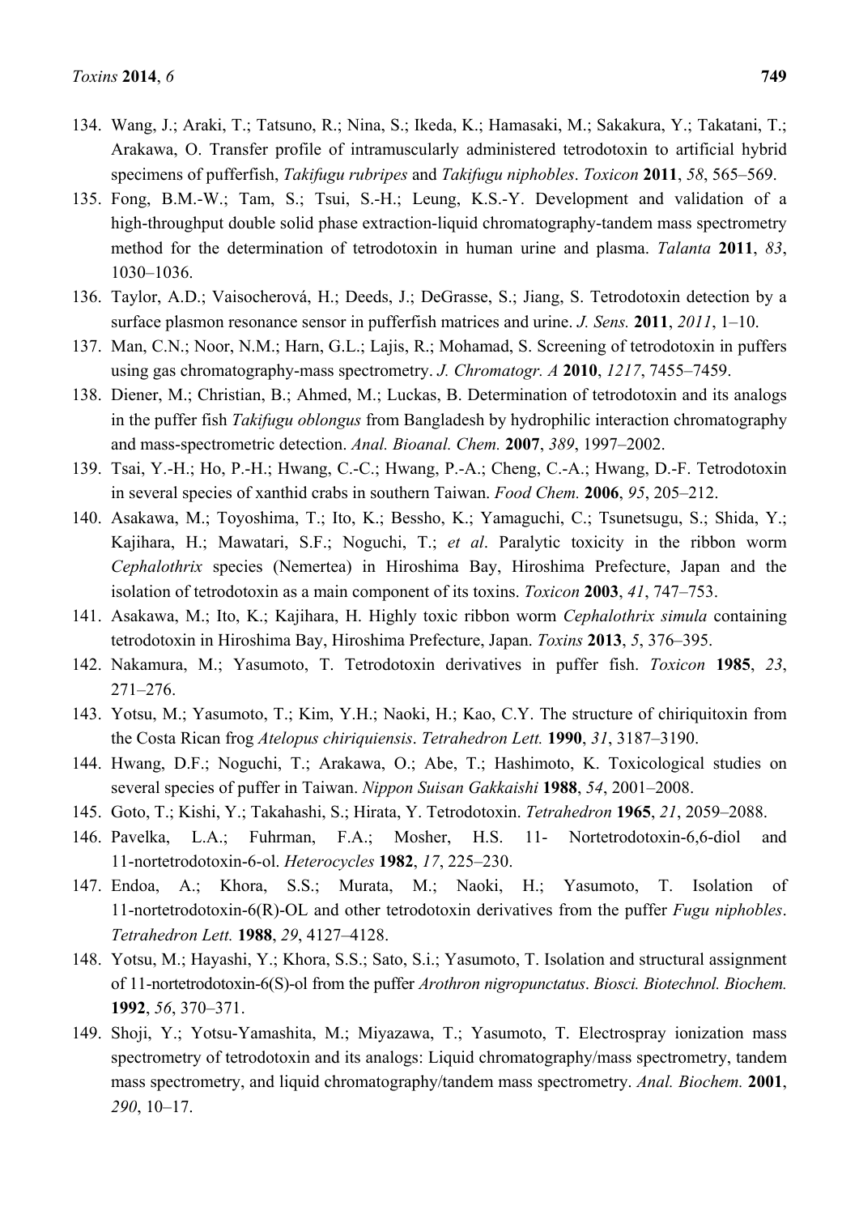134. Wang, J.; Araki, T.; Tatsuno, R.; Nina, S.; Ikeda, K.; Hamasaki, M.; Sakakura, Y.; Takatani, T.; Arakawa, O. Transfer profile of intramuscularly administered tetrodotoxin to artificial hybrid specimens of pufferfish, *Takifugu rubripes* and *Takifugu niphobles*. *Toxicon* **2011**, *58*, 565–569.
135. Fong, B.M.-W.; Tam, S.; Tsui, S.-H.; Leung, K.S.-Y. Development and validation of a high-throughput double solid phase extraction-liquid chromatography-tandem mass spectrometry method for the determination of tetrodotoxin in human urine and plasma. *Talanta* **2011**, *83*, 1030–1036.
136. Taylor, A.D.; Vaisocherová, H.; Deeds, J.; DeGrasse, S.; Jiang, S. Tetrodotoxin detection by a surface plasmon resonance sensor in pufferfish matrices and urine. *J. Sens.* **2011**, *2011*, 1–10.
137. Man, C.N.; Noor, N.M.; Harn, G.L.; Lajis, R.; Mohamad, S. Screening of tetrodotoxin in puffers using gas chromatography-mass spectrometry. *J. Chromatogr. A* **2010**, *1217*, 7455–7459.
138. Diener, M.; Christian, B.; Ahmed, M.; Luckas, B. Determination of tetrodotoxin and its analogs in the puffer fish *Takifugu oblongus* from Bangladesh by hydrophilic interaction chromatography and mass-spectrometric detection. *Anal. Bioanal. Chem.* **2007**, *389*, 1997–2002.
139. Tsai, Y.-H.; Ho, P.-H.; Hwang, C.-C.; Hwang, P.-A.; Cheng, C.-A.; Hwang, D.-F. Tetrodotoxin in several species of xanthid crabs in southern Taiwan. *Food Chem.* **2006**, *95*, 205–212.
140. Asakawa, M.; Toyoshima, T.; Ito, K.; Bessho, K.; Yamaguchi, C.; Tsunetsugu, S.; Shida, Y.; Kajihara, H.; Mawatari, S.F.; Noguchi, T.; *et al*. Paralytic toxicity in the ribbon worm *Cephalothrix* species (Nemertea) in Hiroshima Bay, Hiroshima Prefecture, Japan and the isolation of tetrodotoxin as a main component of its toxins. *Toxicon* **2003**, *41*, 747–753.
141. Asakawa, M.; Ito, K.; Kajihara, H. Highly toxic ribbon worm *Cephalothrix simula* containing tetrodotoxin in Hiroshima Bay, Hiroshima Prefecture, Japan. *Toxins* **2013**, *5*, 376–395.
142. Nakamura, M.; Yasumoto, T. Tetrodotoxin derivatives in puffer fish. *Toxicon* **1985**, *23*, 271–276.
143. Yotsu, M.; Yasumoto, T.; Kim, Y.H.; Naoki, H.; Kao, C.Y. The structure of chiriquitoxin from the Costa Rican frog *Atelopus chiriquiensis*. *Tetrahedron Lett.* **1990**, *31*, 3187–3190.
144. Hwang, D.F.; Noguchi, T.; Arakawa, O.; Abe, T.; Hashimoto, K. Toxicological studies on several species of puffer in Taiwan. *Nippon Suisan Gakkaishi* **1988**, *54*, 2001–2008.
145. Goto, T.; Kishi, Y.; Takahashi, S.; Hirata, Y. Tetrodotoxin. *Tetrahedron* **1965**, *21*, 2059–2088.
146. Pavelka, L.A.; Fuhrman, F.A.; Mosher, H.S. 11- Nortetrodotoxin-6,6-diol and 11-nortetrodotoxin-6-ol. *Heterocycles* **1982**, *17*, 225–230.
147. Endoa, A.; Khora, S.S.; Murata, M.; Naoki, H.; Yasumoto, T. Isolation of 11-nortetrodotoxin-6(R)-OL and other tetrodotoxin derivatives from the puffer *Fugu niphobles*. *Tetrahedron Lett.* **1988**, *29*, 4127–4128.
148. Yotsu, M.; Hayashi, Y.; Khora, S.S.; Sato, S.i.; Yasumoto, T. Isolation and structural assignment of 11-nortetrodotoxin-6(S)-ol from the puffer *Arothron nigropunctatus*. *Biosci. Biotechnol. Biochem.* **1992**, *56*, 370–371.
149. Shoji, Y.; Yotsu-Yamashita, M.; Miyazawa, T.; Yasumoto, T. Electrospray ionization mass spectrometry of tetrodotoxin and its analogs: Liquid chromatography/mass spectrometry, tandem mass spectrometry, and liquid chromatography/tandem mass spectrometry. *Anal. Biochem.* **2001**, *290*, 10–17.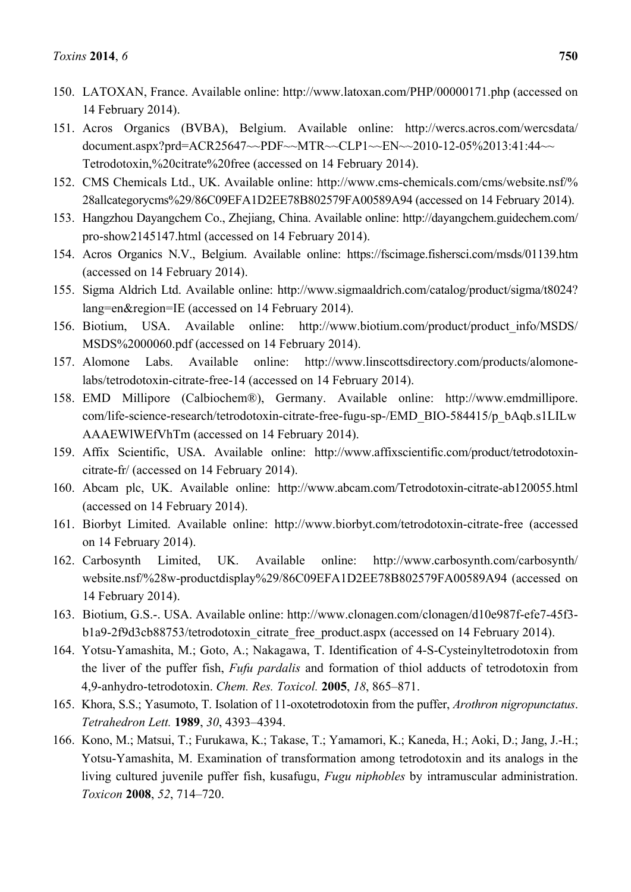150. LATOXAN, France. Available online: http://www.latoxan.com/PHP/00000171.php (accessed on 14 February 2014).
151. Acros Organics (BVBA), Belgium. Available online: http://wercs.acros.com/wercsdata/document.aspx?prd=ACR25647~~PDF~~MTR~~CLP1~~EN~~2010-12-05%2013:41:44~~Tetrodotoxin,%20citrate%20free (accessed on 14 February 2014).
152. CMS Chemicals Ltd., UK. Available online: http://www.cms-chemicals.com/cms/website.nsf/%28allcategorycms%29/86C09EFA1D2EE78B802579FA00589A94 (accessed on 14 February 2014).
153. Hangzhou Dayangchem Co., Zhejiang, China. Available online: http://dayangchem.guidechem.com/pro-show2145147.html (accessed on 14 February 2014).
154. Acros Organics N.V., Belgium. Available online: https://fscimage.fishersci.com/msds/01139.htm (accessed on 14 February 2014).
155. Sigma Aldrich Ltd. Available online: http://www.sigmaaldrich.com/catalog/product/sigma/t8024?lang=en&region=IE (accessed on 14 February 2014).
156. Biotium, USA. Available online: http://www.biotium.com/product/product_info/MSDS/MSDS%2000060.pdf (accessed on 14 February 2014).
157. Alomone Labs. Available online: http://www.linscottsdirectory.com/products/alomone-labs/tetrodotoxin-citrate-free-14 (accessed on 14 February 2014).
158. EMD Millipore (Calbiochem®), Germany. Available online: http://www.emdmillipore.com/life-science-research/tetrodotoxin-citrate-free-fugu-sp-/EMD_BIO-584415/p_bAqb.s1LILwAAAEWlWEfVhTm (accessed on 14 February 2014).
159. Affix Scientific, USA. Available online: http://www.affixscientific.com/product/tetrodotoxin-citrate-fr/ (accessed on 14 February 2014).
160. Abcam plc, UK. Available online: http://www.abcam.com/Tetrodotoxin-citrate-ab120055.html (accessed on 14 February 2014).
161. Biorbyt Limited. Available online: http://www.biorbyt.com/tetrodotoxin-citrate-free (accessed on 14 February 2014).
162. Carbosynth Limited, UK. Available online: http://www.carbosynth.com/carbosynth/website.nsf/%28w-productdisplay%29/86C09EFA1D2EE78B802579FA00589A94 (accessed on 14 February 2014).
163. Biotium, G.S.-. USA. Available online: http://www.clonagen.com/clonagen/d10e987f-efe7-45f3-b1a9-2f9d3cb88753/tetrodotoxin_citrate_free_product.aspx (accessed on 14 February 2014).
164. Yotsu-Yamashita, M.; Goto, A.; Nakagawa, T. Identification of 4-S-Cysteinyltetrodotoxin from the liver of the puffer fish, *Fufu pardalis* and formation of thiol adducts of tetrodotoxin from 4,9-anhydro-tetrodotoxin. *Chem. Res. Toxicol.* **2005**, *18*, 865–871.
165. Khora, S.S.; Yasumoto, T. Isolation of 11-oxotetrodotoxin from the puffer, *Arothron nigropunctatus*. *Tetrahedron Lett.* **1989**, *30*, 4393–4394.
166. Kono, M.; Matsui, T.; Furukawa, K.; Takase, T.; Yamamori, K.; Kaneda, H.; Aoki, D.; Jang, J.-H.; Yotsu-Yamashita, M. Examination of transformation among tetrodotoxin and its analogs in the living cultured juvenile puffer fish, kusafugu, *Fugu niphobles* by intramuscular administration. *Toxicon* **2008**, *52*, 714–720.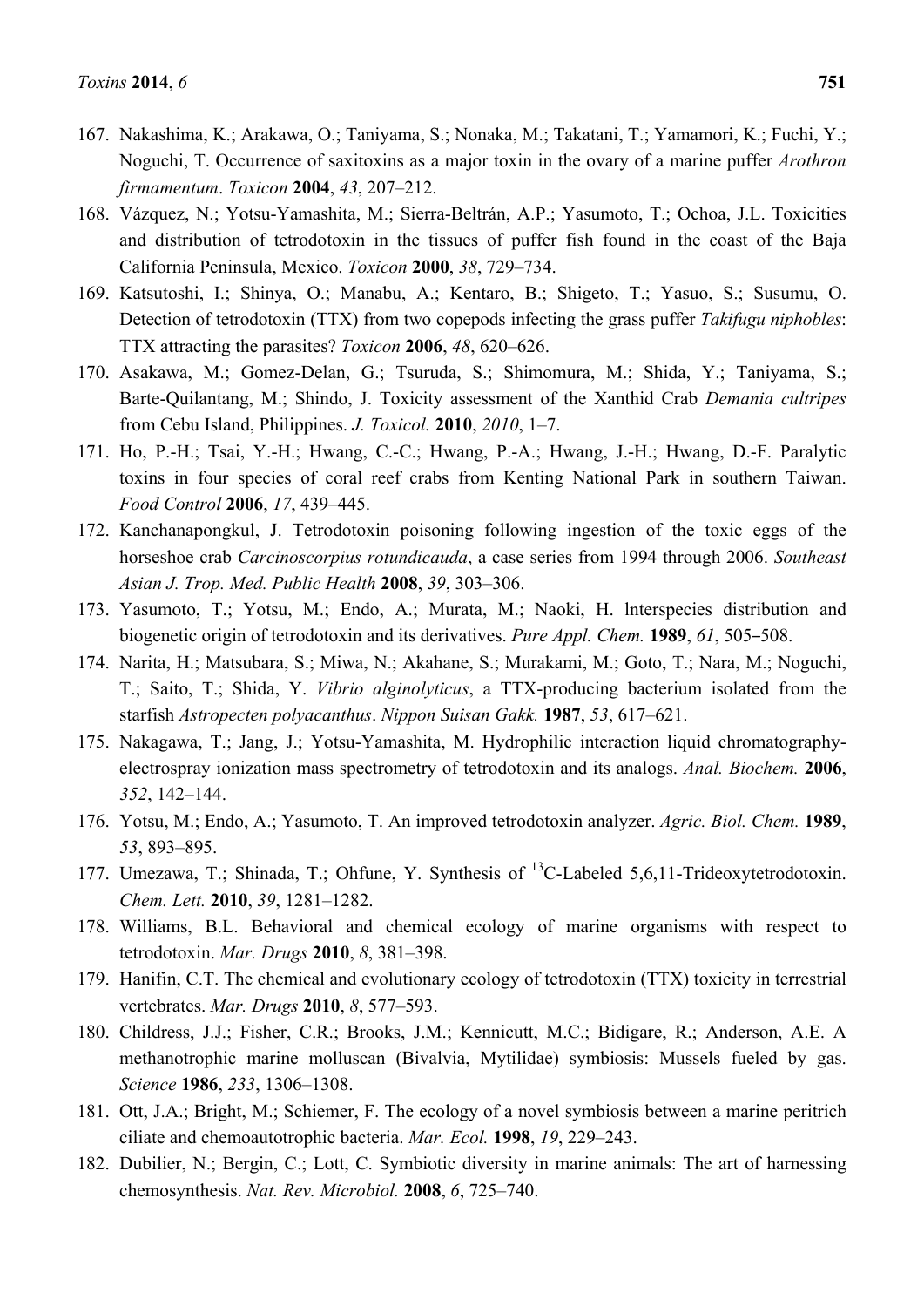167. Nakashima, K.; Arakawa, O.; Taniyama, S.; Nonaka, M.; Takatani, T.; Yamamori, K.; Fuchi, Y.; Noguchi, T. Occurrence of saxitoxins as a major toxin in the ovary of a marine puffer *Arothron firmamentum*. *Toxicon* **2004**, *43*, 207–212.
168. Vázquez, N.; Yotsu-Yamashita, M.; Sierra-Beltrán, A.P.; Yasumoto, T.; Ochoa, J.L. Toxicities and distribution of tetrodotoxin in the tissues of puffer fish found in the coast of the Baja California Peninsula, Mexico. *Toxicon* **2000**, *38*, 729–734.
169. Katsutoshi, I.; Shinya, O.; Manabu, A.; Kentaro, B.; Shigeto, T.; Yasuo, S.; Susumu, O. Detection of tetrodotoxin (TTX) from two copepods infecting the grass puffer *Takifugu niphobles*: TTX attracting the parasites? *Toxicon* **2006**, *48*, 620–626.
170. Asakawa, M.; Gomez-Delan, G.; Tsuruda, S.; Shimomura, M.; Shida, Y.; Taniyama, S.; Barte-Quilantang, M.; Shindo, J. Toxicity assessment of the Xanthid Crab *Demania cultripes* from Cebu Island, Philippines. *J. Toxicol.* **2010**, *2010*, 1–7.
171. Ho, P.-H.; Tsai, Y.-H.; Hwang, C.-C.; Hwang, P.-A.; Hwang, J.-H.; Hwang, D.-F. Paralytic toxins in four species of coral reef crabs from Kenting National Park in southern Taiwan. *Food Control* **2006**, *17*, 439–445.
172. Kanchanapongkul, J. Tetrodotoxin poisoning following ingestion of the toxic eggs of the horseshoe crab *Carcinoscorpius rotundicauda*, a case series from 1994 through 2006. *Southeast Asian J. Trop. Med. Public Health* **2008**, *39*, 303–306.
173. Yasumoto, T.; Yotsu, M.; Endo, A.; Murata, M.; Naoki, H. lnterspecies distribution and biogenetic origin of tetrodotoxin and its derivatives. *Pure Appl. Chem.* **1989**, *61*, 505–508.
174. Narita, H.; Matsubara, S.; Miwa, N.; Akahane, S.; Murakami, M.; Goto, T.; Nara, M.; Noguchi, T.; Saito, T.; Shida, Y. *Vibrio alginolyticus*, a TTX-producing bacterium isolated from the starfish *Astropecten polyacanthus*. *Nippon Suisan Gakk.* **1987**, *53*, 617–621.
175. Nakagawa, T.; Jang, J.; Yotsu-Yamashita, M. Hydrophilic interaction liquid chromatography-electrospray ionization mass spectrometry of tetrodotoxin and its analogs. *Anal. Biochem.* **2006**, *352*, 142–144.
176. Yotsu, M.; Endo, A.; Yasumoto, T. An improved tetrodotoxin analyzer. *Agric. Biol. Chem.* **1989**, *53*, 893–895.
177. Umezawa, T.; Shinada, T.; Ohfune, Y. Synthesis of $^{13}$C-Labeled 5,6,11-Trideoxytetrodotoxin. *Chem. Lett.* **2010**, *39*, 1281–1282.
178. Williams, B.L. Behavioral and chemical ecology of marine organisms with respect to tetrodotoxin. *Mar. Drugs* **2010**, *8*, 381–398.
179. Hanifin, C.T. The chemical and evolutionary ecology of tetrodotoxin (TTX) toxicity in terrestrial vertebrates. *Mar. Drugs* **2010**, *8*, 577–593.
180. Childress, J.J.; Fisher, C.R.; Brooks, J.M.; Kennicutt, M.C.; Bidigare, R.; Anderson, A.E. A methanotrophic marine molluscan (Bivalvia, Mytilidae) symbiosis: Mussels fueled by gas. *Science* **1986**, *233*, 1306–1308.
181. Ott, J.A.; Bright, M.; Schiemer, F. The ecology of a novel symbiosis between a marine peritrich ciliate and chemoautotrophic bacteria. *Mar. Ecol.* **1998**, *19*, 229–243.
182. Dubilier, N.; Bergin, C.; Lott, C. Symbiotic diversity in marine animals: The art of harnessing chemosynthesis. *Nat. Rev. Microbiol.* **2008**, *6*, 725–740.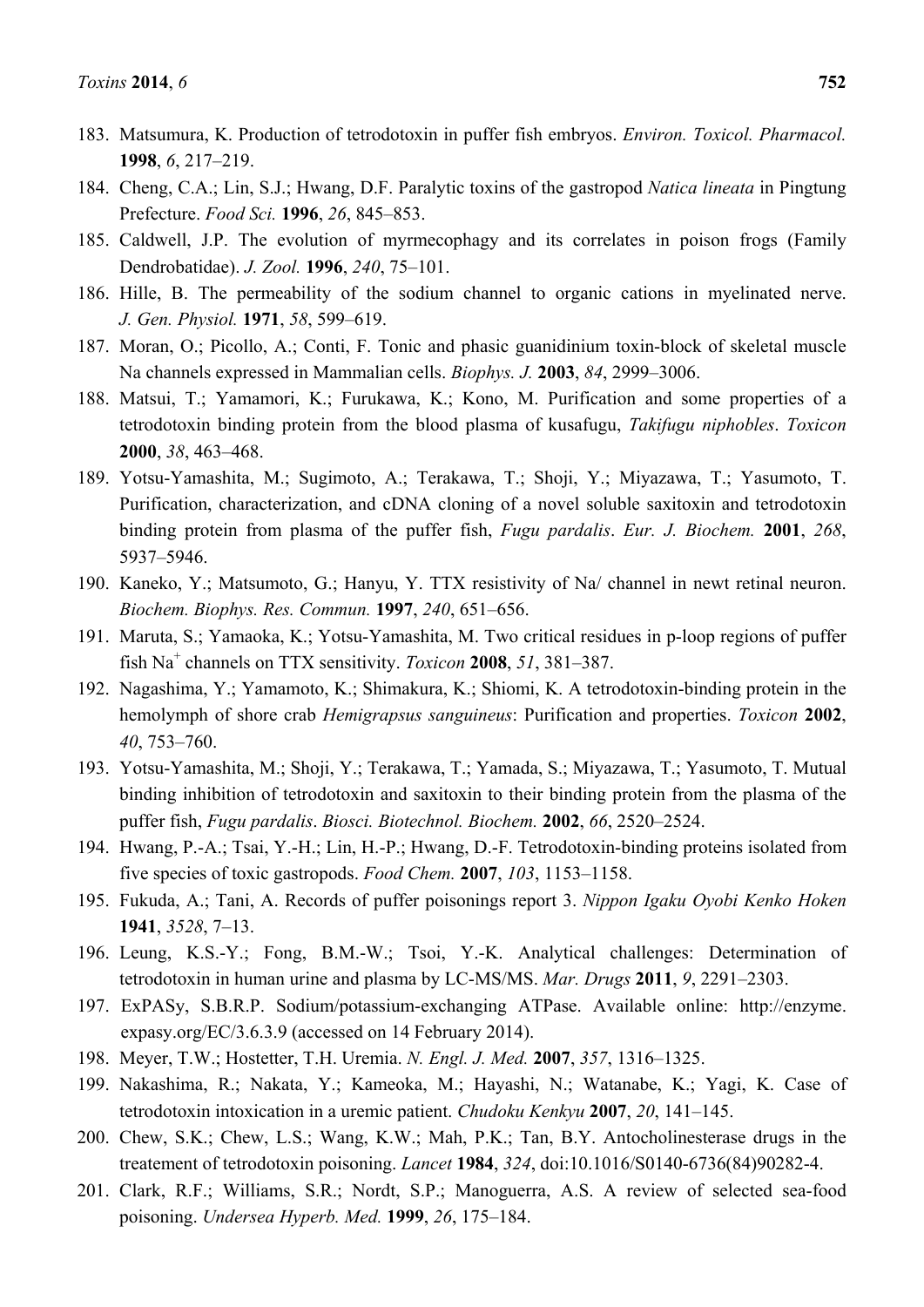183. Matsumura, K. Production of tetrodotoxin in puffer fish embryos. *Environ. Toxicol. Pharmacol.* **1998**, *6*, 217–219.
184. Cheng, C.A.; Lin, S.J.; Hwang, D.F. Paralytic toxins of the gastropod *Natica lineata* in Pingtung Prefecture. *Food Sci.* **1996**, *26*, 845–853.
185. Caldwell, J.P. The evolution of myrmecophagy and its correlates in poison frogs (Family Dendrobatidae). *J. Zool.* **1996**, *240*, 75–101.
186. Hille, B. The permeability of the sodium channel to organic cations in myelinated nerve. *J. Gen. Physiol.* **1971**, *58*, 599–619.
187. Moran, O.; Picollo, A.; Conti, F. Tonic and phasic guanidinium toxin-block of skeletal muscle Na channels expressed in Mammalian cells. *Biophys. J.* **2003**, *84*, 2999–3006.
188. Matsui, T.; Yamamori, K.; Furukawa, K.; Kono, M. Purification and some properties of a tetrodotoxin binding protein from the blood plasma of kusafugu, *Takifugu niphobles*. *Toxicon* **2000**, *38*, 463–468.
189. Yotsu-Yamashita, M.; Sugimoto, A.; Terakawa, T.; Shoji, Y.; Miyazawa, T.; Yasumoto, T. Purification, characterization, and cDNA cloning of a novel soluble saxitoxin and tetrodotoxin binding protein from plasma of the puffer fish, *Fugu pardalis*. *Eur. J. Biochem.* **2001**, *268*, 5937–5946.
190. Kaneko, Y.; Matsumoto, G.; Hanyu, Y. TTX resistivity of Na/ channel in newt retinal neuron. *Biochem. Biophys. Res. Commun.* **1997**, *240*, 651–656.
191. Maruta, S.; Yamaoka, K.; Yotsu-Yamashita, M. Two critical residues in p-loop regions of puffer fish $Na^+$ channels on TTX sensitivity. *Toxicon* **2008**, *51*, 381–387.
192. Nagashima, Y.; Yamamoto, K.; Shimakura, K.; Shiomi, K. A tetrodotoxin-binding protein in the hemolymph of shore crab *Hemigrapsus sanguineus*: Purification and properties. *Toxicon* **2002**, *40*, 753–760.
193. Yotsu-Yamashita, M.; Shoji, Y.; Terakawa, T.; Yamada, S.; Miyazawa, T.; Yasumoto, T. Mutual binding inhibition of tetrodotoxin and saxitoxin to their binding protein from the plasma of the puffer fish, *Fugu pardalis*. *Biosci. Biotechnol. Biochem.* **2002**, *66*, 2520–2524.
194. Hwang, P.-A.; Tsai, Y.-H.; Lin, H.-P.; Hwang, D.-F. Tetrodotoxin-binding proteins isolated from five species of toxic gastropods. *Food Chem.* **2007**, *103*, 1153–1158.
195. Fukuda, A.; Tani, A. Records of puffer poisonings report 3. *Nippon Igaku Oyobi Kenko Hoken* **1941**, *3528*, 7–13.
196. Leung, K.S.-Y.; Fong, B.M.-W.; Tsoi, Y.-K. Analytical challenges: Determination of tetrodotoxin in human urine and plasma by LC-MS/MS. *Mar. Drugs* **2011**, *9*, 2291–2303.
197. ExPASy, S.B.R.P. Sodium/potassium-exchanging ATPase. Available online: http://enzyme.expasy.org/EC/3.6.3.9 (accessed on 14 February 2014).
198. Meyer, T.W.; Hostetter, T.H. Uremia. *N. Engl. J. Med.* **2007**, *357*, 1316–1325.
199. Nakashima, R.; Nakata, Y.; Kameoka, M.; Hayashi, N.; Watanabe, K.; Yagi, K. Case of tetrodotoxin intoxication in a uremic patient. *Chudoku Kenkyu* **2007**, *20*, 141–145.
200. Chew, S.K.; Chew, L.S.; Wang, K.W.; Mah, P.K.; Tan, B.Y. Antocholinesterase drugs in the treatement of tetrodotoxin poisoning. *Lancet* **1984**, *324*, doi:10.1016/S0140-6736(84)90282-4.
201. Clark, R.F.; Williams, S.R.; Nordt, S.P.; Manoguerra, A.S. A review of selected sea-food poisoning. *Undersea Hyperb. Med.* **1999**, *26*, 175–184.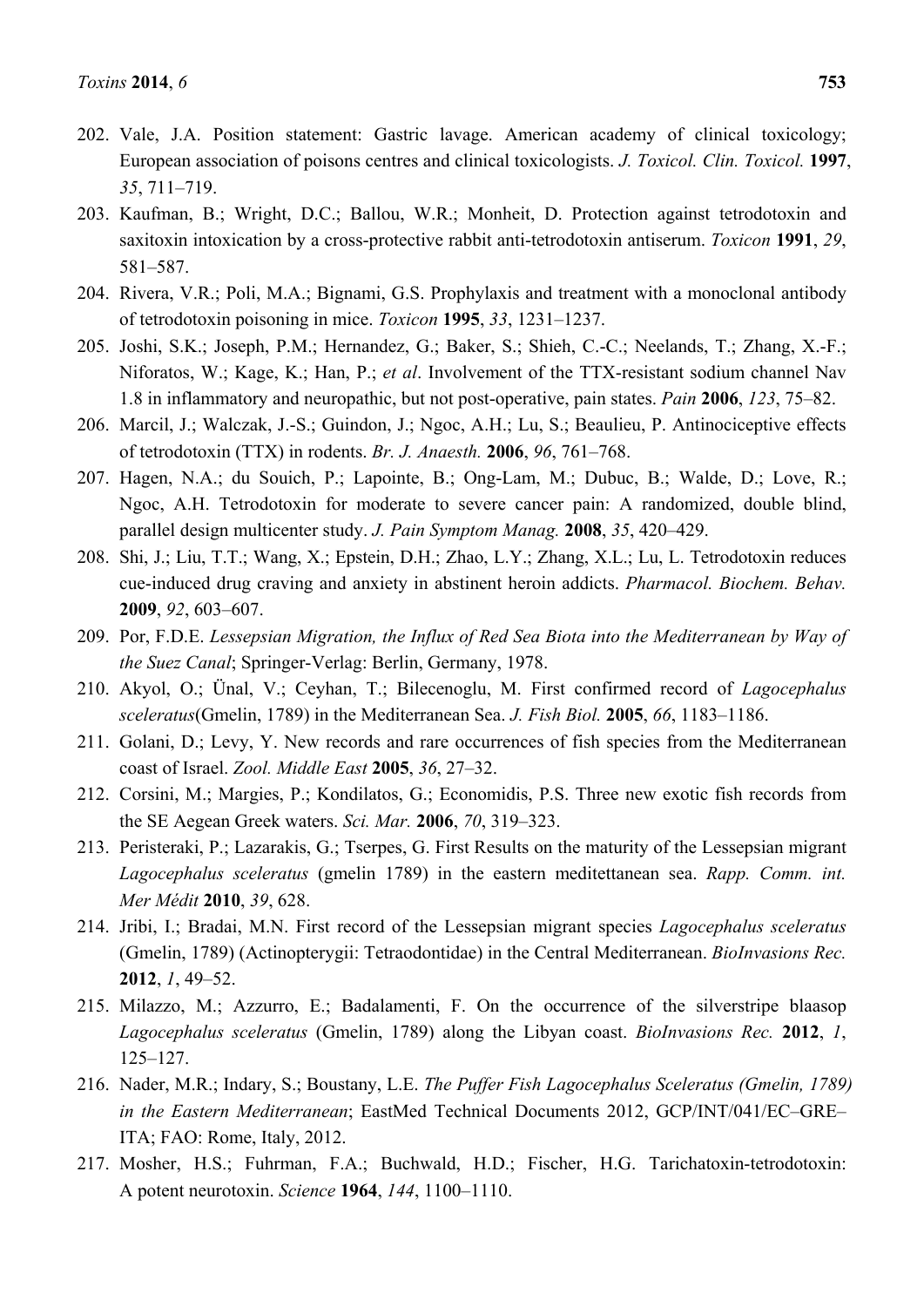202. Vale, J.A. Position statement: Gastric lavage. American academy of clinical toxicology; European association of poisons centres and clinical toxicologists. *J. Toxicol. Clin. Toxicol.* **1997**, *35*, 711–719.
203. Kaufman, B.; Wright, D.C.; Ballou, W.R.; Monheit, D. Protection against tetrodotoxin and saxitoxin intoxication by a cross-protective rabbit anti-tetrodotoxin antiserum. *Toxicon* **1991**, *29*, 581–587.
204. Rivera, V.R.; Poli, M.A.; Bignami, G.S. Prophylaxis and treatment with a monoclonal antibody of tetrodotoxin poisoning in mice. *Toxicon* **1995**, *33*, 1231–1237.
205. Joshi, S.K.; Joseph, P.M.; Hernandez, G.; Baker, S.; Shieh, C.-C.; Neelands, T.; Zhang, X.-F.; Niforatos, W.; Kage, K.; Han, P.; *et al*. Involvement of the TTX-resistant sodium channel Nav 1.8 in inflammatory and neuropathic, but not post-operative, pain states. *Pain* **2006**, *123*, 75–82.
206. Marcil, J.; Walczak, J.-S.; Guindon, J.; Ngoc, A.H.; Lu, S.; Beaulieu, P. Antinociceptive effects of tetrodotoxin (TTX) in rodents. *Br. J. Anaesth.* **2006**, *96*, 761–768.
207. Hagen, N.A.; du Souich, P.; Lapointe, B.; Ong-Lam, M.; Dubuc, B.; Walde, D.; Love, R.; Ngoc, A.H. Tetrodotoxin for moderate to severe cancer pain: A randomized, double blind, parallel design multicenter study. *J. Pain Symptom Manag.* **2008**, *35*, 420–429.
208. Shi, J.; Liu, T.T.; Wang, X.; Epstein, D.H.; Zhao, L.Y.; Zhang, X.L.; Lu, L. Tetrodotoxin reduces cue-induced drug craving and anxiety in abstinent heroin addicts. *Pharmacol. Biochem. Behav.* **2009**, *92*, 603–607.
209. Por, F.D.E. *Lessepsian Migration, the Influx of Red Sea Biota into the Mediterranean by Way of the Suez Canal*; Springer-Verlag: Berlin, Germany, 1978.
210. Akyol, O.; Ünal, V.; Ceyhan, T.; Bilecenoglu, M. First confirmed record of *Lagocephalus sceleratus*(Gmelin, 1789) in the Mediterranean Sea. *J. Fish Biol.* **2005**, *66*, 1183–1186.
211. Golani, D.; Levy, Y. New records and rare occurrences of fish species from the Mediterranean coast of Israel. *Zool. Middle East* **2005**, *36*, 27–32.
212. Corsini, M.; Margies, P.; Kondilatos, G.; Economidis, P.S. Three new exotic fish records from the SE Aegean Greek waters. *Sci. Mar.* **2006**, *70*, 319–323.
213. Peristeraki, P.; Lazarakis, G.; Tserpes, G. First Results on the maturity of the Lessepsian migrant *Lagocephalus sceleratus* (gmelin 1789) in the eastern meditettanean sea. *Rapp. Comm. int. Mer Médit* **2010**, *39*, 628.
214. Jribi, I.; Bradai, M.N. First record of the Lessepsian migrant species *Lagocephalus sceleratus* (Gmelin, 1789) (Actinopterygii: Tetraodontidae) in the Central Mediterranean. *BioInvasions Rec.* **2012**, *1*, 49–52.
215. Milazzo, M.; Azzurro, E.; Badalamenti, F. On the occurrence of the silverstripe blaasop *Lagocephalus sceleratus* (Gmelin, 1789) along the Libyan coast. *BioInvasions Rec.* **2012**, *1*, 125–127.
216. Nader, M.R.; Indary, S.; Boustany, L.E. *The Puffer Fish Lagocephalus Sceleratus (Gmelin, 1789) in the Eastern Mediterranean*; EastMed Technical Documents 2012, GCP/INT/041/EC–GRE–ITA; FAO: Rome, Italy, 2012.
217. Mosher, H.S.; Fuhrman, F.A.; Buchwald, H.D.; Fischer, H.G. Tarichatoxin-tetrodotoxin: A potent neurotoxin. *Science* **1964**, *144*, 1100–1110.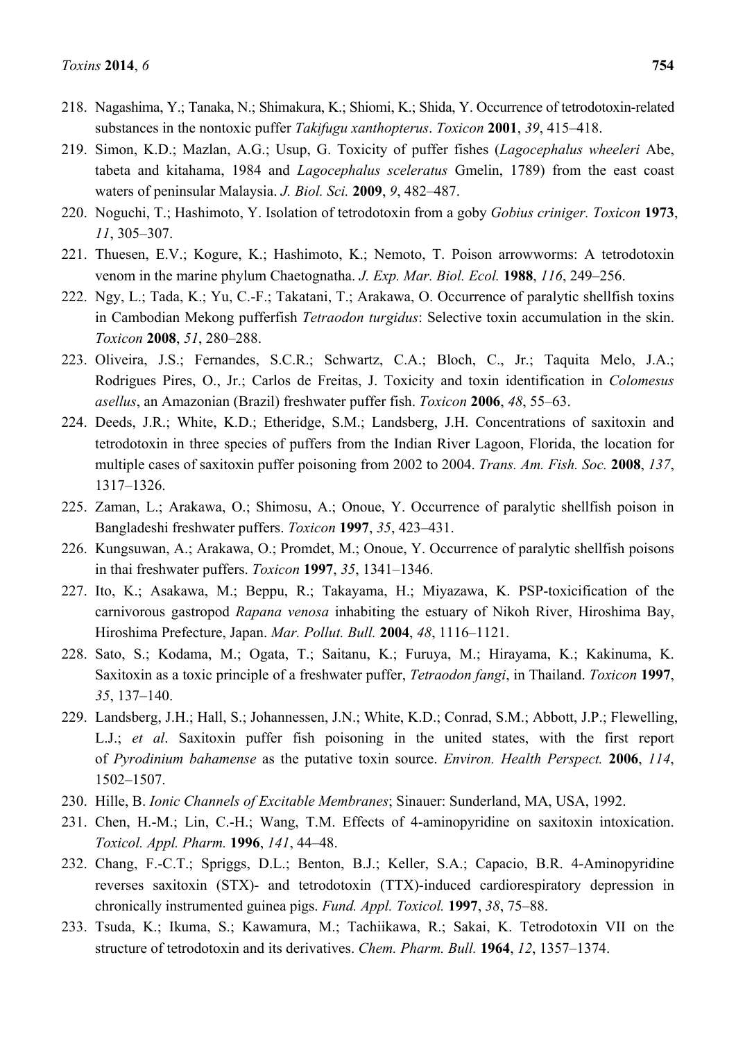218. Nagashima, Y.; Tanaka, N.; Shimakura, K.; Shiomi, K.; Shida, Y. Occurrence of tetrodotoxin-related substances in the nontoxic puffer *Takifugu xanthopterus*. *Toxicon* **2001**, *39*, 415–418.
219. Simon, K.D.; Mazlan, A.G.; Usup, G. Toxicity of puffer fishes (*Lagocephalus wheeleri* Abe, tabeta and kitahama, 1984 and *Lagocephalus sceleratus* Gmelin, 1789) from the east coast waters of peninsular Malaysia. *J. Biol. Sci.* **2009**, *9*, 482–487.
220. Noguchi, T.; Hashimoto, Y. Isolation of tetrodotoxin from a goby *Gobius criniger. Toxicon* **1973**, *11*, 305–307.
221. Thuesen, E.V.; Kogure, K.; Hashimoto, K.; Nemoto, T. Poison arrowworms: A tetrodotoxin venom in the marine phylum Chaetognatha. *J. Exp. Mar. Biol. Ecol.* **1988**, *116*, 249–256.
222. Ngy, L.; Tada, K.; Yu, C.-F.; Takatani, T.; Arakawa, O. Occurrence of paralytic shellfish toxins in Cambodian Mekong pufferfish *Tetraodon turgidus*: Selective toxin accumulation in the skin. *Toxicon* **2008**, *51*, 280–288.
223. Oliveira, J.S.; Fernandes, S.C.R.; Schwartz, C.A.; Bloch, C., Jr.; Taquita Melo, J.A.; Rodrigues Pires, O., Jr.; Carlos de Freitas, J. Toxicity and toxin identification in *Colomesus asellus*, an Amazonian (Brazil) freshwater puffer fish. *Toxicon* **2006**, *48*, 55–63.
224. Deeds, J.R.; White, K.D.; Etheridge, S.M.; Landsberg, J.H. Concentrations of saxitoxin and tetrodotoxin in three species of puffers from the Indian River Lagoon, Florida, the location for multiple cases of saxitoxin puffer poisoning from 2002 to 2004. *Trans. Am. Fish. Soc.* **2008**, *137*, 1317–1326.
225. Zaman, L.; Arakawa, O.; Shimosu, A.; Onoue, Y. Occurrence of paralytic shellfish poison in Bangladeshi freshwater puffers. *Toxicon* **1997**, *35*, 423–431.
226. Kungsuwan, A.; Arakawa, O.; Promdet, M.; Onoue, Y. Occurrence of paralytic shellfish poisons in thai freshwater puffers. *Toxicon* **1997**, *35*, 1341–1346.
227. Ito, K.; Asakawa, M.; Beppu, R.; Takayama, H.; Miyazawa, K. PSP-toxicification of the carnivorous gastropod *Rapana venosa* inhabiting the estuary of Nikoh River, Hiroshima Bay, Hiroshima Prefecture, Japan. *Mar. Pollut. Bull.* **2004**, *48*, 1116–1121.
228. Sato, S.; Kodama, M.; Ogata, T.; Saitanu, K.; Furuya, M.; Hirayama, K.; Kakinuma, K. Saxitoxin as a toxic principle of a freshwater puffer, *Tetraodon fangi*, in Thailand. *Toxicon* **1997**, *35*, 137–140.
229. Landsberg, J.H.; Hall, S.; Johannessen, J.N.; White, K.D.; Conrad, S.M.; Abbott, J.P.; Flewelling, L.J.; *et al*. Saxitoxin puffer fish poisoning in the united states, with the first report of *Pyrodinium bahamense* as the putative toxin source. *Environ. Health Perspect.* **2006**, *114*, 1502–1507.
230. Hille, B. *Ionic Channels of Excitable Membranes*; Sinauer: Sunderland, MA, USA, 1992.
231. Chen, H.-M.; Lin, C.-H.; Wang, T.M. Effects of 4-aminopyridine on saxitoxin intoxication. *Toxicol. Appl. Pharm.* **1996**, *141*, 44–48.
232. Chang, F.-C.T.; Spriggs, D.L.; Benton, B.J.; Keller, S.A.; Capacio, B.R. 4-Aminopyridine reverses saxitoxin (STX)- and tetrodotoxin (TTX)-induced cardiorespiratory depression in chronically instrumented guinea pigs. *Fund. Appl. Toxicol.* **1997**, *38*, 75–88.
233. Tsuda, K.; Ikuma, S.; Kawamura, M.; Tachiikawa, R.; Sakai, K. Tetrodotoxin VII on the structure of tetrodotoxin and its derivatives. *Chem. Pharm. Bull.* **1964**, *12*, 1357–1374.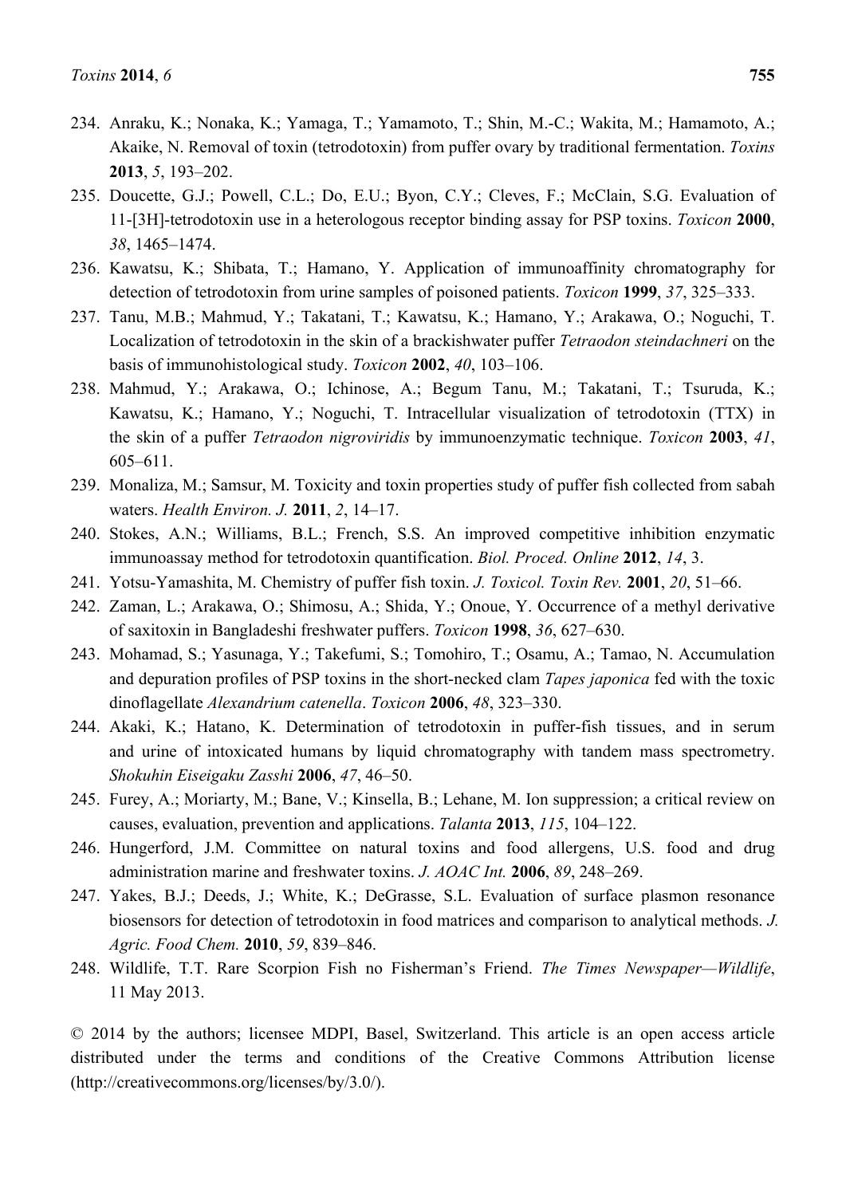234. Anraku, K.; Nonaka, K.; Yamaga, T.; Yamamoto, T.; Shin, M.-C.; Wakita, M.; Hamamoto, A.; Akaike, N. Removal of toxin (tetrodotoxin) from puffer ovary by traditional fermentation. *Toxins* **2013**, *5*, 193–202.
235. Doucette, G.J.; Powell, C.L.; Do, E.U.; Byon, C.Y.; Cleves, F.; McClain, S.G. Evaluation of 11-[3H]-tetrodotoxin use in a heterologous receptor binding assay for PSP toxins. *Toxicon* **2000**, *38*, 1465–1474.
236. Kawatsu, K.; Shibata, T.; Hamano, Y. Application of immunoaffinity chromatography for detection of tetrodotoxin from urine samples of poisoned patients. *Toxicon* **1999**, *37*, 325–333.
237. Tanu, M.B.; Mahmud, Y.; Takatani, T.; Kawatsu, K.; Hamano, Y.; Arakawa, O.; Noguchi, T. Localization of tetrodotoxin in the skin of a brackishwater puffer *Tetraodon steindachneri* on the basis of immunohistological study. *Toxicon* **2002**, *40*, 103–106.
238. Mahmud, Y.; Arakawa, O.; Ichinose, A.; Begum Tanu, M.; Takatani, T.; Tsuruda, K.; Kawatsu, K.; Hamano, Y.; Noguchi, T. Intracellular visualization of tetrodotoxin (TTX) in the skin of a puffer *Tetraodon nigroviridis* by immunoenzymatic technique. *Toxicon* **2003**, *41*, 605–611.
239. Monaliza, M.; Samsur, M. Toxicity and toxin properties study of puffer fish collected from sabah waters. *Health Environ. J.* **2011**, *2*, 14–17.
240. Stokes, A.N.; Williams, B.L.; French, S.S. An improved competitive inhibition enzymatic immunoassay method for tetrodotoxin quantification. *Biol. Proced. Online* **2012**, *14*, 3.
241. Yotsu-Yamashita, M. Chemistry of puffer fish toxin. *J. Toxicol. Toxin Rev.* **2001**, *20*, 51–66.
242. Zaman, L.; Arakawa, O.; Shimosu, A.; Shida, Y.; Onoue, Y. Occurrence of a methyl derivative of saxitoxin in Bangladeshi freshwater puffers. *Toxicon* **1998**, *36*, 627–630.
243. Mohamad, S.; Yasunaga, Y.; Takefumi, S.; Tomohiro, T.; Osamu, A.; Tamao, N. Accumulation and depuration profiles of PSP toxins in the short-necked clam *Tapes japonica* fed with the toxic dinoflagellate *Alexandrium catenella*. *Toxicon* **2006**, *48*, 323–330.
244. Akaki, K.; Hatano, K. Determination of tetrodotoxin in puffer-fish tissues, and in serum and urine of intoxicated humans by liquid chromatography with tandem mass spectrometry. *Shokuhin Eiseigaku Zasshi* **2006**, *47*, 46–50.
245. Furey, A.; Moriarty, M.; Bane, V.; Kinsella, B.; Lehane, M. Ion suppression; a critical review on causes, evaluation, prevention and applications. *Talanta* **2013**, *115*, 104–122.
246. Hungerford, J.M. Committee on natural toxins and food allergens, U.S. food and drug administration marine and freshwater toxins. *J. AOAC Int.* **2006**, *89*, 248–269.
247. Yakes, B.J.; Deeds, J.; White, K.; DeGrasse, S.L. Evaluation of surface plasmon resonance biosensors for detection of tetrodotoxin in food matrices and comparison to analytical methods. *J. Agric. Food Chem.* **2010**, *59*, 839–846.
248. Wildlife, T.T. Rare Scorpion Fish no Fisherman's Friend. *The Times Newspaper—Wildlife*, 11 May 2013.

© 2014 by the authors; licensee MDPI, Basel, Switzerland. This article is an open access article distributed under the terms and conditions of the Creative Commons Attribution license (http://creativecommons.org/licenses/by/3.0/).